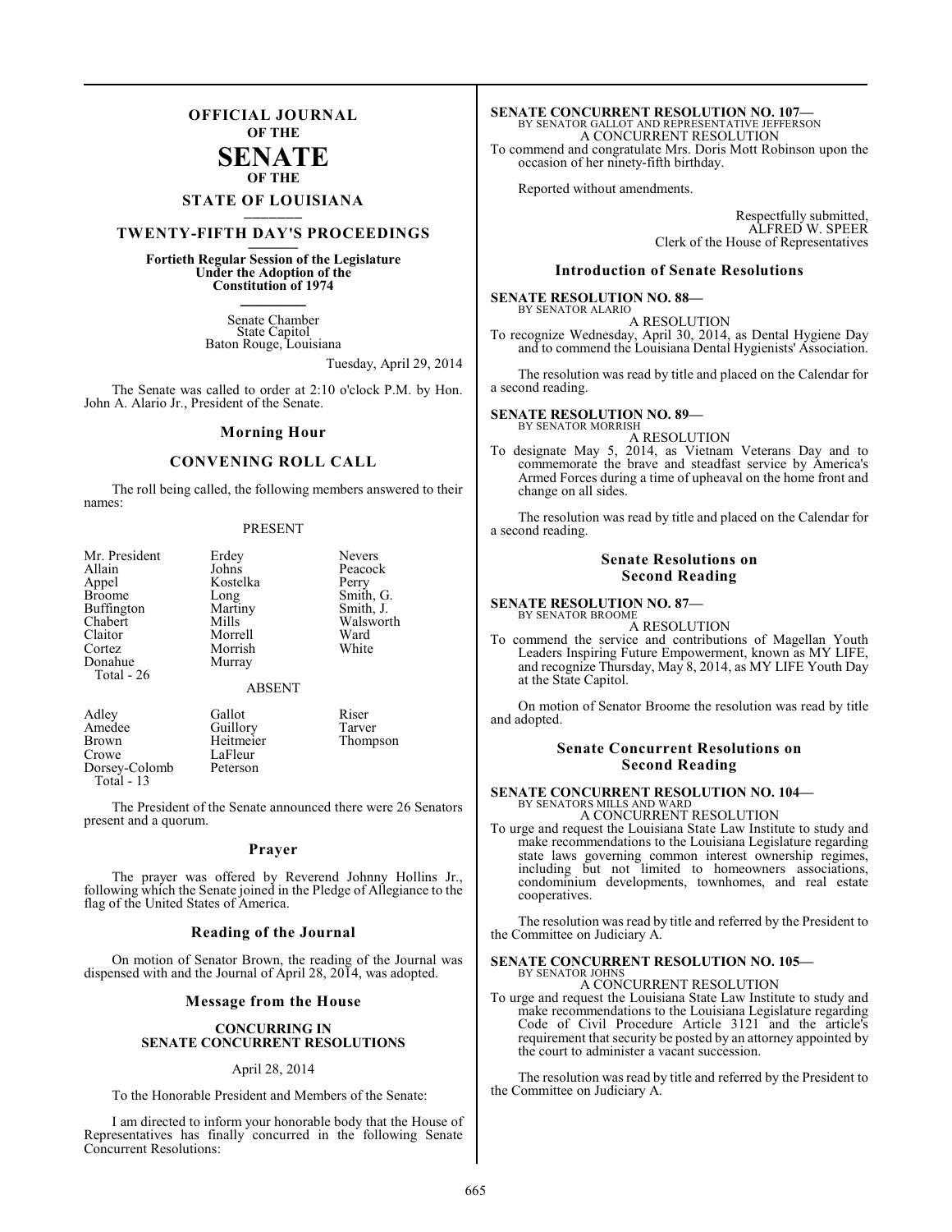# OFFICIAL JOURNAL OF THE SENATE OF THE STATE OF LOUISIANA

## TWENTY-FIFTH DAY'S PROCEEDINGS

**Fortieth Regular Session of the Legislature Under the Adoption of the Constitution of 1974**

Senate Chamber
State Capitol
Baton Rouge, Louisiana

Tuesday, April 29, 2014

The Senate was called to order at 2:10 o'clock P.M. by Hon. John A. Alario Jr., President of the Senate.

### Morning Hour

### CONVENING ROLL CALL

The roll being called, the following members answered to their names:

PRESENT

| | | |
|---|---|---|
| Mr. President | Erdey | Nevers |
| Allain | Johns | Peacock |
| Appel | Kostelka | Perry |
| Broome | Long | Smith, G. |
| Buffington | Martiny | Smith, J. |
| Chabert | Mills | Walsworth |
| Claitor | Morrell | Ward |
| Cortez | Morrish | White |
| Donahue | Murray | |

Total - 26

ABSENT

| | | |
|---|---|---|
| Adley | Gallot | Riser |
| Amedee | Guillory | Tarver |
| Brown | Heitmeier | Thompson |
| Crowe | LaFleur | |
| Dorsey-Colomb | Peterson | |

Total - 13

The President of the Senate announced there were 26 Senators present and a quorum.

### Prayer

The prayer was offered by Reverend Johnny Hollins Jr., following which the Senate joined in the Pledge of Allegiance to the flag of the United States of America.

### Reading of the Journal

On motion of Senator Brown, the reading of the Journal was dispensed with and the Journal of April 28, 2014, was adopted.

### Message from the House

**CONCURRING IN SENATE CONCURRENT RESOLUTIONS**

April 28, 2014

To the Honorable President and Members of the Senate:

I am directed to inform your honorable body that the House of Representatives has finally concurred in the following Senate Concurrent Resolutions:

**SENATE CONCURRENT RESOLUTION NO. 107—**
BY SENATOR GALLOT AND REPRESENTATIVE JEFFERSON
A CONCURRENT RESOLUTION
To commend and congratulate Mrs. Doris Mott Robinson upon the occasion of her ninety-fifth birthday.

Reported without amendments.

Respectfully submitted,
ALFRED W. SPEER
Clerk of the House of Representatives

### Introduction of Senate Resolutions

**SENATE RESOLUTION NO. 88—**
BY SENATOR ALARIO
A RESOLUTION
To recognize Wednesday, April 30, 2014, as Dental Hygiene Day and to commend the Louisiana Dental Hygienists' Association.

The resolution was read by title and placed on the Calendar for a second reading.

**SENATE RESOLUTION NO. 89—**
BY SENATOR MORRISH
A RESOLUTION
To designate May 5, 2014, as Vietnam Veterans Day and to commemorate the brave and steadfast service by America's Armed Forces during a time of upheaval on the home front and change on all sides.

The resolution was read by title and placed on the Calendar for a second reading.

### Senate Resolutions on Second Reading

**SENATE RESOLUTION NO. 87—**
BY SENATOR BROOME
A RESOLUTION
To commend the service and contributions of Magellan Youth Leaders Inspiring Future Empowerment, known as MY LIFE, and recognize Thursday, May 8, 2014, as MY LIFE Youth Day at the State Capitol.

On motion of Senator Broome the resolution was read by title and adopted.

### Senate Concurrent Resolutions on Second Reading

**SENATE CONCURRENT RESOLUTION NO. 104—**
BY SENATORS MILLS AND WARD
A CONCURRENT RESOLUTION
To urge and request the Louisiana State Law Institute to study and make recommendations to the Louisiana Legislature regarding state laws governing common interest ownership regimes, including but not limited to homeowners associations, condominium developments, townhomes, and real estate cooperatives.

The resolution was read by title and referred by the President to the Committee on Judiciary A.

**SENATE CONCURRENT RESOLUTION NO. 105—**
BY SENATOR JOHNS
A CONCURRENT RESOLUTION
To urge and request the Louisiana State Law Institute to study and make recommendations to the Louisiana Legislature regarding Code of Civil Procedure Article 3121 and the article's requirement that security be posted by an attorney appointed by the court to administer a vacant succession.

The resolution was read by title and referred by the President to the Committee on Judiciary A.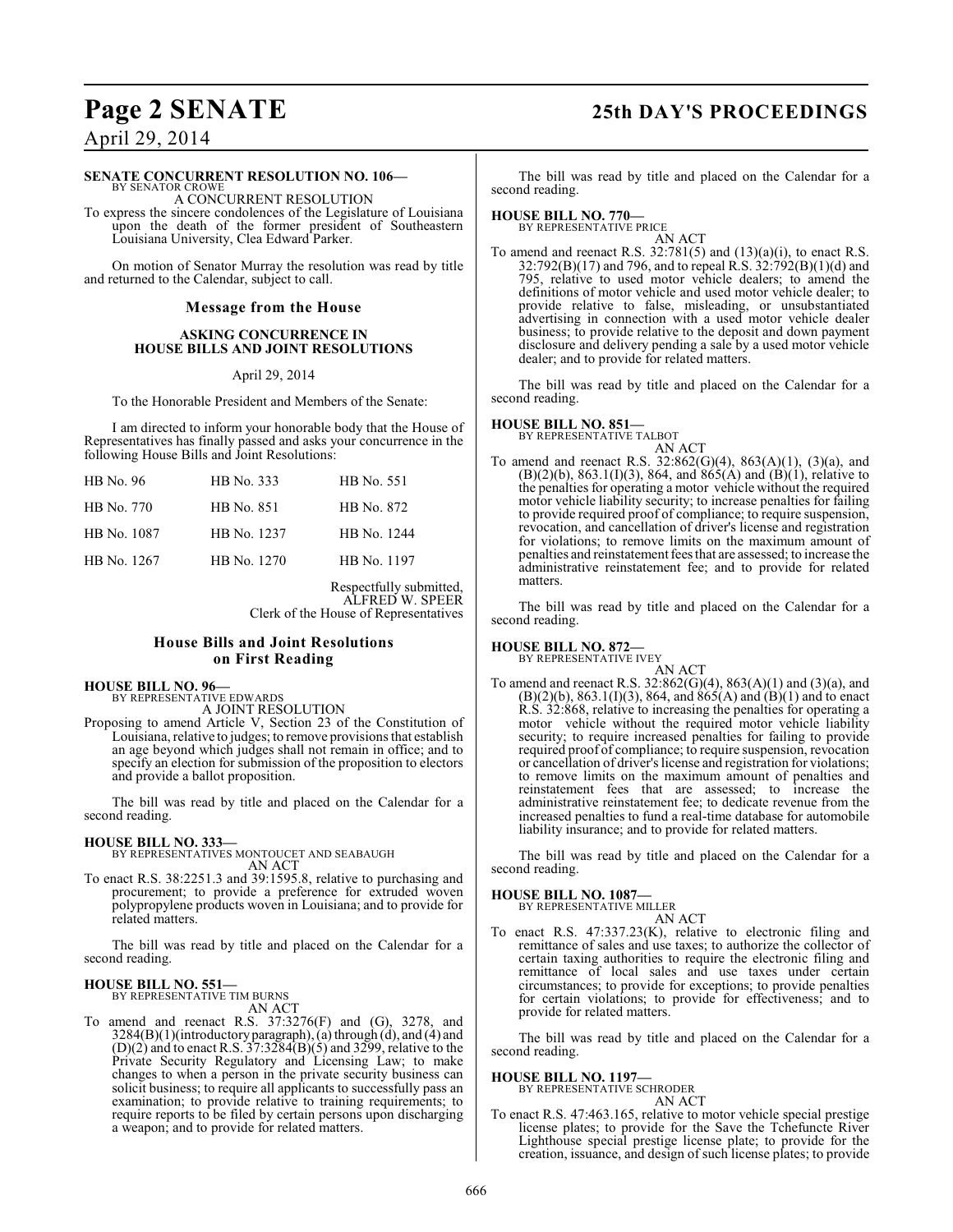**SENATE CONCURRENT RESOLUTION NO. 106—**
BY SENATOR CROWE

A CONCURRENT RESOLUTION

To express the sincere condolences of the Legislature of Louisiana upon the death of the former president of Southeastern Louisiana University, Clea Edward Parker.

On motion of Senator Murray the resolution was read by title and returned to the Calendar, subject to call.

## Message from the House

### ASKING CONCURRENCE IN HOUSE BILLS AND JOINT RESOLUTIONS

April 29, 2014

To the Honorable President and Members of the Senate:

I am directed to inform your honorable body that the House of Representatives has finally passed and asks your concurrence in the following House Bills and Joint Resolutions:

| | | |
|---|---|---|
| HB No. 96 | HB No. 333 | HB No. 551 |
| HB No. 770 | HB No. 851 | HB No. 872 |
| HB No. 1087 | HB No. 1237 | HB No. 1244 |
| HB No. 1267 | HB No. 1270 | HB No. 1197 |

Respectfully submitted,
ALFRED W. SPEER
Clerk of the House of Representatives

## House Bills and Joint Resolutions on First Reading

**HOUSE BILL NO. 96—**
BY REPRESENTATIVE EDWARDS

A JOINT RESOLUTION

Proposing to amend Article V, Section 23 of the Constitution of Louisiana, relative to judges; to remove provisions that establish an age beyond which judges shall not remain in office; and to specify an election for submission of the proposition to electors and provide a ballot proposition.

The bill was read by title and placed on the Calendar for a second reading.

**HOUSE BILL NO. 333—**
BY REPRESENTATIVES MONTOUCET AND SEABAUGH

AN ACT

To enact R.S. 38:2251.3 and 39:1595.8, relative to purchasing and procurement; to provide a preference for extruded woven polypropylene products woven in Louisiana; and to provide for related matters.

The bill was read by title and placed on the Calendar for a second reading.

**HOUSE BILL NO. 551—**
BY REPRESENTATIVE TIM BURNS

AN ACT

To amend and reenact R.S. 37:3276(F) and (G), 3278, and 3284(B)(1)(introductory paragraph), (a) through (d), and (4) and (D)(2) and to enact R.S. 37:3284(B)(5) and 3299, relative to the Private Security Regulatory and Licensing Law; to make changes to when a person in the private security business can solicit business; to require all applicants to successfully pass an examination; to provide relative to training requirements; to require reports to be filed by certain persons upon discharging a weapon; and to provide for related matters.

The bill was read by title and placed on the Calendar for a second reading.

**HOUSE BILL NO. 770—**
BY REPRESENTATIVE PRICE

AN ACT

To amend and reenact R.S. 32:781(5) and (13)(a)(i), to enact R.S. 32:792(B)(17) and 796, and to repeal R.S. 32:792(B)(1)(d) and 795, relative to used motor vehicle dealers; to amend the definitions of motor vehicle and used motor vehicle dealer; to provide relative to false, misleading, or unsubstantiated advertising in connection with a used motor vehicle dealer business; to provide relative to the deposit and down payment disclosure and delivery pending a sale by a used motor vehicle dealer; and to provide for related matters.

The bill was read by title and placed on the Calendar for a second reading.

**HOUSE BILL NO. 851—**
BY REPRESENTATIVE TALBOT

AN ACT

To amend and reenact R.S. 32:862(G)(4), 863(A)(1), (3)(a), and (B)(2)(b), 863.1(I)(3), 864, and 865(A) and (B)(1), relative to the penalties for operating a motor vehicle without the required motor vehicle liability security; to increase penalties for failing to provide required proof of compliance; to require suspension, revocation, and cancellation of driver's license and registration for violations; to remove limits on the maximum amount of penalties and reinstatement fees that are assessed; to increase the administrative reinstatement fee; and to provide for related matters.

The bill was read by title and placed on the Calendar for a second reading.

**HOUSE BILL NO. 872—**
BY REPRESENTATIVE IVEY

AN ACT

To amend and reenact R.S. 32:862(G)(4), 863(A)(1) and (3)(a), and (B)(2)(b), 863.1(I)(3), 864, and 865(A) and (B)(1) and to enact R.S. 32:868, relative to increasing the penalties for operating a motor vehicle without the required motor vehicle liability security; to require increased penalties for failing to provide required proof of compliance; to require suspension, revocation or cancellation of driver's license and registration for violations; to remove limits on the maximum amount of penalties and reinstatement fees that are assessed; to increase the administrative reinstatement fee; to dedicate revenue from the increased penalties to fund a real-time database for automobile liability insurance; and to provide for related matters.

The bill was read by title and placed on the Calendar for a second reading.

**HOUSE BILL NO. 1087—**
BY REPRESENTATIVE MILLER

AN ACT

To enact R.S. 47:337.23(K), relative to electronic filing and remittance of sales and use taxes; to authorize the collector of certain taxing authorities to require the electronic filing and remittance of local sales and use taxes under certain circumstances; to provide for exceptions; to provide penalties for certain violations; to provide for effectiveness; and to provide for related matters.

The bill was read by title and placed on the Calendar for a second reading.

**HOUSE BILL NO. 1197—**
BY REPRESENTATIVE SCHRODER

AN ACT

To enact R.S. 47:463.165, relative to motor vehicle special prestige license plates; to provide for the Save the Tchefuncte River Lighthouse special prestige license plate; to provide for the creation, issuance, and design of such license plates; to provide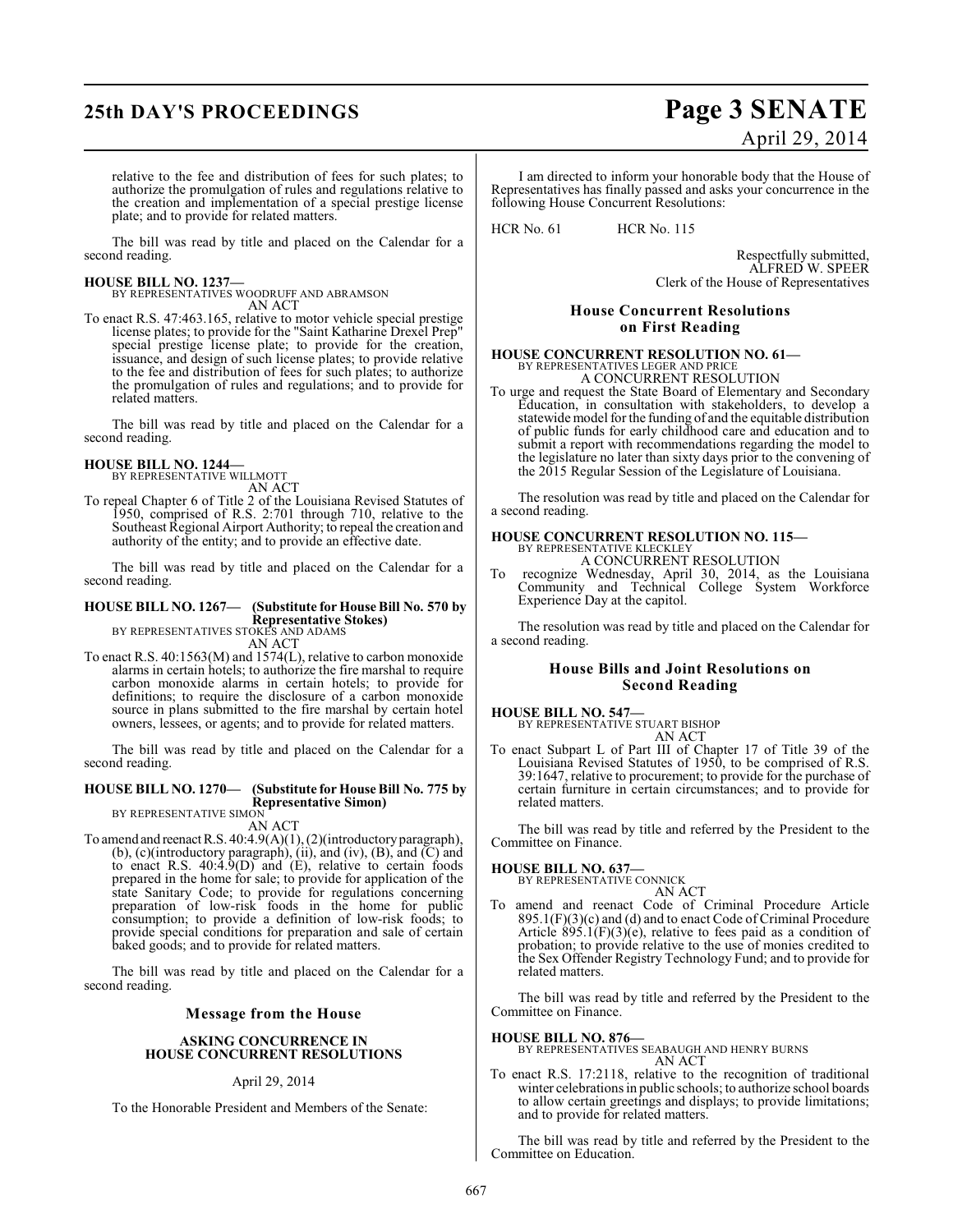relative to the fee and distribution of fees for such plates; to authorize the promulgation of rules and regulations relative to the creation and implementation of a special prestige license plate; and to provide for related matters.

The bill was read by title and placed on the Calendar for a second reading.

**HOUSE BILL NO. 1237—**
BY REPRESENTATIVES WOODRUFF AND ABRAMSON
AN ACT

To enact R.S. 47:463.165, relative to motor vehicle special prestige license plates; to provide for the "Saint Katharine Drexel Prep" special prestige license plate; to provide for the creation, issuance, and design of such license plates; to provide relative to the fee and distribution of fees for such plates; to authorize the promulgation of rules and regulations; and to provide for related matters.

The bill was read by title and placed on the Calendar for a second reading.

**HOUSE BILL NO. 1244—**
BY REPRESENTATIVE WILLMOTT
AN ACT

To repeal Chapter 6 of Title 2 of the Louisiana Revised Statutes of 1950, comprised of R.S. 2:701 through 710, relative to the Southeast Regional Airport Authority; to repeal the creation and authority of the entity; and to provide an effective date.

The bill was read by title and placed on the Calendar for a second reading.

**HOUSE BILL NO. 1267— (Substitute for House Bill No. 570 by Representative Stokes)**
BY REPRESENTATIVES STOKES AND ADAMS
AN ACT

To enact R.S. 40:1563(M) and 1574(L), relative to carbon monoxide alarms in certain hotels; to authorize the fire marshal to require carbon monoxide alarms in certain hotels; to provide for definitions; to require the disclosure of a carbon monoxide source in plans submitted to the fire marshal by certain hotel owners, lessees, or agents; and to provide for related matters.

The bill was read by title and placed on the Calendar for a second reading.

**HOUSE BILL NO. 1270— (Substitute for House Bill No. 775 by Representative Simon)**
BY REPRESENTATIVE SIMON
AN ACT

To amend and reenact R.S. 40:4.9(A)(1), (2)(introductory paragraph), (b), (c)(introductory paragraph), (ii), and (iv), (B), and (C) and to enact R.S. 40:4.9(D) and (E), relative to certain foods prepared in the home for sale; to provide for application of the state Sanitary Code; to provide for regulations concerning preparation of low-risk foods in the home for public consumption; to provide a definition of low-risk foods; to provide special conditions for preparation and sale of certain baked goods; and to provide for related matters.

The bill was read by title and placed on the Calendar for a second reading.

## Message from the House

### ASKING CONCURRENCE IN HOUSE CONCURRENT RESOLUTIONS

April 29, 2014

To the Honorable President and Members of the Senate:

I am directed to inform your honorable body that the House of Representatives has finally passed and asks your concurrence in the following House Concurrent Resolutions:

HCR No. 61 HCR No. 115

Respectfully submitted,
ALFRED W. SPEER
Clerk of the House of Representatives

## House Concurrent Resolutions on First Reading

**HOUSE CONCURRENT RESOLUTION NO. 61—**
BY REPRESENTATIVES LEGER AND PRICE
A CONCURRENT RESOLUTION

To urge and request the State Board of Elementary and Secondary Education, in consultation with stakeholders, to develop a statewide model for the funding of and the equitable distribution of public funds for early childhood care and education and to submit a report with recommendations regarding the model to the legislature no later than sixty days prior to the convening of the 2015 Regular Session of the Legislature of Louisiana.

The resolution was read by title and placed on the Calendar for a second reading.

**HOUSE CONCURRENT RESOLUTION NO. 115—**
BY REPRESENTATIVE KLECKLEY
A CONCURRENT RESOLUTION

To recognize Wednesday, April 30, 2014, as the Louisiana Community and Technical College System Workforce Experience Day at the capitol.

The resolution was read by title and placed on the Calendar for a second reading.

## House Bills and Joint Resolutions on Second Reading

**HOUSE BILL NO. 547—**
BY REPRESENTATIVE STUART BISHOP
AN ACT

To enact Subpart L of Part III of Chapter 17 of Title 39 of the Louisiana Revised Statutes of 1950, to be comprised of R.S. 39:1647, relative to procurement; to provide for the purchase of certain furniture in certain circumstances; and to provide for related matters.

The bill was read by title and referred by the President to the Committee on Finance.

**HOUSE BILL NO. 637—**
BY REPRESENTATIVE CONNICK
AN ACT

To amend and reenact Code of Criminal Procedure Article 895.1(F)(3)(c) and (d) and to enact Code of Criminal Procedure Article 895.1(F)(3)(e), relative to fees paid as a condition of probation; to provide relative to the use of monies credited to the Sex Offender Registry Technology Fund; and to provide for related matters.

The bill was read by title and referred by the President to the Committee on Finance.

**HOUSE BILL NO. 876—**
BY REPRESENTATIVES SEABAUGH AND HENRY BURNS
AN ACT

To enact R.S. 17:2118, relative to the recognition of traditional winter celebrations in public schools; to authorize school boards to allow certain greetings and displays; to provide limitations; and to provide for related matters.

The bill was read by title and referred by the President to the Committee on Education.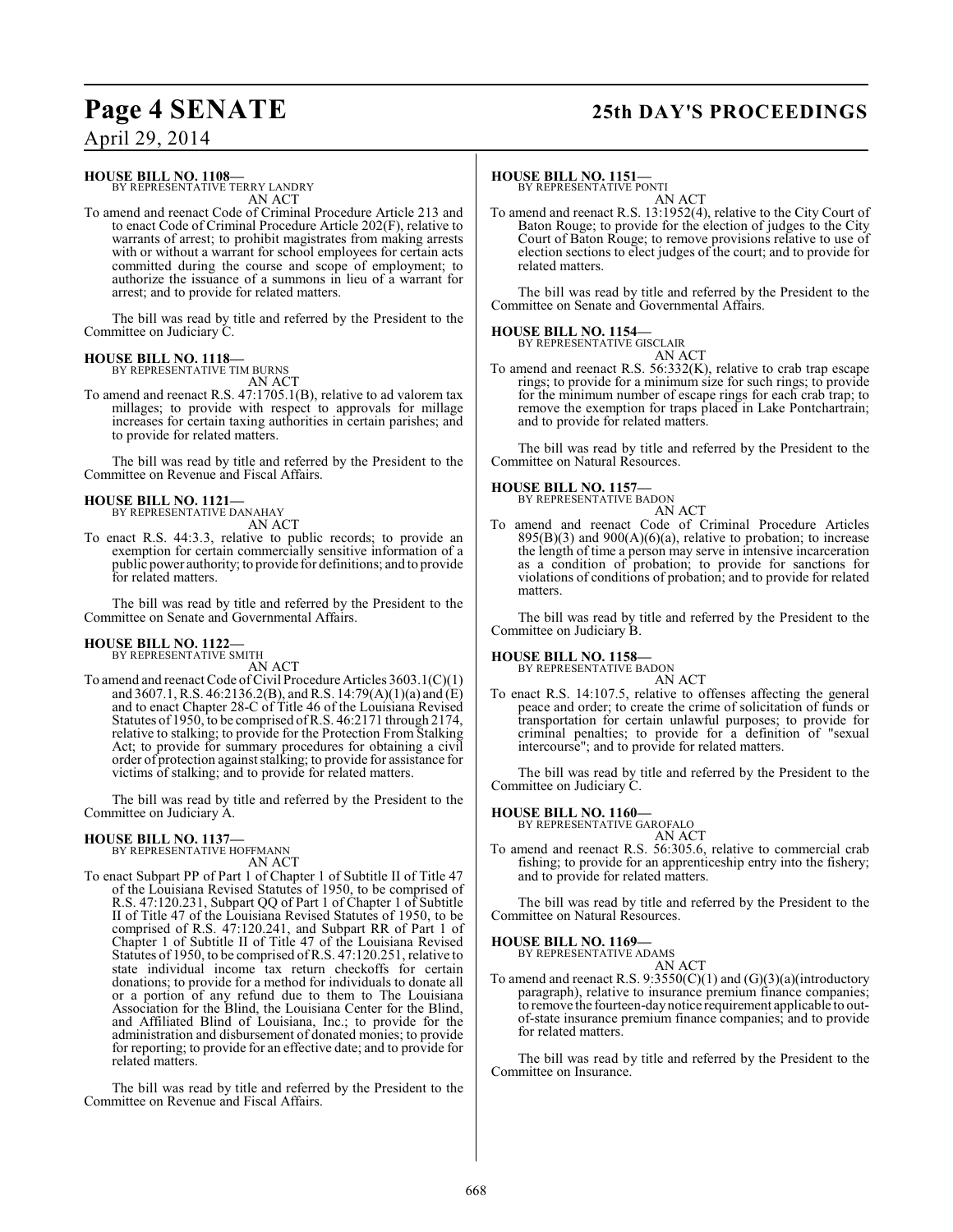**HOUSE BILL NO. 1108—**
BY REPRESENTATIVE TERRY LANDRY
AN ACT

To amend and reenact Code of Criminal Procedure Article 213 and to enact Code of Criminal Procedure Article 202(F), relative to warrants of arrest; to prohibit magistrates from making arrests with or without a warrant for school employees for certain acts committed during the course and scope of employment; to authorize the issuance of a summons in lieu of a warrant for arrest; and to provide for related matters.

The bill was read by title and referred by the President to the Committee on Judiciary C.

**HOUSE BILL NO. 1118—**
BY REPRESENTATIVE TIM BURNS
AN ACT

To amend and reenact R.S. 47:1705.1(B), relative to ad valorem tax millages; to provide with respect to approvals for millage increases for certain taxing authorities in certain parishes; and to provide for related matters.

The bill was read by title and referred by the President to the Committee on Revenue and Fiscal Affairs.

**HOUSE BILL NO. 1121—**
BY REPRESENTATIVE DANAHAY
AN ACT

To enact R.S. 44:3.3, relative to public records; to provide an exemption for certain commercially sensitive information of a public power authority; to provide for definitions; and to provide for related matters.

The bill was read by title and referred by the President to the Committee on Senate and Governmental Affairs.

**HOUSE BILL NO. 1122—**
BY REPRESENTATIVE SMITH
AN ACT

To amend and reenact Code of Civil Procedure Articles 3603.1(C)(1) and 3607.1, R.S. 46:2136.2(B), and R.S. 14:79(A)(1)(a) and (E) and to enact Chapter 28-C of Title 46 of the Louisiana Revised Statutes of 1950, to be comprised of R.S. 46:2171 through 2174, relative to stalking; to provide for the Protection From Stalking Act; to provide for summary procedures for obtaining a civil order of protection against stalking; to provide for assistance for victims of stalking; and to provide for related matters.

The bill was read by title and referred by the President to the Committee on Judiciary A.

**HOUSE BILL NO. 1137—**
BY REPRESENTATIVE HOFFMANN
AN ACT

To enact Subpart PP of Part 1 of Chapter 1 of Subtitle II of Title 47 of the Louisiana Revised Statutes of 1950, to be comprised of R.S. 47:120.231, Subpart QQ of Part 1 of Chapter 1 of Subtitle II of Title 47 of the Louisiana Revised Statutes of 1950, to be comprised of R.S. 47:120.241, and Subpart RR of Part 1 of Chapter 1 of Subtitle II of Title 47 of the Louisiana Revised Statutes of 1950, to be comprised of R.S. 47:120.251, relative to state individual income tax return checkoffs for certain donations; to provide for a method for individuals to donate all or a portion of any refund due to them to The Louisiana Association for the Blind, the Louisiana Center for the Blind, and Affiliated Blind of Louisiana, Inc.; to provide for the administration and disbursement of donated monies; to provide for reporting; to provide for an effective date; and to provide for related matters.

The bill was read by title and referred by the President to the Committee on Revenue and Fiscal Affairs.

**HOUSE BILL NO. 1151—**
BY REPRESENTATIVE PONTI
AN ACT

To amend and reenact R.S. 13:1952(4), relative to the City Court of Baton Rouge; to provide for the election of judges to the City Court of Baton Rouge; to remove provisions relative to use of election sections to elect judges of the court; and to provide for related matters.

The bill was read by title and referred by the President to the Committee on Senate and Governmental Affairs.

**HOUSE BILL NO. 1154—**
BY REPRESENTATIVE GISCLAIR
AN ACT

To amend and reenact R.S. 56:332(K), relative to crab trap escape rings; to provide for a minimum size for such rings; to provide for the minimum number of escape rings for each crab trap; to remove the exemption for traps placed in Lake Pontchartrain; and to provide for related matters.

The bill was read by title and referred by the President to the Committee on Natural Resources.

**HOUSE BILL NO. 1157—**
BY REPRESENTATIVE BADON
AN ACT

To amend and reenact Code of Criminal Procedure Articles 895(B)(3) and 900(A)(6)(a), relative to probation; to increase the length of time a person may serve in intensive incarceration as a condition of probation; to provide for sanctions for violations of conditions of probation; and to provide for related matters.

The bill was read by title and referred by the President to the Committee on Judiciary B.

**HOUSE BILL NO. 1158—**
BY REPRESENTATIVE BADON
AN ACT

To enact R.S. 14:107.5, relative to offenses affecting the general peace and order; to create the crime of solicitation of funds or transportation for certain unlawful purposes; to provide for criminal penalties; to provide for a definition of "sexual intercourse"; and to provide for related matters.

The bill was read by title and referred by the President to the Committee on Judiciary C.

**HOUSE BILL NO. 1160—**
BY REPRESENTATIVE GAROFALO
AN ACT

To amend and reenact R.S. 56:305.6, relative to commercial crab fishing; to provide for an apprenticeship entry into the fishery; and to provide for related matters.

The bill was read by title and referred by the President to the Committee on Natural Resources.

**HOUSE BILL NO. 1169—**
BY REPRESENTATIVE ADAMS
AN ACT

To amend and reenact R.S. 9:3550(C)(1) and (G)(3)(a)(introductory paragraph), relative to insurance premium finance companies; to remove the fourteen-day notice requirement applicable to out-of-state insurance premium finance companies; and to provide for related matters.

The bill was read by title and referred by the President to the Committee on Insurance.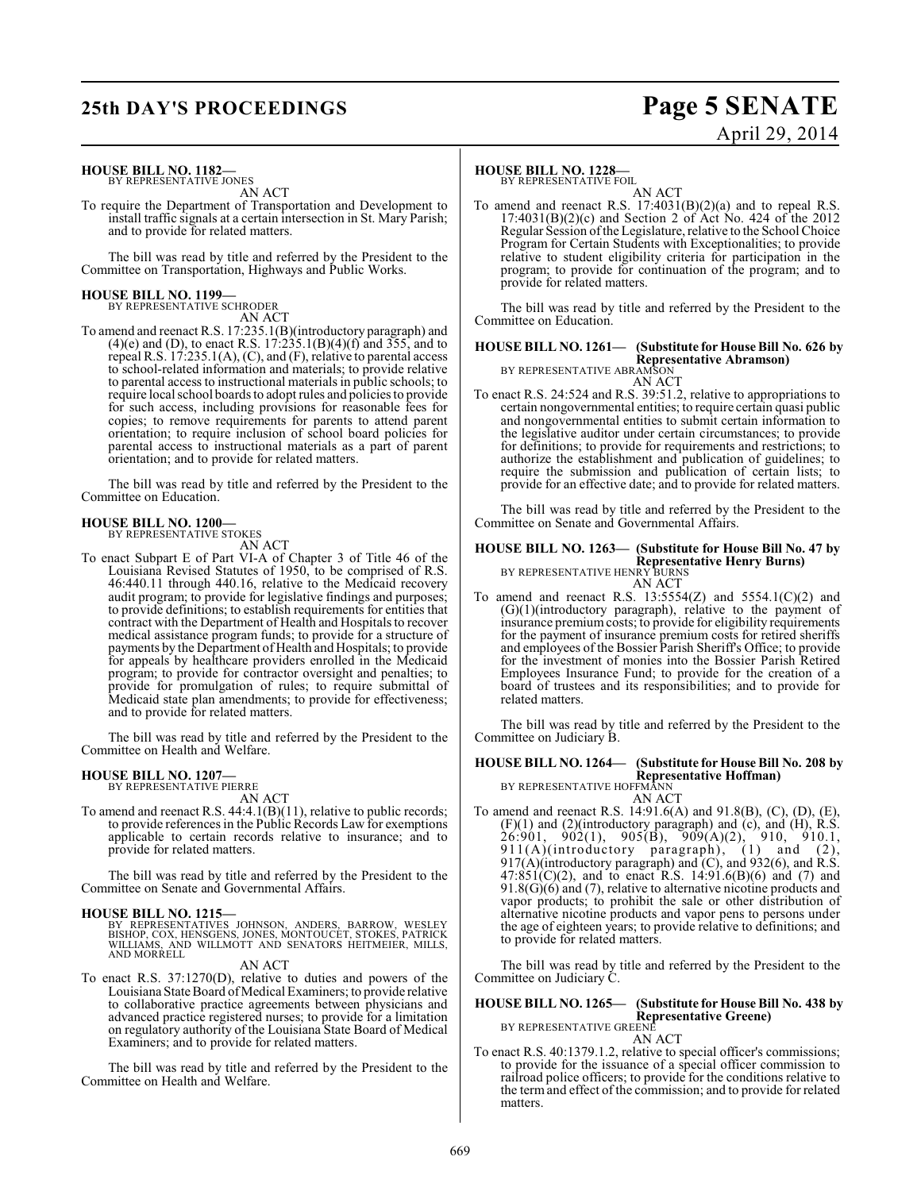**HOUSE BILL NO. 1182—**
BY REPRESENTATIVE JONES

AN ACT

To require the Department of Transportation and Development to install traffic signals at a certain intersection in St. Mary Parish; and to provide for related matters.

The bill was read by title and referred by the President to the Committee on Transportation, Highways and Public Works.

**HOUSE BILL NO. 1199—**
BY REPRESENTATIVE SCHRODER

AN ACT

To amend and reenact R.S. 17:235.1(B)(introductory paragraph) and (4)(e) and (D), to enact R.S. 17:235.1(B)(4)(f) and 355, and to repeal R.S. 17:235.1(A), (C), and (F), relative to parental access to school-related information and materials; to provide relative to parental access to instructional materials in public schools; to require local school boards to adopt rules and policies to provide for such access, including provisions for reasonable fees for copies; to remove requirements for parents to attend parent orientation; to require inclusion of school board policies for parental access to instructional materials as a part of parent orientation; and to provide for related matters.

The bill was read by title and referred by the President to the Committee on Education.

**HOUSE BILL NO. 1200—**
BY REPRESENTATIVE STOKES

AN ACT

To enact Subpart E of Part VI-A of Chapter 3 of Title 46 of the Louisiana Revised Statutes of 1950, to be comprised of R.S. 46:440.11 through 440.16, relative to the Medicaid recovery audit program; to provide for legislative findings and purposes; to provide definitions; to establish requirements for entities that contract with the Department of Health and Hospitals to recover medical assistance program funds; to provide for a structure of payments by the Department of Health and Hospitals; to provide for appeals by healthcare providers enrolled in the Medicaid program; to provide for contractor oversight and penalties; to provide for promulgation of rules; to require submittal of Medicaid state plan amendments; to provide for effectiveness; and to provide for related matters.

The bill was read by title and referred by the President to the Committee on Health and Welfare.

**HOUSE BILL NO. 1207—**
BY REPRESENTATIVE PIERRE

AN ACT

To amend and reenact R.S. 44:4.1(B)(11), relative to public records; to provide references in the Public Records Law for exemptions applicable to certain records relative to insurance; and to provide for related matters.

The bill was read by title and referred by the President to the Committee on Senate and Governmental Affairs.

**HOUSE BILL NO. 1215—**
BY REPRESENTATIVES JOHNSON, ANDERS, BARROW, WESLEY BISHOP, COX, HENSGENS, JONES, MONTOUCET, STOKES, PATRICK WILLIAMS, AND WILLMOTT AND SENATORS HEITMEIER, MILLS, AND MORRELL

AN ACT

To enact R.S. 37:1270(D), relative to duties and powers of the Louisiana State Board of Medical Examiners; to provide relative to collaborative practice agreements between physicians and advanced practice registered nurses; to provide for a limitation on regulatory authority of the Louisiana State Board of Medical Examiners; and to provide for related matters.

The bill was read by title and referred by the President to the Committee on Health and Welfare.

**HOUSE BILL NO. 1228—**
BY REPRESENTATIVE FOIL

AN ACT

To amend and reenact R.S. 17:4031(B)(2)(a) and to repeal R.S. 17:4031(B)(2)(c) and Section 2 of Act No. 424 of the 2012 Regular Session of the Legislature, relative to the School Choice Program for Certain Students with Exceptionalities; to provide relative to student eligibility criteria for participation in the program; to provide for continuation of the program; and to provide for related matters.

The bill was read by title and referred by the President to the Committee on Education.

**HOUSE BILL NO. 1261— (Substitute for House Bill No. 626 by Representative Abramson)**
BY REPRESENTATIVE ABRAMSON

AN ACT

To enact R.S. 24:524 and R.S. 39:51.2, relative to appropriations to certain nongovernmental entities; to require certain quasi public and nongovernmental entities to submit certain information to the legislative auditor under certain circumstances; to provide for definitions; to provide for requirements and restrictions; to authorize the establishment and publication of guidelines; to require the submission and publication of certain lists; to provide for an effective date; and to provide for related matters.

The bill was read by title and referred by the President to the Committee on Senate and Governmental Affairs.

**HOUSE BILL NO. 1263— (Substitute for House Bill No. 47 by Representative Henry Burns)**
BY REPRESENTATIVE HENRY BURNS

AN ACT

To amend and reenact R.S. 13:5554(Z) and 5554.1(C)(2) and (G)(1)(introductory paragraph), relative to the payment of insurance premium costs; to provide for eligibility requirements for the payment of insurance premium costs for retired sheriffs and employees of the Bossier Parish Sheriff's Office; to provide for the investment of monies into the Bossier Parish Retired Employees Insurance Fund; to provide for the creation of a board of trustees and its responsibilities; and to provide for related matters.

The bill was read by title and referred by the President to the Committee on Judiciary B.

**HOUSE BILL NO. 1264— (Substitute for House Bill No. 208 by Representative Hoffman)**
BY REPRESENTATIVE HOFFMANN

AN ACT

To amend and reenact R.S. 14:91.6(A) and 91.8(B), (C), (D), (E), (F)(1) and (2)(introductory paragraph) and (c), and (H), R.S. 26:901, 902(1), 905(B), 909(A)(2), 910, 910.1, 911(A)(introductory paragraph), (1) and (2), 917(A)(introductory paragraph) and (C), and 932(6), and R.S. 47:851(C)(2), and to enact R.S. 14:91.6(B)(6) and (7) and 91.8(G)(6) and (7), relative to alternative nicotine products and vapor products; to prohibit the sale or other distribution of alternative nicotine products and vapor pens to persons under the age of eighteen years; to provide relative to definitions; and to provide for related matters.

The bill was read by title and referred by the President to the Committee on Judiciary C.

**HOUSE BILL NO. 1265— (Substitute for House Bill No. 438 by Representative Greene)**
BY REPRESENTATIVE GREENE

AN ACT

To enact R.S. 40:1379.1.2, relative to special officer's commissions; to provide for the issuance of a special officer commission to railroad police officers; to provide for the conditions relative to the term and effect of the commission; and to provide for related matters.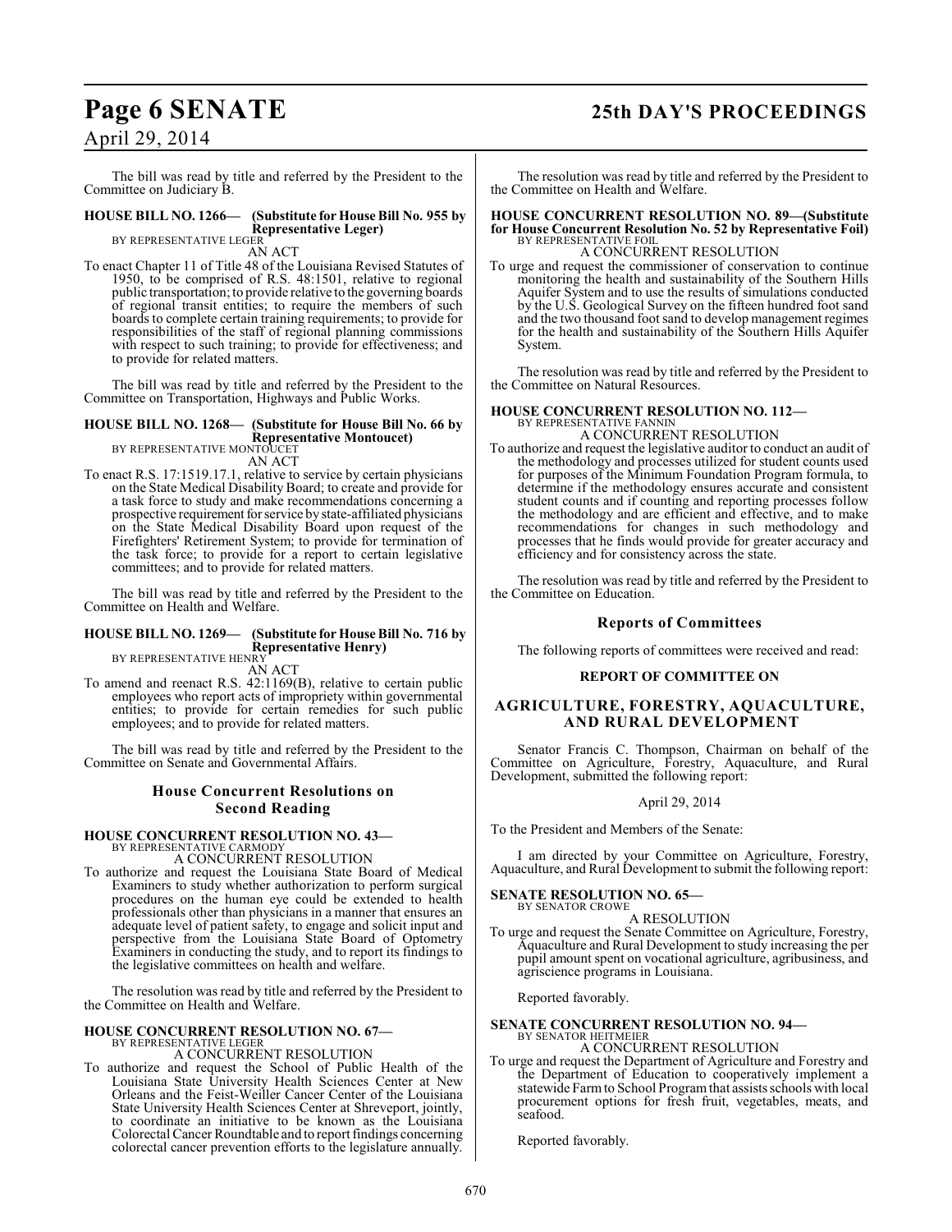The bill was read by title and referred by the President to the Committee on Judiciary B.

**HOUSE BILL NO. 1266— (Substitute for House Bill No. 955 by Representative Leger)**
BY REPRESENTATIVE LEGER

AN ACT

To enact Chapter 11 of Title 48 of the Louisiana Revised Statutes of 1950, to be comprised of R.S. 48:1501, relative to regional public transportation; to provide relative to the governing boards of regional transit entities; to require the members of such boards to complete certain training requirements; to provide for responsibilities of the staff of regional planning commissions with respect to such training; to provide for effectiveness; and to provide for related matters.

The bill was read by title and referred by the President to the Committee on Transportation, Highways and Public Works.

**HOUSE BILL NO. 1268— (Substitute for House Bill No. 66 by Representative Montoucet)**
BY REPRESENTATIVE MONTOUCET

AN ACT

To enact R.S. 17:1519.17.1, relative to service by certain physicians on the State Medical Disability Board; to create and provide for a task force to study and make recommendations concerning a prospective requirement for service by state-affiliated physicians on the State Medical Disability Board upon request of the Firefighters' Retirement System; to provide for termination of the task force; to provide for a report to certain legislative committees; and to provide for related matters.

The bill was read by title and referred by the President to the Committee on Health and Welfare.

**HOUSE BILL NO. 1269— (Substitute for House Bill No. 716 by Representative Henry)**
BY REPRESENTATIVE HENRY

AN ACT

To amend and reenact R.S. 42:1169(B), relative to certain public employees who report acts of impropriety within governmental entities; to provide for certain remedies for such public employees; and to provide for related matters.

The bill was read by title and referred by the President to the Committee on Senate and Governmental Affairs.

## House Concurrent Resolutions on Second Reading

**HOUSE CONCURRENT RESOLUTION NO. 43—**
BY REPRESENTATIVE CARMODY

A CONCURRENT RESOLUTION

To authorize and request the Louisiana State Board of Medical Examiners to study whether authorization to perform surgical procedures on the human eye could be extended to health professionals other than physicians in a manner that ensures an adequate level of patient safety, to engage and solicit input and perspective from the Louisiana State Board of Optometry Examiners in conducting the study, and to report its findings to the legislative committees on health and welfare.

The resolution was read by title and referred by the President to the Committee on Health and Welfare.

**HOUSE CONCURRENT RESOLUTION NO. 67—**
BY REPRESENTATIVE LEGER

A CONCURRENT RESOLUTION

To authorize and request the School of Public Health of the Louisiana State University Health Sciences Center at New Orleans and the Feist-Weiller Cancer Center of the Louisiana State University Health Sciences Center at Shreveport, jointly, to coordinate an initiative to be known as the Louisiana Colorectal Cancer Roundtable and to report findings concerning colorectal cancer prevention efforts to the legislature annually.

The resolution was read by title and referred by the President to the Committee on Health and Welfare.

**HOUSE CONCURRENT RESOLUTION NO. 89—(Substitute for House Concurrent Resolution No. 52 by Representative Foil)**
BY REPRESENTATIVE FOIL

A CONCURRENT RESOLUTION

To urge and request the commissioner of conservation to continue monitoring the health and sustainability of the Southern Hills Aquifer System and to use the results of simulations conducted by the U.S. Geological Survey on the fifteen hundred foot sand and the two thousand foot sand to develop management regimes for the health and sustainability of the Southern Hills Aquifer System.

The resolution was read by title and referred by the President to the Committee on Natural Resources.

**HOUSE CONCURRENT RESOLUTION NO. 112—**
BY REPRESENTATIVE FANNIN

A CONCURRENT RESOLUTION

To authorize and request the legislative auditor to conduct an audit of the methodology and processes utilized for student counts used for purposes of the Minimum Foundation Program formula, to determine if the methodology ensures accurate and consistent student counts and if counting and reporting processes follow the methodology and are efficient and effective, and to make recommendations for changes in such methodology and processes that he finds would provide for greater accuracy and efficiency and for consistency across the state.

The resolution was read by title and referred by the President to the Committee on Education.

## Reports of Committees

The following reports of committees were received and read:

### REPORT OF COMMITTEE ON

### AGRICULTURE, FORESTRY, AQUACULTURE, AND RURAL DEVELOPMENT

Senator Francis C. Thompson, Chairman on behalf of the Committee on Agriculture, Forestry, Aquaculture, and Rural Development, submitted the following report:

April 29, 2014

To the President and Members of the Senate:

I am directed by your Committee on Agriculture, Forestry, Aquaculture, and Rural Development to submit the following report:

**SENATE RESOLUTION NO. 65—**
BY SENATOR CROWE

A RESOLUTION

To urge and request the Senate Committee on Agriculture, Forestry, Aquaculture and Rural Development to study increasing the per pupil amount spent on vocational agriculture, agribusiness, and agriscience programs in Louisiana.

Reported favorably.

**SENATE CONCURRENT RESOLUTION NO. 94—**
BY SENATOR HEITMEIER

A CONCURRENT RESOLUTION

To urge and request the Department of Agriculture and Forestry and the Department of Education to cooperatively implement a statewide Farm to School Program that assists schools with local procurement options for fresh fruit, vegetables, meats, and seafood.

Reported favorably.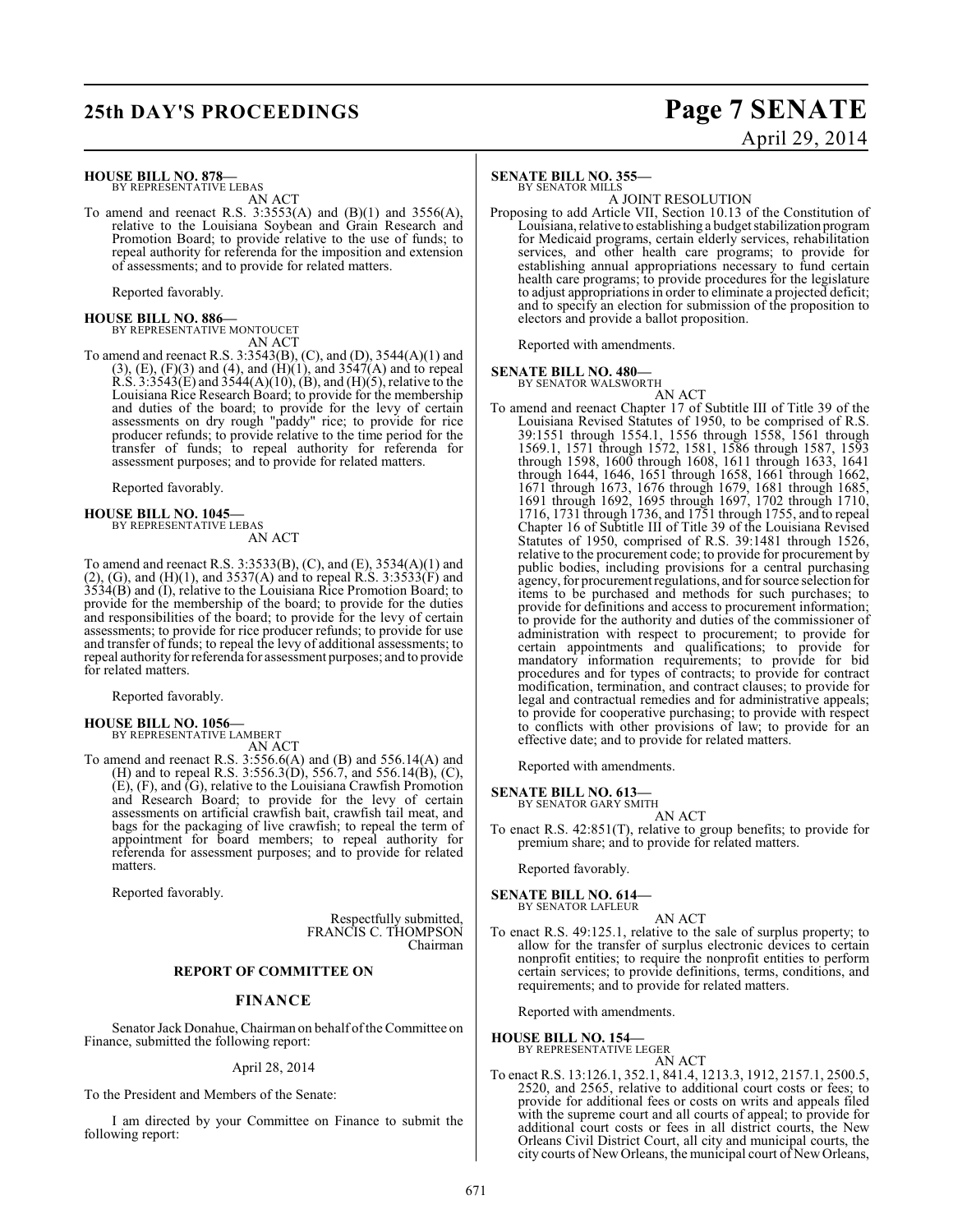**HOUSE BILL NO. 878—**
BY REPRESENTATIVE LEBAS

AN ACT

To amend and reenact R.S. 3:3553(A) and (B)(1) and 3556(A), relative to the Louisiana Soybean and Grain Research and Promotion Board; to provide relative to the use of funds; to repeal authority for referenda for the imposition and extension of assessments; and to provide for related matters.

Reported favorably.

**HOUSE BILL NO. 886—**
BY REPRESENTATIVE MONTOUCET

AN ACT

To amend and reenact R.S. 3:3543(B), (C), and (D), 3544(A)(1) and (3), (E), (F)(3) and (4), and (H)(1), and 3547(A) and to repeal R.S. 3:3543(E) and 3544(A)(10), (B), and (H)(5), relative to the Louisiana Rice Research Board; to provide for the membership and duties of the board; to provide for the levy of certain assessments on dry rough "paddy" rice; to provide for rice producer refunds; to provide relative to the time period for the transfer of funds; to repeal authority for referenda for assessment purposes; and to provide for related matters.

Reported favorably.

**HOUSE BILL NO. 1045—**
BY REPRESENTATIVE LEBAS

AN ACT

To amend and reenact R.S. 3:3533(B), (C), and (E), 3534(A)(1) and (2), (G), and (H)(1), and 3537(A) and to repeal R.S. 3:3533(F) and 3534(B) and (I), relative to the Louisiana Rice Promotion Board; to provide for the membership of the board; to provide for the duties and responsibilities of the board; to provide for the levy of certain assessments; to provide for rice producer refunds; to provide for use and transfer of funds; to repeal the levy of additional assessments; to repeal authority for referenda for assessment purposes; and to provide for related matters.

Reported favorably.

**HOUSE BILL NO. 1056—**
BY REPRESENTATIVE LAMBERT

AN ACT

To amend and reenact R.S. 3:556.6(A) and (B) and 556.14(A) and (H) and to repeal R.S. 3:556.3(D), 556.7, and 556.14(B), (C), (E), (F), and (G), relative to the Louisiana Crawfish Promotion and Research Board; to provide for the levy of certain assessments on artificial crawfish bait, crawfish tail meat, and bags for the packaging of live crawfish; to repeal the term of appointment for board members; to repeal authority for referenda for assessment purposes; and to provide for related matters.

Reported favorably.

Respectfully submitted,
FRANCIS C. THOMPSON
Chairman

**REPORT OF COMMITTEE ON**

**FINANCE**

Senator Jack Donahue, Chairman on behalf of the Committee on Finance, submitted the following report:

April 28, 2014

To the President and Members of the Senate:

I am directed by your Committee on Finance to submit the following report:

**SENATE BILL NO. 355—**
BY SENATOR MILLS

A JOINT RESOLUTION

Proposing to add Article VII, Section 10.13 of the Constitution of Louisiana, relative to establishing a budget stabilization program for Medicaid programs, certain elderly services, rehabilitation services, and other health care programs; to provide for establishing annual appropriations necessary to fund certain health care programs; to provide procedures for the legislature to adjust appropriations in order to eliminate a projected deficit; and to specify an election for submission of the proposition to electors and provide a ballot proposition.

Reported with amendments.

**SENATE BILL NO. 480—**
BY SENATOR WALSWORTH

AN ACT

To amend and reenact Chapter 17 of Subtitle III of Title 39 of the Louisiana Revised Statutes of 1950, to be comprised of R.S. 39:1551 through 1554.1, 1556 through 1558, 1561 through 1569.1, 1571 through 1572, 1581, 1586 through 1587, 1593 through 1598, 1600 through 1608, 1611 through 1633, 1641 through 1644, 1646, 1651 through 1658, 1661 through 1662, 1671 through 1673, 1676 through 1679, 1681 through 1685, 1691 through 1692, 1695 through 1697, 1702 through 1710, 1716, 1731 through 1736, and 1751 through 1755, and to repeal Chapter 16 of Subtitle III of Title 39 of the Louisiana Revised Statutes of 1950, comprised of R.S. 39:1481 through 1526, relative to the procurement code; to provide for procurement by public bodies, including provisions for a central purchasing agency, for procurement regulations, and for source selection for items to be purchased and methods for such purchases; to provide for definitions and access to procurement information; to provide for the authority and duties of the commissioner of administration with respect to procurement; to provide for certain appointments and qualifications; to provide for mandatory information requirements; to provide for bid procedures and for types of contracts; to provide for contract modification, termination, and contract clauses; to provide for legal and contractual remedies and for administrative appeals; to provide for cooperative purchasing; to provide with respect to conflicts with other provisions of law; to provide for an effective date; and to provide for related matters.

Reported with amendments.

**SENATE BILL NO. 613—**
BY SENATOR GARY SMITH

AN ACT

To enact R.S. 42:851(T), relative to group benefits; to provide for premium share; and to provide for related matters.

Reported favorably.

**SENATE BILL NO. 614—**
BY SENATOR LAFLEUR

AN ACT

To enact R.S. 49:125.1, relative to the sale of surplus property; to allow for the transfer of surplus electronic devices to certain nonprofit entities; to require the nonprofit entities to perform certain services; to provide definitions, terms, conditions, and requirements; and to provide for related matters.

Reported with amendments.

**HOUSE BILL NO. 154—**
BY REPRESENTATIVE LEGER

AN ACT

To enact R.S. 13:126.1, 352.1, 841.4, 1213.3, 1912, 2157.1, 2500.5, 2520, and 2565, relative to additional court costs or fees; to provide for additional fees or costs on writs and appeals filed with the supreme court and all courts of appeal; to provide for additional court costs or fees in all district courts, the New Orleans Civil District Court, all city and municipal courts, the city courts of New Orleans, the municipal court of New Orleans,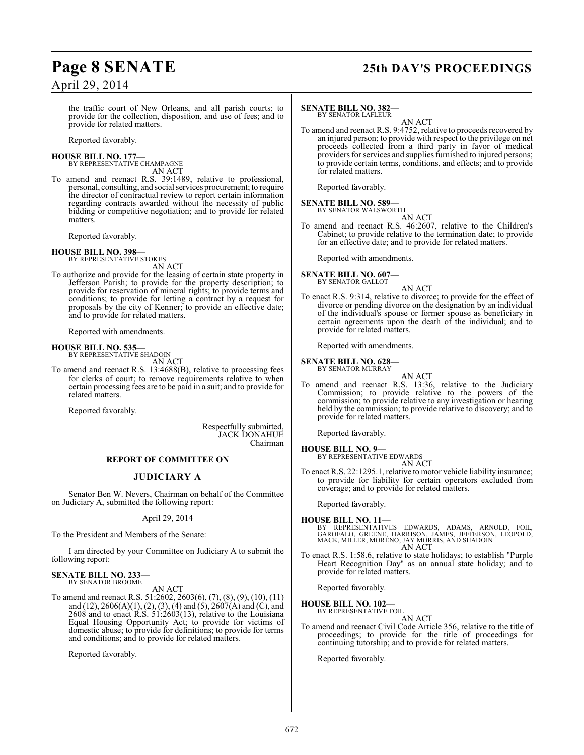the traffic court of New Orleans, and all parish courts; to provide for the collection, disposition, and use of fees; and to provide for related matters.

Reported favorably.

**HOUSE BILL NO. 177—**
BY REPRESENTATIVE CHAMPAGNE
AN ACT
To amend and reenact R.S. 39:1489, relative to professional, personal, consulting, and social services procurement; to require the director of contractual review to report certain information regarding contracts awarded without the necessity of public bidding or competitive negotiation; and to provide for related matters.

Reported favorably.

**HOUSE BILL NO. 398—**
BY REPRESENTATIVE STOKES
AN ACT
To authorize and provide for the leasing of certain state property in Jefferson Parish; to provide for the property description; to provide for reservation of mineral rights; to provide terms and conditions; to provide for letting a contract by a request for proposals by the city of Kenner; to provide an effective date; and to provide for related matters.

Reported with amendments.

**HOUSE BILL NO. 535—**
BY REPRESENTATIVE SHADOIN
AN ACT
To amend and reenact R.S. 13:4688(B), relative to processing fees for clerks of court; to remove requirements relative to when certain processing fees are to be paid in a suit; and to provide for related matters.

Reported favorably.

Respectfully submitted,
JACK DONAHUE
Chairman

## REPORT OF COMMITTEE ON

## JUDICIARY A

Senator Ben W. Nevers, Chairman on behalf of the Committee on Judiciary A, submitted the following report:

April 29, 2014

To the President and Members of the Senate:

I am directed by your Committee on Judiciary A to submit the following report:

**SENATE BILL NO. 233—**
BY SENATOR BROOME
AN ACT
To amend and reenact R.S. 51:2602, 2603(6), (7), (8), (9), (10), (11) and (12), 2606(A)(1), (2), (3), (4) and (5), 2607(A) and (C), and 2608 and to enact R.S. 51:2603(13), relative to the Louisiana Equal Housing Opportunity Act; to provide for victims of domestic abuse; to provide for definitions; to provide for terms and conditions; and to provide for related matters.

Reported favorably.

**SENATE BILL NO. 382—**
BY SENATOR LAFLEUR
AN ACT
To amend and reenact R.S. 9:4752, relative to proceeds recovered by an injured person; to provide with respect to the privilege on net proceeds collected from a third party in favor of medical providers for services and supplies furnished to injured persons; to provide certain terms, conditions, and effects; and to provide for related matters.

Reported favorably.

**SENATE BILL NO. 589—**
BY SENATOR WALSWORTH
AN ACT
To amend and reenact R.S. 46:2607, relative to the Children's Cabinet; to provide relative to the termination date; to provide for an effective date; and to provide for related matters.

Reported with amendments.

**SENATE BILL NO. 607—**
BY SENATOR GALLOT
AN ACT
To enact R.S. 9:314, relative to divorce; to provide for the effect of divorce or pending divorce on the designation by an individual of the individual's spouse or former spouse as beneficiary in certain agreements upon the death of the individual; and to provide for related matters.

Reported with amendments.

**SENATE BILL NO. 628—**
BY SENATOR MURRAY
AN ACT
To amend and reenact R.S. 13:36, relative to the Judiciary Commission; to provide relative to the powers of the commission; to provide relative to any investigation or hearing held by the commission; to provide relative to discovery; and to provide for related matters.

Reported favorably.

**HOUSE BILL NO. 9—**
BY REPRESENTATIVE EDWARDS
AN ACT
To enact R.S. 22:1295.1, relative to motor vehicle liability insurance; to provide for liability for certain operators excluded from coverage; and to provide for related matters.

Reported favorably.

**HOUSE BILL NO. 11—**
BY REPRESENTATIVES EDWARDS, ADAMS, ARNOLD, FOIL, GAROFALO, GREENE, HARRISON, JAMES, JEFFERSON, LEOPOLD, MACK, MILLER, MORENO, JAY MORRIS, AND SHADOIN
AN ACT
To enact R.S. 1:58.6, relative to state holidays; to establish "Purple Heart Recognition Day" as an annual state holiday; and to provide for related matters.

Reported favorably.

**HOUSE BILL NO. 102—**
BY REPRESENTATIVE FOIL
AN ACT
To amend and reenact Civil Code Article 356, relative to the title of proceedings; to provide for the title of proceedings for continuing tutorship; and to provide for related matters.

Reported favorably.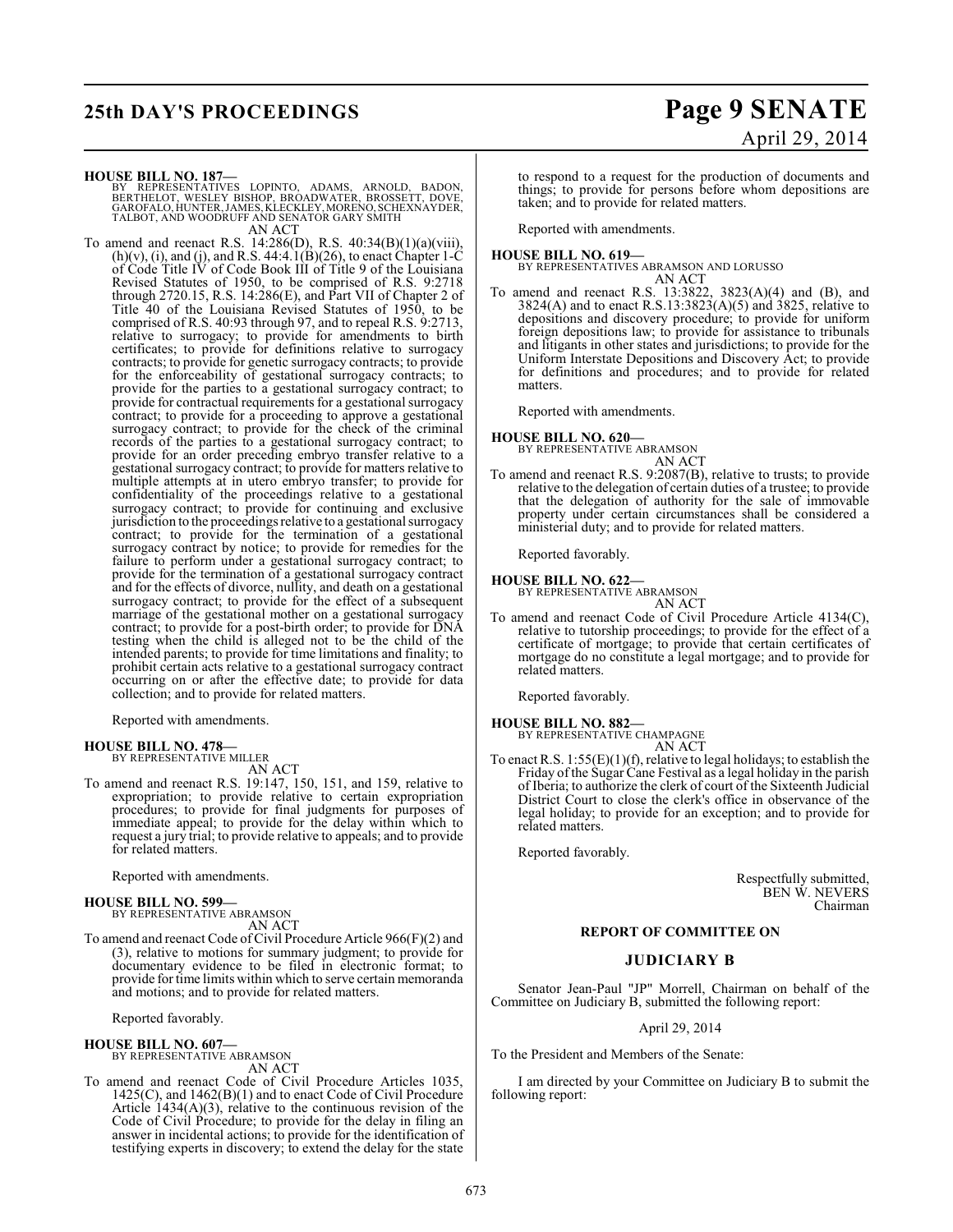**HOUSE BILL NO. 187—**
BY REPRESENTATIVES LOPINTO, ADAMS, ARNOLD, BADON, BERTHELOT, WESLEY BISHOP, BROADWATER, BROSSETT, DOVE, GAROFALO, HUNTER, JAMES, KLECKLEY, MORENO, SCHEXNAYDER, TALBOT, AND WOODRUFF AND SENATOR GARY SMITH
AN ACT

To amend and reenact R.S. 14:286(D), R.S. 40:34(B)(1)(a)(viii), (h)(v), (i), and (j), and R.S. 44:4.1(B)(26), to enact Chapter 1-C of Code Title IV of Code Book III of Title 9 of the Louisiana Revised Statutes of 1950, to be comprised of R.S. 9:2718 through 2720.15, R.S. 14:286(E), and Part VII of Chapter 2 of Title 40 of the Louisiana Revised Statutes of 1950, to be comprised of R.S. 40:93 through 97, and to repeal R.S. 9:2713, relative to surrogacy; to provide for amendments to birth certificates; to provide for definitions relative to surrogacy contracts; to provide for genetic surrogacy contracts; to provide for the enforceability of gestational surrogacy contracts; to provide for the parties to a gestational surrogacy contract; to provide for contractual requirements for a gestational surrogacy contract; to provide for a proceeding to approve a gestational surrogacy contract; to provide for the check of the criminal records of the parties to a gestational surrogacy contract; to provide for an order preceding embryo transfer relative to a gestational surrogacy contract; to provide for matters relative to multiple attempts at in utero embryo transfer; to provide for confidentiality of the proceedings relative to a gestational surrogacy contract; to provide for continuing and exclusive jurisdiction to the proceedings relative to a gestational surrogacy contract; to provide for the termination of a gestational surrogacy contract by notice; to provide for remedies for the failure to perform under a gestational surrogacy contract; to provide for the termination of a gestational surrogacy contract and for the effects of divorce, nullity, and death on a gestational surrogacy contract; to provide for the effect of a subsequent marriage of the gestational mother on a gestational surrogacy contract; to provide for a post-birth order; to provide for DNA testing when the child is alleged not to be the child of the intended parents; to provide for time limitations and finality; to prohibit certain acts relative to a gestational surrogacy contract occurring on or after the effective date; to provide for data collection; and to provide for related matters.

Reported with amendments.

**HOUSE BILL NO. 478—**
BY REPRESENTATIVE MILLER
AN ACT

To amend and reenact R.S. 19:147, 150, 151, and 159, relative to expropriation; to provide relative to certain expropriation procedures; to provide for final judgments for purposes of immediate appeal; to provide for the delay within which to request a jury trial; to provide relative to appeals; and to provide for related matters.

Reported with amendments.

**HOUSE BILL NO. 599—**
BY REPRESENTATIVE ABRAMSON
AN ACT

To amend and reenact Code of Civil Procedure Article 966(F)(2) and (3), relative to motions for summary judgment; to provide for documentary evidence to be filed in electronic format; to provide for time limits within which to serve certain memoranda and motions; and to provide for related matters.

Reported favorably.

**HOUSE BILL NO. 607—**
BY REPRESENTATIVE ABRAMSON
AN ACT

To amend and reenact Code of Civil Procedure Articles 1035, 1425(C), and 1462(B)(1) and to enact Code of Civil Procedure Article 1434(A)(3), relative to the continuous revision of the Code of Civil Procedure; to provide for the delay in filing an answer in incidental actions; to provide for the identification of testifying experts in discovery; to extend the delay for the state to respond to a request for the production of documents and things; to provide for persons before whom depositions are taken; and to provide for related matters.

Reported with amendments.

**HOUSE BILL NO. 619—**
BY REPRESENTATIVES ABRAMSON AND LORUSSO
AN ACT

To amend and reenact R.S. 13:3822, 3823(A)(4) and (B), and 3824(A) and to enact R.S.13:3823(A)(5) and 3825, relative to depositions and discovery procedure; to provide for uniform foreign depositions law; to provide for assistance to tribunals and litigants in other states and jurisdictions; to provide for the Uniform Interstate Depositions and Discovery Act; to provide for definitions and procedures; and to provide for related matters.

Reported with amendments.

**HOUSE BILL NO. 620—**
BY REPRESENTATIVE ABRAMSON
AN ACT

To amend and reenact R.S. 9:2087(B), relative to trusts; to provide relative to the delegation of certain duties of a trustee; to provide that the delegation of authority for the sale of immovable property under certain circumstances shall be considered a ministerial duty; and to provide for related matters.

Reported favorably.

**HOUSE BILL NO. 622—**
BY REPRESENTATIVE ABRAMSON
AN ACT

To amend and reenact Code of Civil Procedure Article 4134(C), relative to tutorship proceedings; to provide for the effect of a certificate of mortgage; to provide that certain certificates of mortgage do no constitute a legal mortgage; and to provide for related matters.

Reported favorably.

**HOUSE BILL NO. 882—**
BY REPRESENTATIVE CHAMPAGNE
AN ACT

To enact R.S. 1:55(E)(1)(f), relative to legal holidays; to establish the Friday of the Sugar Cane Festival as a legal holiday in the parish of Iberia; to authorize the clerk of court of the Sixteenth Judicial District Court to close the clerk's office in observance of the legal holiday; to provide for an exception; and to provide for related matters.

Reported favorably.

Respectfully submitted,
BEN W. NEVERS
Chairman

**REPORT OF COMMITTEE ON**

## JUDICIARY B

Senator Jean-Paul "JP" Morrell, Chairman on behalf of the Committee on Judiciary B, submitted the following report:

April 29, 2014

To the President and Members of the Senate:

I am directed by your Committee on Judiciary B to submit the following report: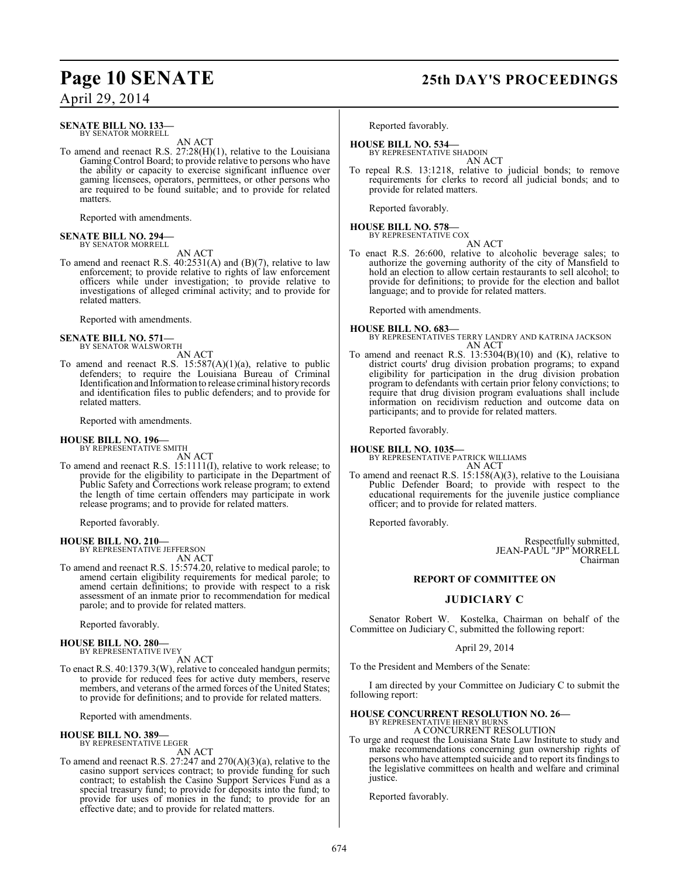**SENATE BILL NO. 133—**
BY SENATOR MORRELL

AN ACT

To amend and reenact R.S. 27:28(H)(1), relative to the Louisiana Gaming Control Board; to provide relative to persons who have the ability or capacity to exercise significant influence over gaming licensees, operators, permittees, or other persons who are required to be found suitable; and to provide for related matters.

Reported with amendments.

**SENATE BILL NO. 294—**
BY SENATOR MORRELL

AN ACT

To amend and reenact R.S. 40:2531(A) and (B)(7), relative to law enforcement; to provide relative to rights of law enforcement officers while under investigation; to provide relative to investigations of alleged criminal activity; and to provide for related matters.

Reported with amendments.

**SENATE BILL NO. 571—**
BY SENATOR WALSWORTH

AN ACT

To amend and reenact R.S. 15:587(A)(1)(a), relative to public defenders; to require the Louisiana Bureau of Criminal Identification and Information to release criminal history records and identification files to public defenders; and to provide for related matters.

Reported with amendments.

**HOUSE BILL NO. 196—**
BY REPRESENTATIVE SMITH

AN ACT

To amend and reenact R.S. 15:1111(I), relative to work release; to provide for the eligibility to participate in the Department of Public Safety and Corrections work release program; to extend the length of time certain offenders may participate in work release programs; and to provide for related matters.

Reported favorably.

**HOUSE BILL NO. 210—**
BY REPRESENTATIVE JEFFERSON

AN ACT

To amend and reenact R.S. 15:574.20, relative to medical parole; to amend certain eligibility requirements for medical parole; to amend certain definitions; to provide with respect to a risk assessment of an inmate prior to recommendation for medical parole; and to provide for related matters.

Reported favorably.

**HOUSE BILL NO. 280—**
BY REPRESENTATIVE IVEY

AN ACT

To enact R.S. 40:1379.3(W), relative to concealed handgun permits; to provide for reduced fees for active duty members, reserve members, and veterans of the armed forces of the United States; to provide for definitions; and to provide for related matters.

Reported with amendments.

**HOUSE BILL NO. 389—**
BY REPRESENTATIVE LEGER

AN ACT

To amend and reenact R.S. 27:247 and 270(A)(3)(a), relative to the casino support services contract; to provide funding for such contract; to establish the Casino Support Services Fund as a special treasury fund; to provide for deposits into the fund; to provide for uses of monies in the fund; to provide for an effective date; and to provide for related matters.

Reported favorably.

**HOUSE BILL NO. 534—**
BY REPRESENTATIVE SHADOIN

AN ACT

To repeal R.S. 13:1218, relative to judicial bonds; to remove requirements for clerks to record all judicial bonds; and to provide for related matters.

Reported favorably.

**HOUSE BILL NO. 578—**
BY REPRESENTATIVE COX

AN ACT

To enact R.S. 26:600, relative to alcoholic beverage sales; to authorize the governing authority of the city of Mansfield to hold an election to allow certain restaurants to sell alcohol; to provide for definitions; to provide for the election and ballot language; and to provide for related matters.

Reported with amendments.

**HOUSE BILL NO. 683—**
BY REPRESENTATIVES TERRY LANDRY AND KATRINA JACKSON

AN ACT

To amend and reenact R.S. 13:5304(B)(10) and (K), relative to district courts' drug division probation programs; to expand eligibility for participation in the drug division probation program to defendants with certain prior felony convictions; to require that drug division program evaluations shall include information on recidivism reduction and outcome data on participants; and to provide for related matters.

Reported favorably.

**HOUSE BILL NO. 1035—**
BY REPRESENTATIVE PATRICK WILLIAMS

AN ACT

To amend and reenact R.S. 15:158(A)(3), relative to the Louisiana Public Defender Board; to provide with respect to the educational requirements for the juvenile justice compliance officer; and to provide for related matters.

Reported favorably.

Respectfully submitted,
JEAN-PAUL "JP" MORRELL
Chairman

## REPORT OF COMMITTEE ON

## JUDICIARY C

Senator Robert W. Kostelka, Chairman on behalf of the Committee on Judiciary C, submitted the following report:

April 29, 2014

To the President and Members of the Senate:

I am directed by your Committee on Judiciary C to submit the following report:

**HOUSE CONCURRENT RESOLUTION NO. 26—**
BY REPRESENTATIVE HENRY BURNS

A CONCURRENT RESOLUTION

To urge and request the Louisiana State Law Institute to study and make recommendations concerning gun ownership rights of persons who have attempted suicide and to report its findings to the legislative committees on health and welfare and criminal justice.

Reported favorably.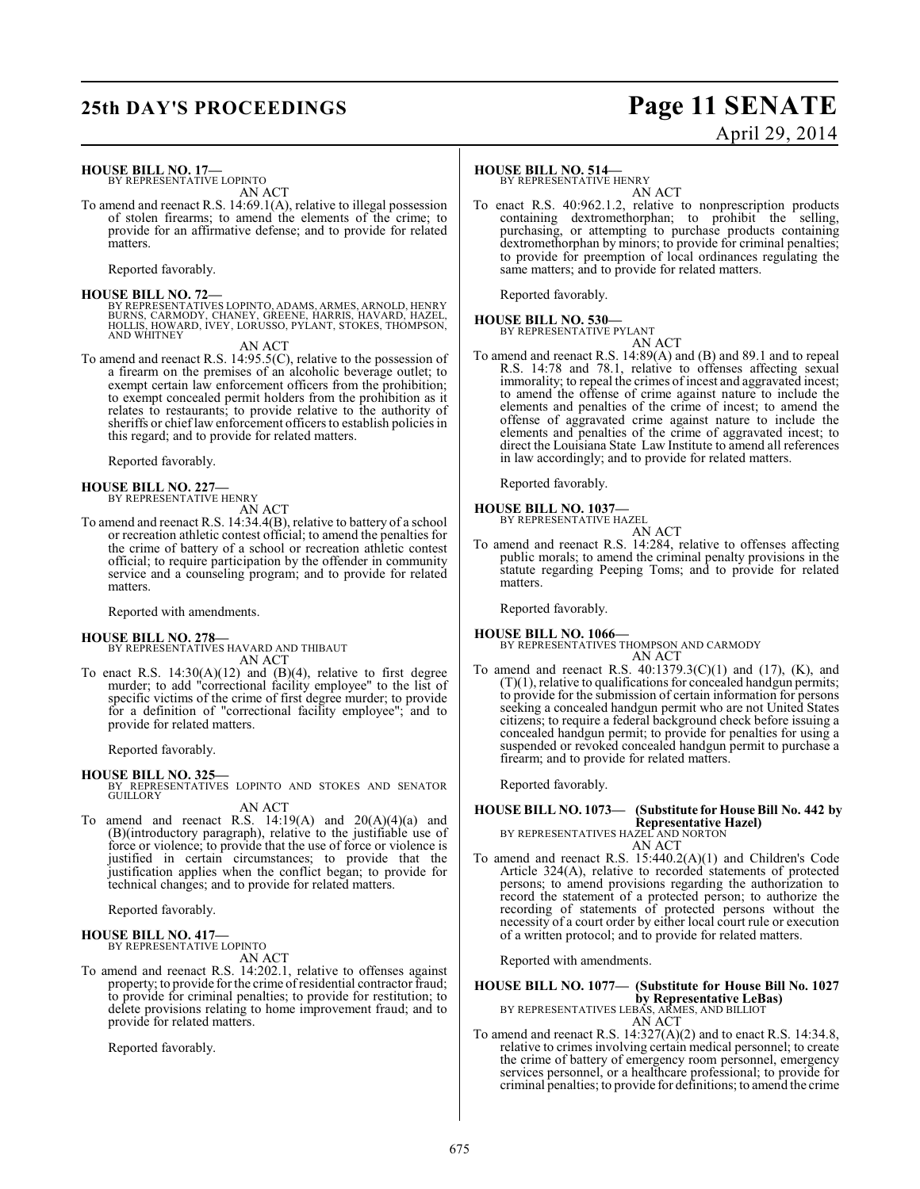**HOUSE BILL NO. 17—**
BY REPRESENTATIVE LOPINTO
AN ACT

To amend and reenact R.S. 14:69.1(A), relative to illegal possession of stolen firearms; to amend the elements of the crime; to provide for an affirmative defense; and to provide for related matters.

Reported favorably.

**HOUSE BILL NO. 72—**
BY REPRESENTATIVES LOPINTO, ADAMS, ARMES, ARNOLD, HENRY BURNS, CARMODY, CHANEY, GREENE, HARRIS, HAVARD, HAZEL, HOLLIS, HOWARD, IVEY, LORUSSO, PYLANT, STOKES, THOMPSON, AND WHITNEY
AN ACT

To amend and reenact R.S. 14:95.5(C), relative to the possession of a firearm on the premises of an alcoholic beverage outlet; to exempt certain law enforcement officers from the prohibition; to exempt concealed permit holders from the prohibition as it relates to restaurants; to provide relative to the authority of sheriffs or chief law enforcement officers to establish policies in this regard; and to provide for related matters.

Reported favorably.

**HOUSE BILL NO. 227—**
BY REPRESENTATIVE HENRY
AN ACT

To amend and reenact R.S. 14:34.4(B), relative to battery of a school or recreation athletic contest official; to amend the penalties for the crime of battery of a school or recreation athletic contest official; to require participation by the offender in community service and a counseling program; and to provide for related matters.

Reported with amendments.

**HOUSE BILL NO. 278—**
BY REPRESENTATIVES HAVARD AND THIBAUT
AN ACT

To enact R.S. 14:30(A)(12) and (B)(4), relative to first degree murder; to add "correctional facility employee" to the list of specific victims of the crime of first degree murder; to provide for a definition of "correctional facility employee"; and to provide for related matters.

Reported favorably.

**HOUSE BILL NO. 325—**
BY REPRESENTATIVES LOPINTO AND STOKES AND SENATOR GUILLORY
AN ACT

To amend and reenact R.S. 14:19(A) and 20(A)(4)(a) and (B)(introductory paragraph), relative to the justifiable use of force or violence; to provide that the use of force or violence is justified in certain circumstances; to provide that the justification applies when the conflict began; to provide for technical changes; and to provide for related matters.

Reported favorably.

**HOUSE BILL NO. 417—**
BY REPRESENTATIVE LOPINTO
AN ACT

To amend and reenact R.S. 14:202.1, relative to offenses against property; to provide for the crime of residential contractor fraud; to provide for criminal penalties; to provide for restitution; to delete provisions relating to home improvement fraud; and to provide for related matters.

Reported favorably.

**HOUSE BILL NO. 514—**
BY REPRESENTATIVE HENRY
AN ACT

To enact R.S. 40:962.1.2, relative to nonprescription products containing dextromethorphan; to prohibit the selling, purchasing, or attempting to purchase products containing dextromethorphan by minors; to provide for criminal penalties; to provide for preemption of local ordinances regulating the same matters; and to provide for related matters.

Reported favorably.

**HOUSE BILL NO. 530—**
BY REPRESENTATIVE PYLANT
AN ACT

To amend and reenact R.S. 14:89(A) and (B) and 89.1 and to repeal R.S. 14:78 and 78.1, relative to offenses affecting sexual immorality; to repeal the crimes of incest and aggravated incest; to amend the offense of crime against nature to include the elements and penalties of the crime of incest; to amend the offense of aggravated crime against nature to include the elements and penalties of the crime of aggravated incest; to direct the Louisiana State Law Institute to amend all references in law accordingly; and to provide for related matters.

Reported favorably.

**HOUSE BILL NO. 1037—**
BY REPRESENTATIVE HAZEL
AN ACT

To amend and reenact R.S. 14:284, relative to offenses affecting public morals; to amend the criminal penalty provisions in the statute regarding Peeping Toms; and to provide for related matters.

Reported favorably.

**HOUSE BILL NO. 1066—**
BY REPRESENTATIVES THOMPSON AND CARMODY
AN ACT

To amend and reenact R.S. 40:1379.3(C)(1) and (17), (K), and (T)(1), relative to qualifications for concealed handgun permits; to provide for the submission of certain information for persons seeking a concealed handgun permit who are not United States citizens; to require a federal background check before issuing a concealed handgun permit; to provide for penalties for using a suspended or revoked concealed handgun permit to purchase a firearm; and to provide for related matters.

Reported favorably.

**HOUSE BILL NO. 1073— (Substitute for House Bill No. 442 by Representative Hazel)**
BY REPRESENTATIVES HAZEL AND NORTON
AN ACT

To amend and reenact R.S. 15:440.2(A)(1) and Children's Code Article 324(A), relative to recorded statements of protected persons; to amend provisions regarding the authorization to record the statement of a protected person; to authorize the recording of statements of protected persons without the necessity of a court order by either local court rule or execution of a written protocol; and to provide for related matters.

Reported with amendments.

**HOUSE BILL NO. 1077— (Substitute for House Bill No. 1027 by Representative LeBas)**
BY REPRESENTATIVES LEBAS, ARMES, AND BILLIOT
AN ACT

To amend and reenact R.S. 14:327(A)(2) and to enact R.S. 14:34.8, relative to crimes involving certain medical personnel; to create the crime of battery of emergency room personnel, emergency services personnel, or a healthcare professional; to provide for criminal penalties; to provide for definitions; to amend the crime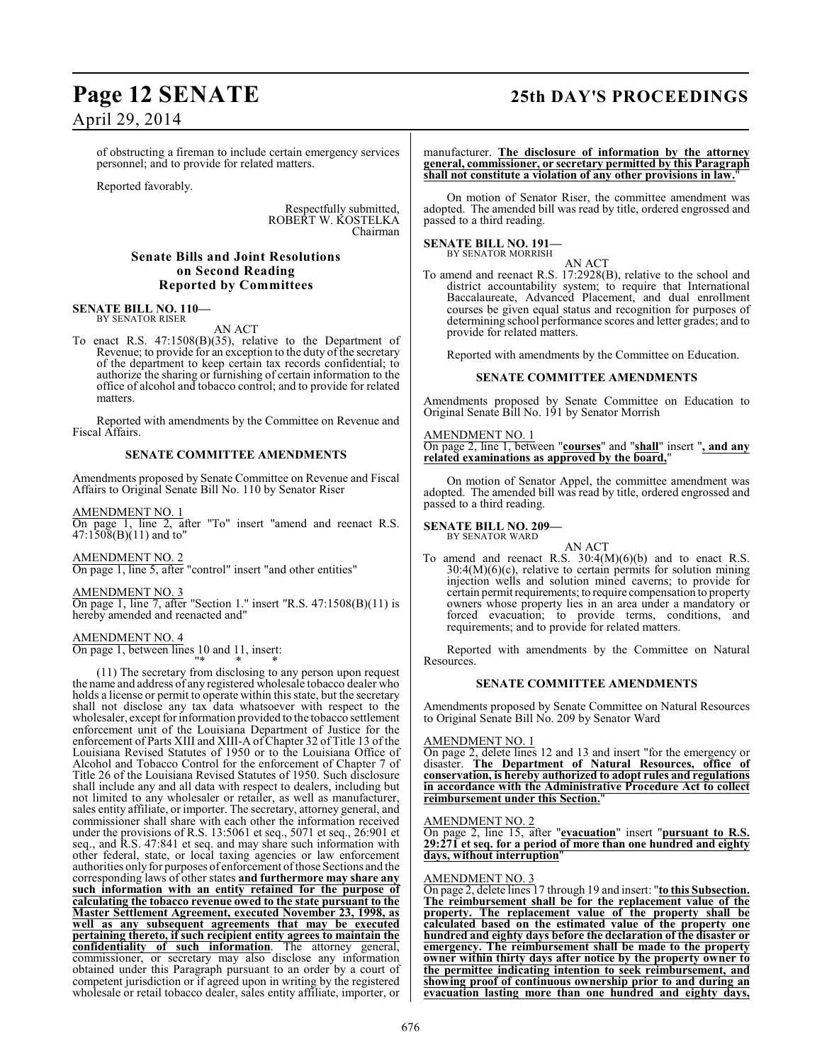of obstructing a fireman to include certain emergency services personnel; and to provide for related matters.

Reported favorably.

Respectfully submitted,
ROBERT W. KOSTELKA
Chairman

### Senate Bills and Joint Resolutions on Second Reading Reported by Committees

**SENATE BILL NO. 110—**
BY SENATOR RISER

AN ACT

To enact R.S. 47:1508(B)(35), relative to the Department of Revenue; to provide for an exception to the duty of the secretary of the department to keep certain tax records confidential; to authorize the sharing or furnishing of certain information to the office of alcohol and tobacco control; and to provide for related matters.

Reported with amendments by the Committee on Revenue and Fiscal Affairs.

**SENATE COMMITTEE AMENDMENTS**

Amendments proposed by Senate Committee on Revenue and Fiscal Affairs to Original Senate Bill No. 110 by Senator Riser

AMENDMENT NO. 1
On page 1, line 2, after "To" insert "amend and reenact R.S. 47:1508(B)(11) and to"

AMENDMENT NO. 2
On page 1, line 5, after "control" insert "and other entities"

AMENDMENT NO. 3
On page 1, line 7, after "Section 1." insert "R.S. 47:1508(B)(11) is hereby amended and reenacted and"

AMENDMENT NO. 4
On page 1, between lines 10 and 11, insert:

"* * *

(11) The secretary from disclosing to any person upon request the name and address of any registered wholesale tobacco dealer who holds a license or permit to operate within this state, but the secretary shall not disclose any tax data whatsoever with respect to the wholesaler, except for information provided to the tobacco settlement enforcement unit of the Louisiana Department of Justice for the enforcement of Parts XIII and XIII-A of Chapter 32 of Title 13 of the Louisiana Revised Statutes of 1950 or to the Louisiana Office of Alcohol and Tobacco Control for the enforcement of Chapter 7 of Title 26 of the Louisiana Revised Statutes of 1950. Such disclosure shall include any and all data with respect to dealers, including but not limited to any wholesaler or retailer, as well as manufacturer, sales entity affiliate, or importer. The secretary, attorney general, and commissioner shall share with each other the information received under the provisions of R.S. 13:5061 et seq., 5071 et seq., 26:901 et seq., and R.S. 47:841 et seq. and may share such information with other federal, state, or local taxing agencies or law enforcement authorities only for purposes of enforcement of those Sections and the corresponding laws of other states **and furthermore may share any such information with an entity retained for the purpose of calculating the tobacco revenue owed to the state pursuant to the Master Settlement Agreement, executed November 23, 1998, as well as any subsequent agreements that may be executed pertaining thereto, if such recipient entity agrees to maintain the confidentiality of such information**. The attorney general, commissioner, or secretary may also disclose any information obtained under this Paragraph pursuant to an order by a court of competent jurisdiction or if agreed upon in writing by the registered wholesale or retail tobacco dealer, sales entity affiliate, importer, or manufacturer. **The disclosure of information by the attorney general, commissioner, or secretary permitted by this Paragraph shall not constitute a violation of any other provisions in law.**"

On motion of Senator Riser, the committee amendment was adopted. The amended bill was read by title, ordered engrossed and passed to a third reading.

**SENATE BILL NO. 191—**
BY SENATOR MORRISH

AN ACT

To amend and reenact R.S. 17:2928(B), relative to the school and district accountability system; to require that International Baccalaureate, Advanced Placement, and dual enrollment courses be given equal status and recognition for purposes of determining school performance scores and letter grades; and to provide for related matters.

Reported with amendments by the Committee on Education.

**SENATE COMMITTEE AMENDMENTS**

Amendments proposed by Senate Committee on Education to Original Senate Bill No. 191 by Senator Morrish

AMENDMENT NO. 1
On page 2, line 1, between "**courses**" and "**shall**" insert "**, and any related examinations as approved by the board,**"

On motion of Senator Appel, the committee amendment was adopted. The amended bill was read by title, ordered engrossed and passed to a third reading.

**SENATE BILL NO. 209—**
BY SENATOR WARD

AN ACT

To amend and reenact R.S. 30:4(M)(6)(b) and to enact R.S. 30:4(M)(6)(c), relative to certain permits for solution mining injection wells and solution mined caverns; to provide for certain permit requirements; to require compensation to property owners whose property lies in an area under a mandatory or forced evacuation; to provide terms, conditions, and requirements; and to provide for related matters.

Reported with amendments by the Committee on Natural Resources.

**SENATE COMMITTEE AMENDMENTS**

Amendments proposed by Senate Committee on Natural Resources to Original Senate Bill No. 209 by Senator Ward

AMENDMENT NO. 1
On page 2, delete lines 12 and 13 and insert "for the emergency or disaster. **The Department of Natural Resources, office of conservation, is hereby authorized to adopt rules and regulations in accordance with the Administrative Procedure Act to collect reimbursement under this Section.**"

AMENDMENT NO. 2
On page 2, line 15, after "**evacuation**" insert "**pursuant to R.S. 29:271 et seq. for a period of more than one hundred and eighty days, without interruption**"

AMENDMENT NO. 3
On page 2, delete lines 17 through 19 and insert: "**to this Subsection. The reimbursement shall be for the replacement value of the property. The replacement value of the property shall be calculated based on the estimated value of the property one hundred and eighty days before the declaration of the disaster or emergency. The reimbursement shall be made to the property owner within thirty days after notice by the property owner to the permittee indicating intention to seek reimbursement, and showing proof of continuous ownership prior to and during an evacuation lasting more than one hundred and eighty days,**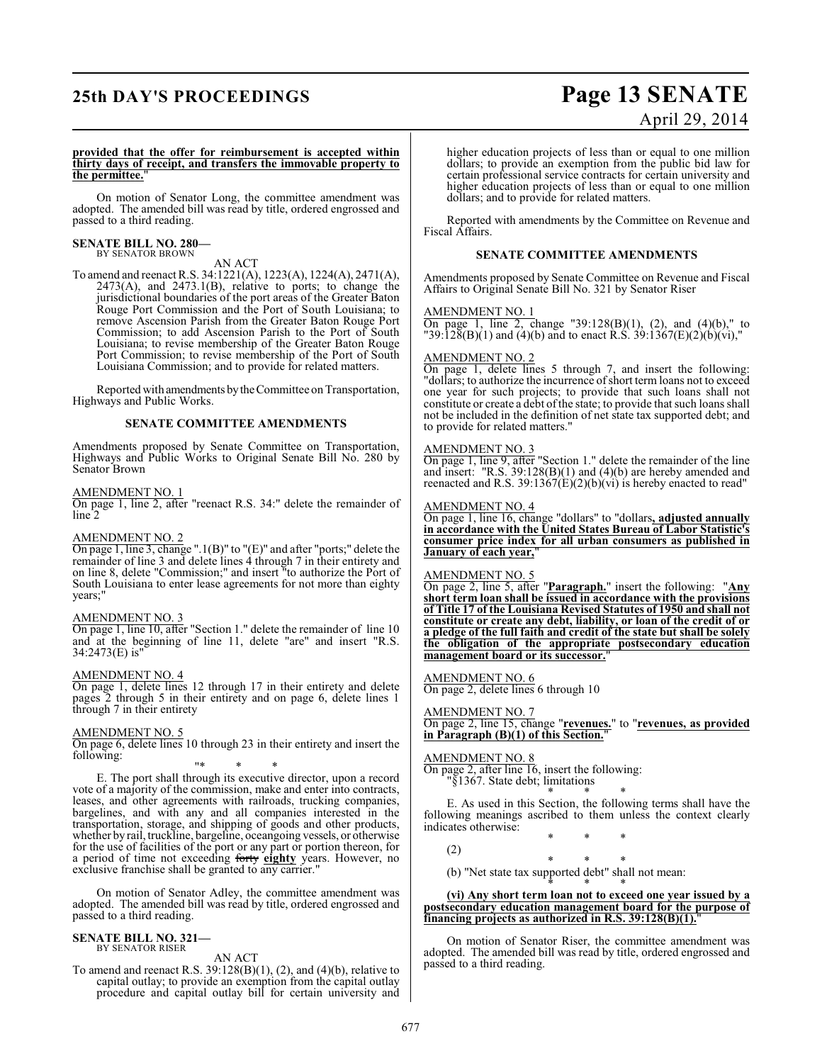**provided that the offer for reimbursement is accepted within thirty days of receipt, and transfers the immovable property to the permittee.**"

On motion of Senator Long, the committee amendment was adopted. The amended bill was read by title, ordered engrossed and passed to a third reading.

**SENATE BILL NO. 280—**
BY SENATOR BROWN

AN ACT

To amend and reenact R.S. 34:1221(A), 1223(A), 1224(A), 2471(A), 2473(A), and 2473.1(B), relative to ports; to change the jurisdictional boundaries of the port areas of the Greater Baton Rouge Port Commission and the Port of South Louisiana; to remove Ascension Parish from the Greater Baton Rouge Port Commission; to add Ascension Parish to the Port of South Louisiana; to revise membership of the Greater Baton Rouge Port Commission; to revise membership of the Port of South Louisiana Commission; and to provide for related matters.

Reported with amendments by the Committee on Transportation, Highways and Public Works.

**SENATE COMMITTEE AMENDMENTS**

Amendments proposed by Senate Committee on Transportation, Highways and Public Works to Original Senate Bill No. 280 by Senator Brown

AMENDMENT NO. 1
On page 1, line 2, after "reenact R.S. 34:" delete the remainder of line 2

AMENDMENT NO. 2
On page 1, line 3, change ".1(B)" to "(E)" and after "ports;" delete the remainder of line 3 and delete lines 4 through 7 in their entirety and on line 8, delete "Commission;" and insert "to authorize the Port of South Louisiana to enter lease agreements for not more than eighty years;"

AMENDMENT NO. 3
On page 1, line 10, after "Section 1." delete the remainder of line 10 and at the beginning of line 11, delete "are" and insert "R.S. 34:2473(E) is"

AMENDMENT NO. 4
On page 1, delete lines 12 through 17 in their entirety and delete pages 2 through 5 in their entirety and on page 6, delete lines 1 through 7 in their entirety

AMENDMENT NO. 5
On page 6, delete lines 10 through 23 in their entirety and insert the following:

"* * *

E. The port shall through its executive director, upon a record vote of a majority of the commission, make and enter into contracts, leases, and other agreements with railroads, trucking companies, bargelines, and with any and all companies interested in the transportation, storage, and shipping of goods and other products, whether by rail, truckline, bargeline, oceangoing vessels, or otherwise for the use of facilities of the port or any part or portion thereon, for a period of time not exceeding ~~forty~~ **eighty** years. However, no exclusive franchise shall be granted to any carrier."

On motion of Senator Adley, the committee amendment was adopted. The amended bill was read by title, ordered engrossed and passed to a third reading.

**SENATE BILL NO. 321—**
BY SENATOR RISER

AN ACT

To amend and reenact R.S. 39:128(B)(1), (2), and (4)(b), relative to capital outlay; to provide an exemption from the capital outlay procedure and capital outlay bill for certain university and higher education projects of less than or equal to one million dollars; to provide an exemption from the public bid law for certain professional service contracts for certain university and higher education projects of less than or equal to one million dollars; and to provide for related matters.

Reported with amendments by the Committee on Revenue and Fiscal Affairs.

**SENATE COMMITTEE AMENDMENTS**

Amendments proposed by Senate Committee on Revenue and Fiscal Affairs to Original Senate Bill No. 321 by Senator Riser

AMENDMENT NO. 1
On page 1, line 2, change "39:128(B)(1), (2), and (4)(b)," to "39:128(B)(1) and (4)(b) and to enact R.S. 39:1367(E)(2)(b)(vi),"

AMENDMENT NO. 2
On page 1, delete lines 5 through 7, and insert the following: "dollars; to authorize the incurrence of short term loans not to exceed one year for such projects; to provide that such loans shall not constitute or create a debt of the state; to provide that such loans shall not be included in the definition of net state tax supported debt; and to provide for related matters."

AMENDMENT NO. 3
On page 1, line 9, after "Section 1." delete the remainder of the line and insert: "R.S. 39:128(B)(1) and (4)(b) are hereby amended and reenacted and R.S. 39:1367(E)(2)(b)(vi) is hereby enacted to read"

AMENDMENT NO. 4
On page 1, line 16, change "dollars" to "dollars**, adjusted annually in accordance with the United States Bureau of Labor Statistic's consumer price index for all urban consumers as published in January of each year,**"

AMENDMENT NO. 5
On page 2, line 5, after "**Paragraph.**" insert the following: "**Any short term loan shall be issued in accordance with the provisions of Title 17 of the Louisiana Revised Statutes of 1950 and shall not constitute or create any debt, liability, or loan of the credit of or a pledge of the full faith and credit of the state but shall be solely the obligation of the appropriate postsecondary education management board or its successor.**"

AMENDMENT NO. 6
On page 2, delete lines 6 through 10

AMENDMENT NO. 7
On page 2, line 15, change "**revenues.**" to "**revenues, as provided in Paragraph (B)(1) of this Section.**"

AMENDMENT NO. 8
On page 2, after line 16, insert the following:

"§1367. State debt; limitations

* * *

E. As used in this Section, the following terms shall have the following meanings ascribed to them unless the context clearly indicates otherwise:

* * *

(2)

* * *

(b) "Net state tax supported debt" shall not mean:

* * *

**(vi) Any short term loan not to exceed one year issued by a postsecondary education management board for the purpose of financing projects as authorized in R.S. 39:128(B)(1).**"

On motion of Senator Riser, the committee amendment was adopted. The amended bill was read by title, ordered engrossed and passed to a third reading.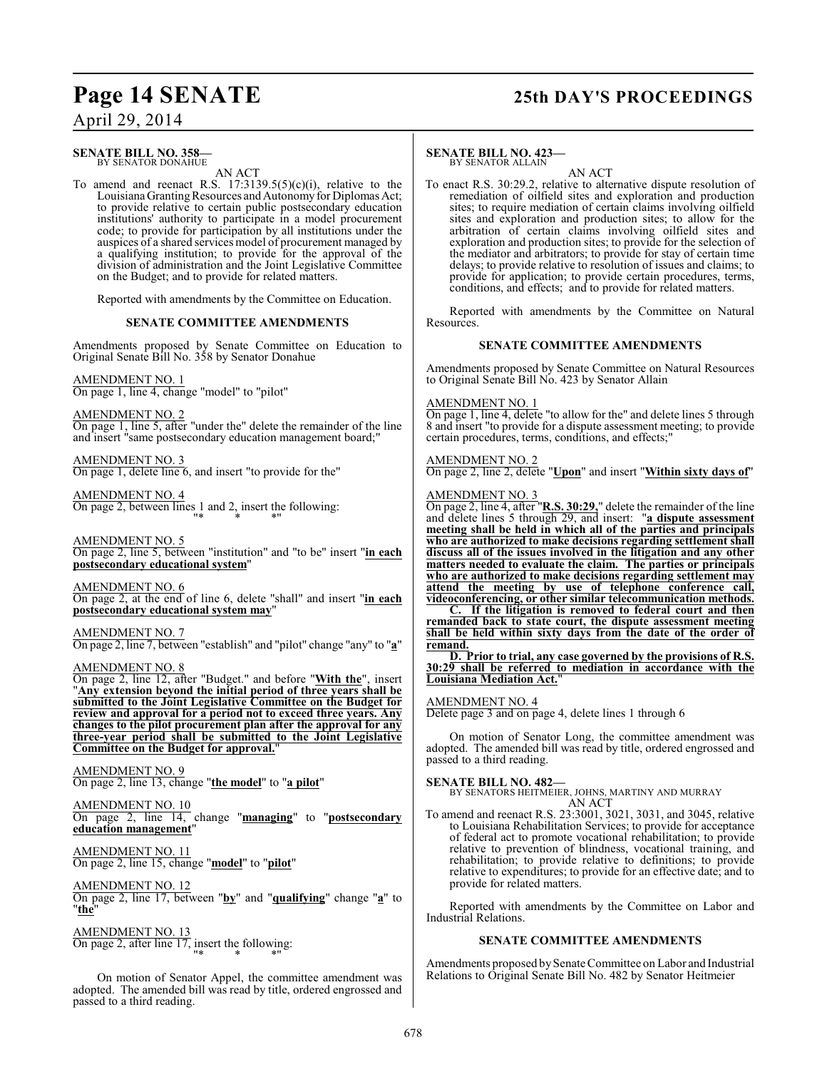**SENATE BILL NO. 358—**
BY SENATOR DONAHUE

AN ACT

To amend and reenact R.S. 17:3139.5(5)(c)(i), relative to the Louisiana Granting Resources and Autonomy for Diplomas Act; to provide relative to certain public postsecondary education institutions' authority to participate in a model procurement code; to provide for participation by all institutions under the auspices of a shared services model of procurement managed by a qualifying institution; to provide for the approval of the division of administration and the Joint Legislative Committee on the Budget; and to provide for related matters.

Reported with amendments by the Committee on Education.

**SENATE COMMITTEE AMENDMENTS**

Amendments proposed by Senate Committee on Education to Original Senate Bill No. 358 by Senator Donahue

AMENDMENT NO. 1
On page 1, line 4, change "model" to "pilot"

AMENDMENT NO. 2
On page 1, line 5, after "under the" delete the remainder of the line and insert "same postsecondary education management board;"

AMENDMENT NO. 3
On page 1, delete line 6, and insert "to provide for the"

AMENDMENT NO. 4
On page 2, between lines 1 and 2, insert the following:
"* * *"

AMENDMENT NO. 5
On page 2, line 5, between "institution" and "to be" insert "**in each postsecondary educational system**"

AMENDMENT NO. 6
On page 2, at the end of line 6, delete "shall" and insert "**in each postsecondary educational system may**"

AMENDMENT NO. 7
On page 2, line 7, between "establish" and "pilot" change "any" to "**a**"

AMENDMENT NO. 8
On page 2, line 12, after "Budget." and before "**With the**", insert "**Any extension beyond the initial period of three years shall be submitted to the Joint Legislative Committee on the Budget for review and approval for a period not to exceed three years. Any changes to the pilot procurement plan after the approval for any three-year period shall be submitted to the Joint Legislative Committee on the Budget for approval.**"

AMENDMENT NO. 9
On page 2, line 13, change "**the model**" to "**a pilot**"

AMENDMENT NO. 10
On page 2, line 14, change "**managing**" to "**postsecondary education management**"

AMENDMENT NO. 11
On page 2, line 15, change "**model**" to "**pilot**"

AMENDMENT NO. 12
On page 2, line 17, between "**by**" and "**qualifying**" change "**a**" to "**the**"

AMENDMENT NO. 13
On page 2, after line 17, insert the following:
"* * *"

On motion of Senator Appel, the committee amendment was adopted. The amended bill was read by title, ordered engrossed and passed to a third reading.

**SENATE BILL NO. 423—**
BY SENATOR ALLAIN

AN ACT

To enact R.S. 30:29.2, relative to alternative dispute resolution of remediation of oilfield sites and exploration and production sites; to require mediation of certain claims involving oilfield sites and exploration and production sites; to allow for the arbitration of certain claims involving oilfield sites and exploration and production sites; to provide for the selection of the mediator and arbitrators; to provide for stay of certain time delays; to provide relative to resolution of issues and claims; to provide for application; to provide certain procedures, terms, conditions, and effects; and to provide for related matters.

Reported with amendments by the Committee on Natural Resources.

**SENATE COMMITTEE AMENDMENTS**

Amendments proposed by Senate Committee on Natural Resources to Original Senate Bill No. 423 by Senator Allain

AMENDMENT NO. 1
On page 1, line 4, delete "to allow for the" and delete lines 5 through 8 and insert "to provide for a dispute assessment meeting; to provide certain procedures, terms, conditions, and effects;"

AMENDMENT NO. 2
On page 2, line 2, delete "**Upon**" and insert "**Within sixty days of**"

AMENDMENT NO. 3
On page 2, line 4, after "**R.S. 30:29,**" delete the remainder of the line and delete lines 5 through 29, and insert: "**a dispute assessment meeting shall be held in which all of the parties and principals who are authorized to make decisions regarding settlement shall discuss all of the issues involved in the litigation and any other matters needed to evaluate the claim. The parties or principals who are authorized to make decisions regarding settlement may attend the meeting by use of telephone conference call, videoconferencing, or other similar telecommunication methods.**

**C. If the litigation is removed to federal court and then remanded back to state court, the dispute assessment meeting shall be held within sixty days from the date of the order of remand.**

**D. Prior to trial, any case governed by the provisions of R.S. 30:29 shall be referred to mediation in accordance with the Louisiana Mediation Act.**"

AMENDMENT NO. 4
Delete page 3 and on page 4, delete lines 1 through 6

On motion of Senator Long, the committee amendment was adopted. The amended bill was read by title, ordered engrossed and passed to a third reading.

**SENATE BILL NO. 482—**
BY SENATORS HEITMEIER, JOHNS, MARTINY AND MURRAY

AN ACT

To amend and reenact R.S. 23:3001, 3021, 3031, and 3045, relative to Louisiana Rehabilitation Services; to provide for acceptance of federal act to promote vocational rehabilitation; to provide relative to prevention of blindness, vocational training, and rehabilitation; to provide relative to definitions; to provide relative to expenditures; to provide for an effective date; and to provide for related matters.

Reported with amendments by the Committee on Labor and Industrial Relations.

**SENATE COMMITTEE AMENDMENTS**

Amendments proposed by Senate Committee on Labor and Industrial Relations to Original Senate Bill No. 482 by Senator Heitmeier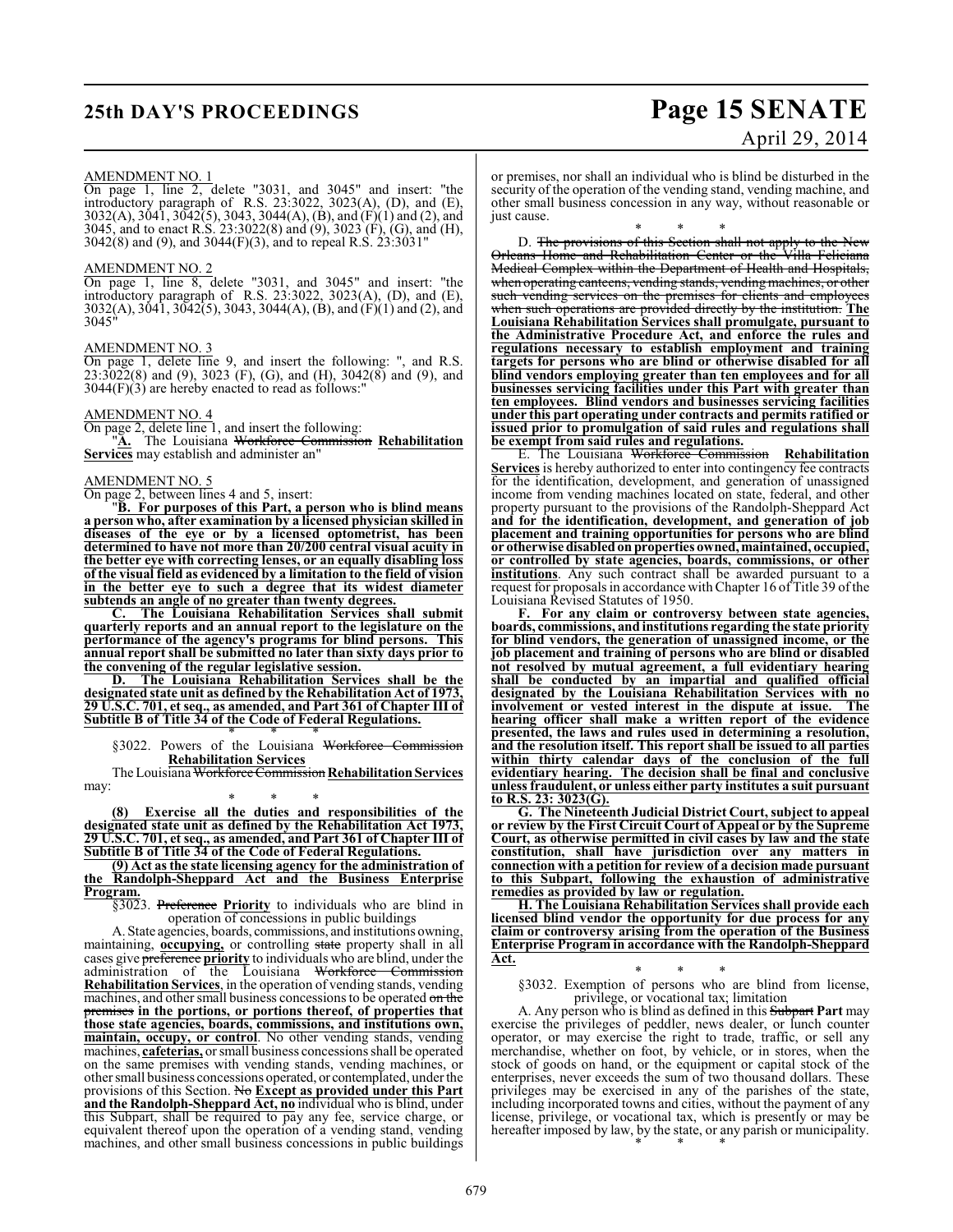AMENDMENT NO. 1

On page 1, line 2, delete "3031, and 3045" and insert: "the introductory paragraph of R.S. 23:3022, 3023(A), (D), and (E), 3032(A), 3041, 3042(5), 3043, 3044(A), (B), and (F)(1) and (2), and 3045, and to enact R.S. 23:3022(8) and (9), 3023 (F), (G), and (H), 3042(8) and (9), and 3044(F)(3), and to repeal R.S. 23:3031"

AMENDMENT NO. 2

On page 1, line 8, delete "3031, and 3045" and insert: "the introductory paragraph of R.S. 23:3022, 3023(A), (D), and (E), 3032(A), 3041, 3042(5), 3043, 3044(A), (B), and (F)(1) and (2), and 3045"

AMENDMENT NO. 3

On page 1, delete line 9, and insert the following: ", and R.S. 23:3022(8) and (9), 3023 (F), (G), and (H), 3042(8) and (9), and 3044(F)(3) are hereby enacted to read as follows:"

AMENDMENT NO. 4

On page 2, delete line 1, and insert the following:

"**A.** The Louisiana ~~Workforce Commission~~ **Rehabilitation Services** may establish and administer an"

AMENDMENT NO. 5

On page 2, between lines 4 and 5, insert:

"**B. For purposes of this Part, a person who is blind means a person who, after examination by a licensed physician skilled in diseases of the eye or by a licensed optometrist, has been determined to have not more than 20/200 central visual acuity in the better eye with correcting lenses, or an equally disabling loss of the visual field as evidenced by a limitation to the field of vision in the better eye to such a degree that its widest diameter subtends an angle of no greater than twenty degrees.**

**C. The Louisiana Rehabilitation Services shall submit quarterly reports and an annual report to the legislature on the performance of the agency's programs for blind persons. This annual report shall be submitted no later than sixty days prior to the convening of the regular legislative session.**

**D. The Louisiana Rehabilitation Services shall be the designated state unit as defined by the Rehabilitation Act of 1973, 29 U.S.C. 701, et seq., as amended, and Part 361 of Chapter III of Subtitle B of Title 34 of the Code of Federal Regulations.**

\* \* \*

§3022. Powers of the Louisiana ~~Workforce Commission~~ **Rehabilitation Services**

The Louisiana ~~Workforce Commission~~ **Rehabilitation Services** may:

\* \* \*

**(8) Exercise all the duties and responsibilities of the designated state unit as defined by the Rehabilitation Act 1973, 29 U.S.C. 701, et seq., as amended, and Part 361 of Chapter III of Subtitle B of Title 34 of the Code of Federal Regulations.**

**(9) Act as the state licensing agency for the administration of the Randolph-Sheppard Act and the Business Enterprise Program.**

§3023. ~~Preference~~ **Priority** to individuals who are blind in operation of concessions in public buildings

A. State agencies, boards, commissions, and institutions owning, maintaining, **occupying,** or controlling ~~state~~ property shall in all cases give ~~preference~~ **priority** to individuals who are blind, under the administration of the Louisiana ~~Workforce Commission~~ **Rehabilitation Services**, in the operation of vending stands, vending machines, and other small business concessions to be operated ~~on the premises~~ **in the portions, or portions thereof, of properties that those state agencies, boards, commissions, and institutions own, maintain, occupy, or control**. No other vending stands, vending machines, **cafeterias,** or small business concessions shall be operated on the same premises with vending stands, vending machines, or other small business concessions operated, or contemplated, under the provisions of this Section. ~~No~~ **Except as provided under this Part and the Randolph-Sheppard Act, no** individual who is blind, under this Subpart, shall be required to pay any fee, service charge, or equivalent thereof upon the operation of a vending stand, vending machines, and other small business concessions in public buildings or premises, nor shall an individual who is blind be disturbed in the security of the operation of the vending stand, vending machine, and other small business concession in any way, without reasonable or just cause.

\* \* \*

D. ~~The provisions of this Section shall not apply to the New Orleans Home and Rehabilitation Center or the Villa Feliciana Medical Complex within the Department of Health and Hospitals, when operating canteens, vending stands, vending machines, or other such vending services on the premises for clients and employees when such operations are provided directly by the institution.~~ **The Louisiana Rehabilitation Services shall promulgate, pursuant to the Administrative Procedure Act, and enforce the rules and regulations necessary to establish employment and training targets for persons who are blind or otherwise disabled for all blind vendors employing greater than ten employees and for all businesses servicing facilities under this Part with greater than ten employees. Blind vendors and businesses servicing facilities under this part operating under contracts and permits ratified or issued prior to promulgation of said rules and regulations shall be exempt from said rules and regulations.**

E. The Louisiana ~~Workforce Commission~~ **Rehabilitation Services** is hereby authorized to enter into contingency fee contracts for the identification, development, and generation of unassigned income from vending machines located on state, federal, and other property pursuant to the provisions of the Randolph-Sheppard Act **and for the identification, development, and generation of job placement and training opportunities for persons who are blind or otherwise disabled on properties owned, maintained, occupied, or controlled by state agencies, boards, commissions, or other institutions**. Any such contract shall be awarded pursuant to a request for proposals in accordance with Chapter 16 of Title 39 of the Louisiana Revised Statutes of 1950.

**F. For any claim or controversy between state agencies, boards, commissions, and institutions regarding the state priority for blind vendors, the generation of unassigned income, or the job placement and training of persons who are blind or disabled not resolved by mutual agreement, a full evidentiary hearing shall be conducted by an impartial and qualified official designated by the Louisiana Rehabilitation Services with no involvement or vested interest in the dispute at issue. The hearing officer shall make a written report of the evidence presented, the laws and rules used in determining a resolution, and the resolution itself. This report shall be issued to all parties within thirty calendar days of the conclusion of the full evidentiary hearing. The decision shall be final and conclusive unless fraudulent, or unless either party institutes a suit pursuant to R.S. 23: 3023(G).**

**G. The Nineteenth Judicial District Court, subject to appeal or review by the First Circuit Court of Appeal or by the Supreme Court, as otherwise permitted in civil cases by law and the state constitution, shall have jurisdiction over any matters in connection with a petition for review of a decision made pursuant to this Subpart, following the exhaustion of administrative remedies as provided by law or regulation.**

**H. The Louisiana Rehabilitation Services shall provide each licensed blind vendor the opportunity for due process for any claim or controversy arising from the operation of the Business Enterprise Program in accordance with the Randolph-Sheppard Act.**

\* \* \*

§3032. Exemption of persons who are blind from license, privilege, or vocational tax; limitation

A. Any person who is blind as defined in this ~~Subpart~~ **Part** may exercise the privileges of peddler, news dealer, or lunch counter operator, or may exercise the right to trade, traffic, or sell any merchandise, whether on foot, by vehicle, or in stores, when the stock of goods on hand, or the equipment or capital stock of the enterprises, never exceeds the sum of two thousand dollars. These privileges may be exercised in any of the parishes of the state, including incorporated towns and cities, without the payment of any license, privilege, or vocational tax, which is presently or may be hereafter imposed by law, by the state, or any parish or municipality.

\* \* \*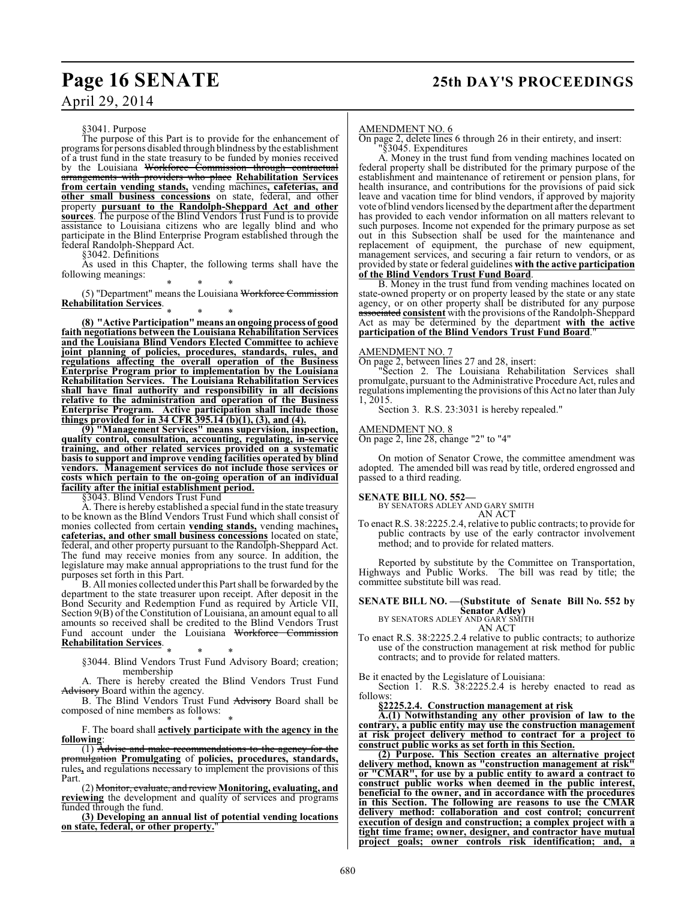§3041. Purpose

The purpose of this Part is to provide for the enhancement of programs for persons disabled through blindness by the establishment of a trust fund in the state treasury to be funded by monies received by the Louisiana ~~Workforce Commission through contractual arrangements with providers who place~~ **Rehabilitation Services from certain vending stands,** vending machines**, cafeterias, and other small business concessions** on state, federal, and other property **pursuant to the Randolph-Sheppard Act and other sources**. The purpose of the Blind Vendors Trust Fund is to provide assistance to Louisiana citizens who are legally blind and who participate in the Blind Enterprise Program established through the federal Randolph-Sheppard Act.

§3042. Definitions

As used in this Chapter, the following terms shall have the following meanings:

\* \* \*

(5) "Department" means the Louisiana ~~Workforce Commission~~ **Rehabilitation Services**.

\* \* \*

**(8) "Active Participation" means an ongoing process of good faith negotiations between the Louisiana Rehabilitation Services and the Louisiana Blind Vendors Elected Committee to achieve joint planning of policies, procedures, standards, rules, and regulations affecting the overall operation of the Business Enterprise Program prior to implementation by the Louisiana Rehabilitation Services. The Louisiana Rehabilitation Services shall have final authority and responsibility in all decisions relative to the administration and operation of the Business Enterprise Program. Active participation shall include those things provided for in 34 CFR 395.14 (b)(1), (3), and (4).**

**(9) "Management Services" means supervision, inspection, quality control, consultation, accounting, regulating, in-service training, and other related services provided on a systematic basis to support and improve vending facilities operated by blind vendors. Management services do not include those services or costs which pertain to the on-going operation of an individual facility after the initial establishment period.**

§3043. Blind Vendors Trust Fund

A. There is hereby established a special fund in the state treasury to be known as the Blind Vendors Trust Fund which shall consist of monies collected from certain **vending stands,** vending machines**, cafeterias, and other small business concessions** located on state, federal, and other property pursuant to the Randolph-Sheppard Act. The fund may receive monies from any source. In addition, the legislature may make annual appropriations to the trust fund for the purposes set forth in this Part.

B. All monies collected under this Part shall be forwarded by the department to the state treasurer upon receipt. After deposit in the Bond Security and Redemption Fund as required by Article VII, Section 9(B) of the Constitution of Louisiana, an amount equal to all amounts so received shall be credited to the Blind Vendors Trust Fund account under the Louisiana ~~Workforce Commission~~ **Rehabilitation Services**.

\* \* \*

§3044. Blind Vendors Trust Fund Advisory Board; creation; membership

A. There is hereby created the Blind Vendors Trust Fund ~~Advisory~~ Board within the agency.

B. The Blind Vendors Trust Fund ~~Advisory~~ Board shall be composed of nine members as follows:

\* \* \*

F. The board shall **actively participate with the agency in the following**:

(1) ~~Advise and make recommendations to the agency for the promulgation~~ **Promulgating** of **policies, procedures, standards,** rules**,** and regulations necessary to implement the provisions of this Part.

(2) ~~Monitor, evaluate, and review~~ **Monitoring, evaluating, and reviewing** the development and quality of services and programs funded through the fund.

**(3) Developing an annual list of potential vending locations on state, federal, or other property.**"

AMENDMENT NO. 6

On page 2, delete lines 6 through 26 in their entirety, and insert:

"§3045. Expenditures

A. Money in the trust fund from vending machines located on federal property shall be distributed for the primary purpose of the establishment and maintenance of retirement or pension plans, for health insurance, and contributions for the provisions of paid sick leave and vacation time for blind vendors, if approved by majority vote of blind vendors licensed by the department after the department has provided to each vendor information on all matters relevant to such purposes. Income not expended for the primary purpose as set out in this Subsection shall be used for the maintenance and replacement of equipment, the purchase of new equipment, management services, and securing a fair return to vendors, or as provided by state or federal guidelines **with the active participation of the Blind Vendors Trust Fund Board**.

B. Money in the trust fund from vending machines located on state-owned property or on property leased by the state or any state agency, or on other property shall be distributed for any purpose ~~associated~~ **consistent** with the provisions of the Randolph-Sheppard Act as may be determined by the department **with the active participation of the Blind Vendors Trust Fund Board**."

AMENDMENT NO. 7

On page 2, between lines 27 and 28, insert:

"Section 2. The Louisiana Rehabilitation Services shall promulgate, pursuant to the Administrative Procedure Act, rules and regulations implementing the provisions of this Act no later than July 1, 2015.

Section 3. R.S. 23:3031 is hereby repealed."

AMENDMENT NO. 8

On page 2, line 28, change "2" to "4"

On motion of Senator Crowe, the committee amendment was adopted. The amended bill was read by title, ordered engrossed and passed to a third reading.

**SENATE BILL NO. 552—**

BY SENATORS ADLEY AND GARY SMITH

AN ACT

To enact R.S. 38:2225.2.4, relative to public contracts; to provide for public contracts by use of the early contractor involvement method; and to provide for related matters.

Reported by substitute by the Committee on Transportation, Highways and Public Works. The bill was read by title; the committee substitute bill was read.

**SENATE BILL NO. —(Substitute of Senate Bill No. 552 by Senator Adley)**

BY SENATORS ADLEY AND GARY SMITH

AN ACT

To enact R.S. 38:2225.2.4 relative to public contracts; to authorize use of the construction management at risk method for public contracts; and to provide for related matters.

Be it enacted by the Legislature of Louisiana:

Section 1. R.S. 38:2225.2.4 is hereby enacted to read as follows:

**§2225.2.4. Construction management at risk**

**A.(1) Notwithstanding any other provision of law to the contrary, a public entity may use the construction management at risk project delivery method to contract for a project to construct public works as set forth in this Section.**

**(2) Purpose. This Section creates an alternative project delivery method, known as "construction management at risk" or "CMAR", for use by a public entity to award a contract to construct public works when deemed in the public interest, beneficial to the owner, and in accordance with the procedures in this Section. The following are reasons to use the CMAR delivery method: collaboration and cost control; concurrent execution of design and construction; a complex project with a tight time frame; owner, designer, and contractor have mutual project goals; owner controls risk identification; and, a**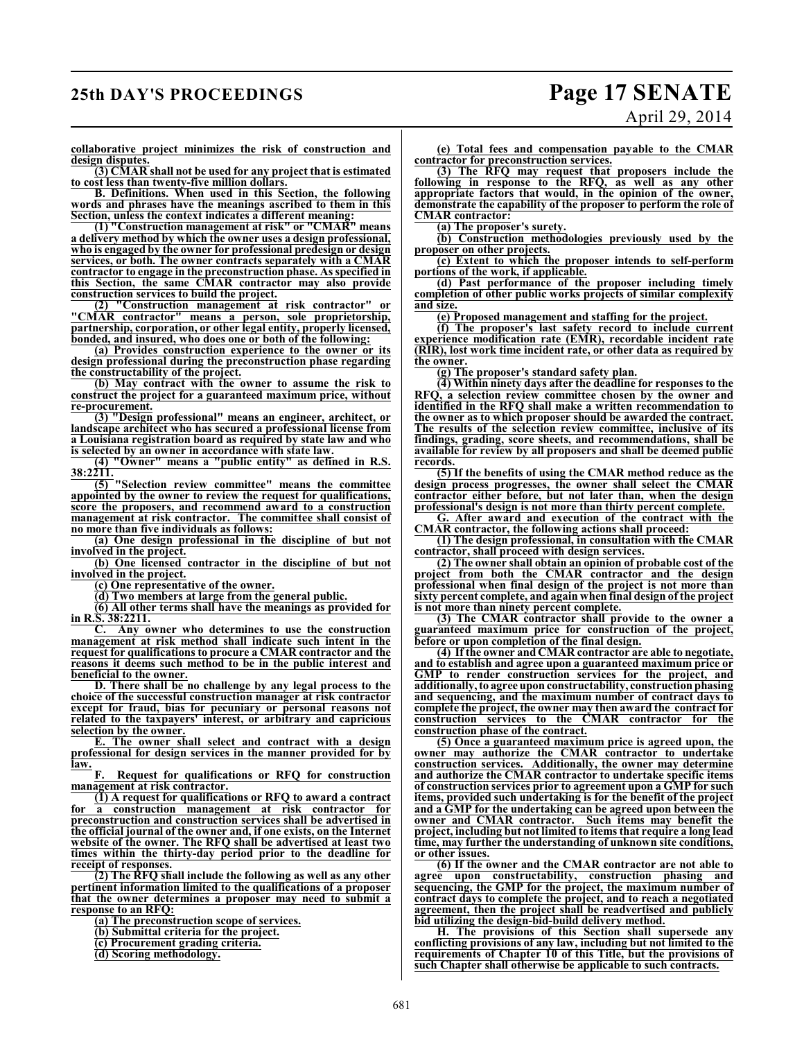**collaborative project minimizes the risk of construction and design disputes.**

**(3) CMAR shall not be used for any project that is estimated to cost less than twenty-five million dollars.**

**B. Definitions. When used in this Section, the following words and phrases have the meanings ascribed to them in this Section, unless the context indicates a different meaning:**

**(1) "Construction management at risk" or "CMAR" means a delivery method by which the owner uses a design professional, who is engaged by the owner for professional predesign or design services, or both. The owner contracts separately with a CMAR contractor to engage in the preconstruction phase. As specified in this Section, the same CMAR contractor may also provide construction services to build the project.**

**(2) "Construction management at risk contractor" or "CMAR contractor" means a person, sole proprietorship, partnership, corporation, or other legal entity, properly licensed, bonded, and insured, who does one or both of the following:**

**(a) Provides construction experience to the owner or its design professional during the preconstruction phase regarding the constructability of the project.**

**(b) May contract with the owner to assume the risk to construct the project for a guaranteed maximum price, without re-procurement.**

**(3) "Design professional" means an engineer, architect, or landscape architect who has secured a professional license from a Louisiana registration board as required by state law and who is selected by an owner in accordance with state law.**

**(4) "Owner" means a "public entity" as defined in R.S. 38:2211.**

**(5) "Selection review committee" means the committee appointed by the owner to review the request for qualifications, score the proposers, and recommend award to a construction management at risk contractor. The committee shall consist of no more than five individuals as follows:**

**(a) One design professional in the discipline of but not involved in the project.**

**(b) One licensed contractor in the discipline of but not involved in the project.**

**(c) One representative of the owner.**

**(d) Two members at large from the general public.**

**(6) All other terms shall have the meanings as provided for in R.S. 38:2211.**

**C. Any owner who determines to use the construction management at risk method shall indicate such intent in the request for qualifications to procure a CMAR contractor and the reasons it deems such method to be in the public interest and beneficial to the owner.**

**D. There shall be no challenge by any legal process to the choice of the successful construction manager at risk contractor except for fraud, bias for pecuniary or personal reasons not related to the taxpayers' interest, or arbitrary and capricious selection by the owner.**

**E. The owner shall select and contract with a design professional for design services in the manner provided for by law.**

**F. Request for qualifications or RFQ for construction management at risk contractor.**

**(1) A request for qualifications or RFQ to award a contract for a construction management at risk contractor for preconstruction and construction services shall be advertised in the official journal of the owner and, if one exists, on the Internet website of the owner. The RFQ shall be advertised at least two times within the thirty-day period prior to the deadline for receipt of responses.**

**(2) The RFQ shall include the following as well as any other pertinent information limited to the qualifications of a proposer that the owner determines a proposer may need to submit a response to an RFQ:**

**(a) The preconstruction scope of services.**

**(b) Submittal criteria for the project.**

**(c) Procurement grading criteria.**

**(d) Scoring methodology.**

**(e) Total fees and compensation payable to the CMAR contractor for preconstruction services.**

**(3) The RFQ may request that proposers include the following in response to the RFQ, as well as any other appropriate factors that would, in the opinion of the owner, demonstrate the capability of the proposer to perform the role of CMAR contractor:**

**(a) The proposer's surety.**

**(b) Construction methodologies previously used by the proposer on other projects.**

**(c) Extent to which the proposer intends to self-perform portions of the work, if applicable.**

**(d) Past performance of the proposer including timely completion of other public works projects of similar complexity and size.**

**(e) Proposed management and staffing for the project.**

**(f) The proposer's last safety record to include current experience modification rate (EMR), recordable incident rate (RIR), lost work time incident rate, or other data as required by the owner.**

**(g) The proposer's standard safety plan.**

**(4) Within ninety days after the deadline for responses to the RFQ, a selection review committee chosen by the owner and identified in the RFQ shall make a written recommendation to the owner as to which proposer should be awarded the contract. The results of the selection review committee, inclusive of its findings, grading, score sheets, and recommendations, shall be available for review by all proposers and shall be deemed public records.**

**(5) If the benefits of using the CMAR method reduce as the design process progresses, the owner shall select the CMAR contractor either before, but not later than, when the design professional's design is not more than thirty percent complete.**

**G. After award and execution of the contract with the CMAR contractor, the following actions shall proceed:**

**(1) The design professional, in consultation with the CMAR contractor, shall proceed with design services.**

**(2) The owner shall obtain an opinion of probable cost of the project from both the CMAR contractor and the design professional when final design of the project is not more than sixty percent complete, and again when final design of the project is not more than ninety percent complete.**

**(3) The CMAR contractor shall provide to the owner a guaranteed maximum price for construction of the project, before or upon completion of the final design.**

**(4) If the owner and CMAR contractor are able to negotiate, and to establish and agree upon a guaranteed maximum price or GMP to render construction services for the project, and additionally, to agree upon constructability, construction phasing and sequencing, and the maximum number of contract days to complete the project, the owner may then award the contract for construction services to the CMAR contractor for the construction phase of the contract.**

**(5) Once a guaranteed maximum price is agreed upon, the owner may authorize the CMAR contractor to undertake construction services. Additionally, the owner may determine and authorize the CMAR contractor to undertake specific items of construction services prior to agreement upon a GMP for such items, provided such undertaking is for the benefit of the project and a GMP for the undertaking can be agreed upon between the owner and CMAR contractor. Such items may benefit the project, including but not limited to items that require a long lead time, may further the understanding of unknown site conditions, or other issues.**

**(6) If the owner and the CMAR contractor are not able to agree upon constructability, construction phasing and sequencing, the GMP for the project, the maximum number of contract days to complete the project, and to reach a negotiated agreement, then the project shall be readvertised and publicly bid utilizing the design-bid-build delivery method.**

**H. The provisions of this Section shall supersede any conflicting provisions of any law, including but not limited to the requirements of Chapter 10 of this Title, but the provisions of such Chapter shall otherwise be applicable to such contracts.**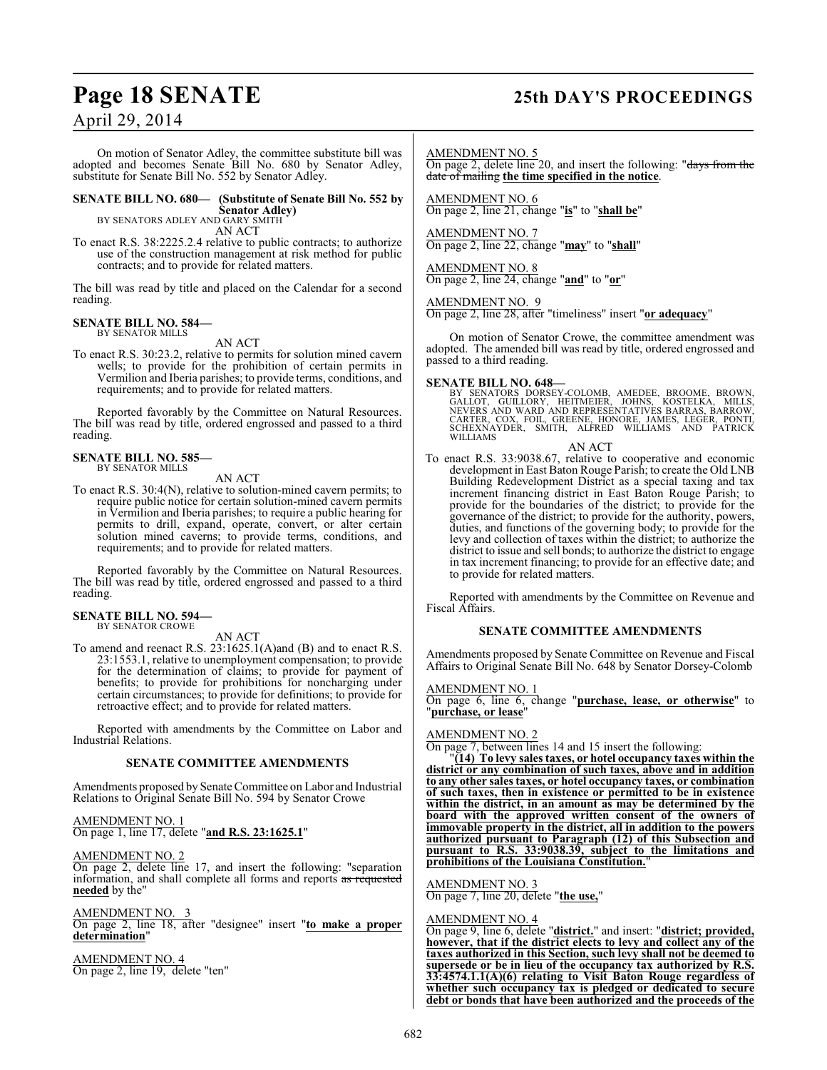On motion of Senator Adley, the committee substitute bill was adopted and becomes Senate Bill No. 680 by Senator Adley, substitute for Senate Bill No. 552 by Senator Adley.

**SENATE BILL NO. 680— (Substitute of Senate Bill No. 552 by Senator Adley)**
BY SENATORS ADLEY AND GARY SMITH

AN ACT

To enact R.S. 38:2225.2.4 relative to public contracts; to authorize use of the construction management at risk method for public contracts; and to provide for related matters.

The bill was read by title and placed on the Calendar for a second reading.

**SENATE BILL NO. 584—**
BY SENATOR MILLS

AN ACT

To enact R.S. 30:23.2, relative to permits for solution mined cavern wells; to provide for the prohibition of certain permits in Vermilion and Iberia parishes; to provide terms, conditions, and requirements; and to provide for related matters.

Reported favorably by the Committee on Natural Resources. The bill was read by title, ordered engrossed and passed to a third reading.

**SENATE BILL NO. 585—**
BY SENATOR MILLS

AN ACT

To enact R.S. 30:4(N), relative to solution-mined cavern permits; to require public notice for certain solution-mined cavern permits in Vermilion and Iberia parishes; to require a public hearing for permits to drill, expand, operate, convert, or alter certain solution mined caverns; to provide terms, conditions, and requirements; and to provide for related matters.

Reported favorably by the Committee on Natural Resources. The bill was read by title, ordered engrossed and passed to a third reading.

**SENATE BILL NO. 594—**
BY SENATOR CROWE

AN ACT

To amend and reenact R.S. 23:1625.1(A)and (B) and to enact R.S. 23:1553.1, relative to unemployment compensation; to provide for the determination of claims; to provide for payment of benefits; to provide for prohibitions for noncharging under certain circumstances; to provide for definitions; to provide for retroactive effect; and to provide for related matters.

Reported with amendments by the Committee on Labor and Industrial Relations.

**SENATE COMMITTEE AMENDMENTS**

Amendments proposed by Senate Committee on Labor and Industrial Relations to Original Senate Bill No. 594 by Senator Crowe

AMENDMENT NO. 1
On page 1, line 17, delete "**and R.S. 23:1625.1**"

AMENDMENT NO. 2
On page 2, delete line 17, and insert the following: "separation information, and shall complete all forms and reports ~~as requested~~ **needed** by the"

AMENDMENT NO. 3
On page 2, line 18, after "designee" insert "**to make a proper determination**"

AMENDMENT NO. 4
On page 2, line 19, delete "ten"

AMENDMENT NO. 5
On page 2, delete line 20, and insert the following: "~~days from the date of mailing~~ **the time specified in the notice**.

AMENDMENT NO. 6
On page 2, line 21, change "**is**" to "**shall be**"

AMENDMENT NO. 7
On page 2, line 22, change "**may**" to "**shall**"

AMENDMENT NO. 8
On page 2, line 24, change "**and**" to "**or**"

AMENDMENT NO. 9
On page 2, line 28, after "timeliness" insert "**or adequacy**"

On motion of Senator Crowe, the committee amendment was adopted. The amended bill was read by title, ordered engrossed and passed to a third reading.

**SENATE BILL NO. 648—**
BY SENATORS DORSEY-COLOMB, AMEDEE, BROOME, BROWN, GALLOT, GUILLORY, HEITMEIER, JOHNS, KOSTELKA, MILLS, NEVERS AND WARD AND REPRESENTATIVES BARRAS, BARROW, CARTER, COX, FOIL, GREENE, HONORE, JAMES, LEGER, PONTI, SCHEXNAYDER, SMITH, ALFRED WILLIAMS AND PATRICK WILLIAMS

AN ACT

To enact R.S. 33:9038.67, relative to cooperative and economic development in East Baton Rouge Parish; to create the Old LNB Building Redevelopment District as a special taxing and tax increment financing district in East Baton Rouge Parish; to provide for the boundaries of the district; to provide for the governance of the district; to provide for the authority, powers, duties, and functions of the governing body; to provide for the levy and collection of taxes within the district; to authorize the district to issue and sell bonds; to authorize the district to engage in tax increment financing; to provide for an effective date; and to provide for related matters.

Reported with amendments by the Committee on Revenue and Fiscal Affairs.

**SENATE COMMITTEE AMENDMENTS**

Amendments proposed by Senate Committee on Revenue and Fiscal Affairs to Original Senate Bill No. 648 by Senator Dorsey-Colomb

AMENDMENT NO. 1
On page 6, line 6, change "**purchase, lease, or otherwise**" to "**purchase, or lease**"

AMENDMENT NO. 2
On page 7, between lines 14 and 15 insert the following:

"**(14) To levy sales taxes, or hotel occupancy taxes within the district or any combination of such taxes, above and in addition to any other sales taxes, or hotel occupancy taxes, or combination of such taxes, then in existence or permitted to be in existence within the district, in an amount as may be determined by the board with the approved written consent of the owners of immovable property in the district, all in addition to the powers authorized pursuant to Paragraph (12) of this Subsection and pursuant to R.S. 33:9038.39, subject to the limitations and prohibitions of the Louisiana Constitution.**"

AMENDMENT NO. 3
On page 7, line 20, delete "**the use,**"

AMENDMENT NO. 4
On page 9, line 6, delete "**district.**" and insert: "**district; provided, however, that if the district elects to levy and collect any of the taxes authorized in this Section, such levy shall not be deemed to supersede or be in lieu of the occupancy tax authorized by R.S. 33:4574.1.1(A)(6) relating to Visit Baton Rouge regardless of whether such occupancy tax is pledged or dedicated to secure debt or bonds that have been authorized and the proceeds of the**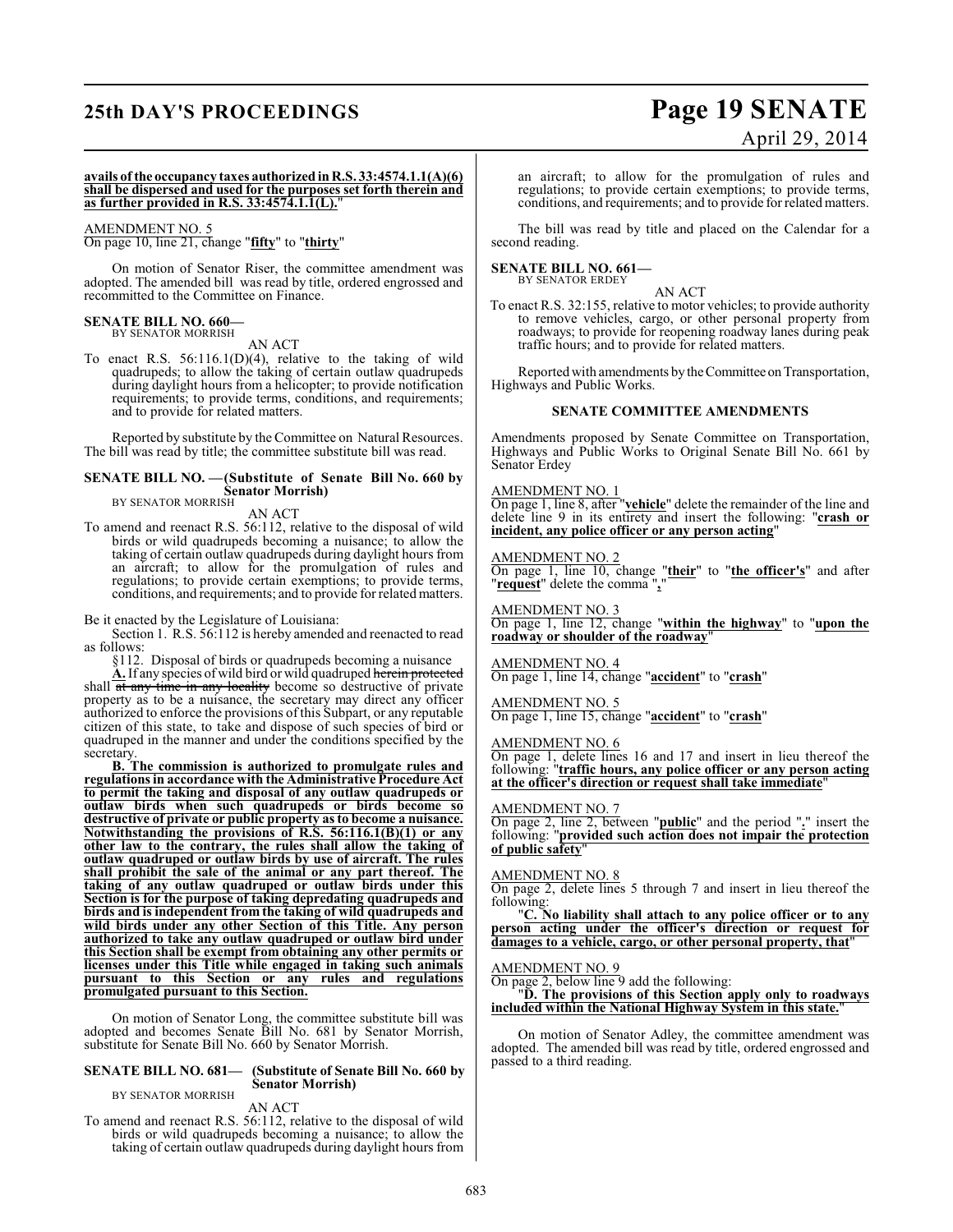**avails of the occupancy taxes authorized in R.S. 33:4574.1.1(A)(6) shall be dispersed and used for the purposes set forth therein and as further provided in R.S. 33:4574.1.1(L).**"

AMENDMENT NO. 5

On page 10, line 21, change "**fifty**" to "**thirty**"

On motion of Senator Riser, the committee amendment was adopted. The amended bill was read by title, ordered engrossed and recommitted to the Committee on Finance.

**SENATE BILL NO. 660—**
BY SENATOR MORRISH

AN ACT

To enact R.S. 56:116.1(D)(4), relative to the taking of wild quadrupeds; to allow the taking of certain outlaw quadrupeds during daylight hours from a helicopter; to provide notification requirements; to provide terms, conditions, and requirements; and to provide for related matters.

Reported by substitute by the Committee on Natural Resources. The bill was read by title; the committee substitute bill was read.

**SENATE BILL NO. —(Substitute of Senate Bill No. 660 by Senator Morrish)**
BY SENATOR MORRISH

AN ACT

To amend and reenact R.S. 56:112, relative to the disposal of wild birds or wild quadrupeds becoming a nuisance; to allow the taking of certain outlaw quadrupeds during daylight hours from an aircraft; to allow for the promulgation of rules and regulations; to provide certain exemptions; to provide terms, conditions, and requirements; and to provide for related matters.

Be it enacted by the Legislature of Louisiana:

Section 1. R.S. 56:112 is hereby amended and reenacted to read as follows:

§112. Disposal of birds or quadrupeds becoming a nuisance

**A.** If any species of wild bird or wild quadruped ~~herein protected~~ shall ~~at any time in any locality~~ become so destructive of private property as to be a nuisance, the secretary may direct any officer authorized to enforce the provisions of this Subpart, or any reputable citizen of this state, to take and dispose of such species of bird or quadruped in the manner and under the conditions specified by the secretary.

**B. The commission is authorized to promulgate rules and regulations in accordance with the Administrative Procedure Act to permit the taking and disposal of any outlaw quadrupeds or outlaw birds when such quadrupeds or birds become so destructive of private or public property as to become a nuisance. Notwithstanding the provisions of R.S. 56:116.1(B)(1) or any other law to the contrary, the rules shall allow the taking of outlaw quadruped or outlaw birds by use of aircraft. The rules shall prohibit the sale of the animal or any part thereof. The taking of any outlaw quadruped or outlaw birds under this Section is for the purpose of taking depredating quadrupeds and birds and is independent from the taking of wild quadrupeds and wild birds under any other Section of this Title. Any person authorized to take any outlaw quadruped or outlaw bird under this Section shall be exempt from obtaining any other permits or licenses under this Title while engaged in taking such animals pursuant to this Section or any rules and regulations promulgated pursuant to this Section.**

On motion of Senator Long, the committee substitute bill was adopted and becomes Senate Bill No. 681 by Senator Morrish, substitute for Senate Bill No. 660 by Senator Morrish.

**SENATE BILL NO. 681— (Substitute of Senate Bill No. 660 by Senator Morrish)**
BY SENATOR MORRISH

AN ACT

To amend and reenact R.S. 56:112, relative to the disposal of wild birds or wild quadrupeds becoming a nuisance; to allow the taking of certain outlaw quadrupeds during daylight hours from an aircraft; to allow for the promulgation of rules and regulations; to provide certain exemptions; to provide terms, conditions, and requirements; and to provide for related matters.

The bill was read by title and placed on the Calendar for a second reading.

**SENATE BILL NO. 661—**
BY SENATOR ERDEY

AN ACT

To enact R.S. 32:155, relative to motor vehicles; to provide authority to remove vehicles, cargo, or other personal property from roadways; to provide for reopening roadway lanes during peak traffic hours; and to provide for related matters.

Reported with amendments by the Committee on Transportation, Highways and Public Works.

**SENATE COMMITTEE AMENDMENTS**

Amendments proposed by Senate Committee on Transportation, Highways and Public Works to Original Senate Bill No. 661 by Senator Erdey

AMENDMENT NO. 1

On page 1, line 8, after "**vehicle**" delete the remainder of the line and delete line 9 in its entirety and insert the following: "**crash or incident, any police officer or any person acting**"

AMENDMENT NO. 2

On page 1, line 10, change "**their**" to "**the officer's**" and after "**request**" delete the comma "**,**"

AMENDMENT NO. 3

On page 1, line 12, change "**within the highway**" to "**upon the roadway or shoulder of the roadway**"

AMENDMENT NO. 4

On page 1, line 14, change "**accident**" to "**crash**"

AMENDMENT NO. 5

On page 1, line 15, change "**accident**" to "**crash**"

AMENDMENT NO. 6

On page 1, delete lines 16 and 17 and insert in lieu thereof the following: "**traffic hours, any police officer or any person acting at the officer's direction or request shall take immediate**"

AMENDMENT NO. 7

On page 2, line 2, between "**public**" and the period "**.**" insert the following: "**provided such action does not impair the protection of public safety**"

AMENDMENT NO. 8

On page 2, delete lines 5 through 7 and insert in lieu thereof the following:

"**C. No liability shall attach to any police officer or to any person acting under the officer's direction or request for damages to a vehicle, cargo, or other personal property, that**"

AMENDMENT NO. 9

On page 2, below line 9 add the following:

"**D. The provisions of this Section apply only to roadways included within the National Highway System in this state.**"

On motion of Senator Adley, the committee amendment was adopted. The amended bill was read by title, ordered engrossed and passed to a third reading.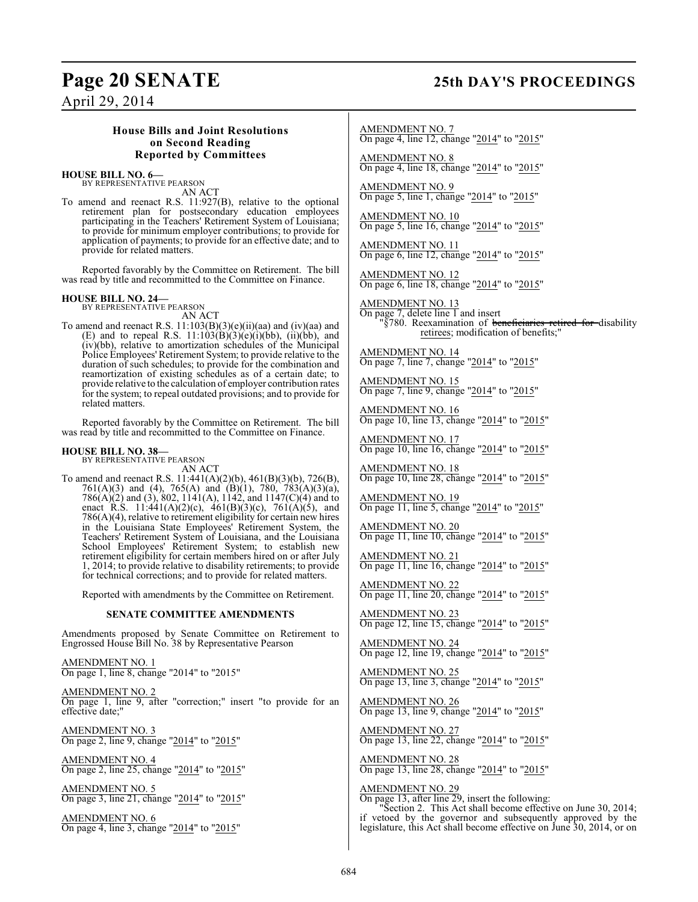### House Bills and Joint Resolutions on Second Reading Reported by Committees

**HOUSE BILL NO. 6—**
BY REPRESENTATIVE PEARSON
AN ACT

To amend and reenact R.S. 11:927(B), relative to the optional retirement plan for postsecondary education employees participating in the Teachers' Retirement System of Louisiana; to provide for minimum employer contributions; to provide for application of payments; to provide for an effective date; and to provide for related matters.

Reported favorably by the Committee on Retirement. The bill was read by title and recommitted to the Committee on Finance.

**HOUSE BILL NO. 24—**
BY REPRESENTATIVE PEARSON
AN ACT

To amend and reenact R.S. 11:103(B)(3)(e)(ii)(aa) and (iv)(aa) and (E) and to repeal R.S. 11:103(B)(3)(e)(i)(bb), (ii)(bb), and (iv)(bb), relative to amortization schedules of the Municipal Police Employees' Retirement System; to provide relative to the duration of such schedules; to provide for the combination and reamortization of existing schedules as of a certain date; to provide relative to the calculation of employer contribution rates for the system; to repeal outdated provisions; and to provide for related matters.

Reported favorably by the Committee on Retirement. The bill was read by title and recommitted to the Committee on Finance.

**HOUSE BILL NO. 38—**
BY REPRESENTATIVE PEARSON
AN ACT

To amend and reenact R.S. 11:441(A)(2)(b), 461(B)(3)(b), 726(B), 761(A)(3) and (4), 765(A) and (B)(1), 780, 783(A)(3)(a), 786(A)(2) and (3), 802, 1141(A), 1142, and 1147(C)(4) and to enact R.S. 11:441(A)(2)(c), 461(B)(3)(c), 761(A)(5), and 786(A)(4), relative to retirement eligibility for certain new hires in the Louisiana State Employees' Retirement System, the Teachers' Retirement System of Louisiana, and the Louisiana School Employees' Retirement System; to establish new retirement eligibility for certain members hired on or after July 1, 2014; to provide relative to disability retirements; to provide for technical corrections; and to provide for related matters.

Reported with amendments by the Committee on Retirement.

**SENATE COMMITTEE AMENDMENTS**

Amendments proposed by Senate Committee on Retirement to Engrossed House Bill No. 38 by Representative Pearson

AMENDMENT NO. 1
On page 1, line 8, change "2014" to "2015"

AMENDMENT NO. 2
On page 1, line 9, after "correction;" insert "to provide for an effective date;"

AMENDMENT NO. 3
On page 2, line 9, change "2014" to "2015"

AMENDMENT NO. 4
On page 2, line 25, change "2014" to "2015"

AMENDMENT NO. 5
On page 3, line 21, change "2014" to "2015"

AMENDMENT NO. 6
On page 4, line 3, change "2014" to "2015"

AMENDMENT NO. 7
On page 4, line 12, change "2014" to "2015"

AMENDMENT NO. 8
On page 4, line 18, change "2014" to "2015"

AMENDMENT NO. 9
On page 5, line 1, change "2014" to "2015"

AMENDMENT NO. 10
On page 5, line 16, change "2014" to "2015"

AMENDMENT NO. 11
On page 6, line 12, change "2014" to "2015"

AMENDMENT NO. 12
On page 6, line 18, change "2014" to "2015"

AMENDMENT NO. 13
On page 7, delete line 1 and insert
"§780. Reexamination of ~~beneficiaries retired for~~ disability retirees; modification of benefits;"

AMENDMENT NO. 14
On page 7, line 7, change "2014" to "2015"

AMENDMENT NO. 15
On page 7, line 9, change "2014" to "2015"

AMENDMENT NO. 16
On page 10, line 13, change "2014" to "2015"

AMENDMENT NO. 17
On page 10, line 16, change "2014" to "2015"

AMENDMENT NO. 18
On page 10, line 28, change "2014" to "2015"

AMENDMENT NO. 19
On page 11, line 5, change "2014" to "2015"

AMENDMENT NO. 20
On page 11, line 10, change "2014" to "2015"

AMENDMENT NO. 21
On page 11, line 16, change "2014" to "2015"

AMENDMENT NO. 22
On page 11, line 20, change "2014" to "2015"

AMENDMENT NO. 23
On page 12, line 15, change "2014" to "2015"

AMENDMENT NO. 24
On page 12, line 19, change "2014" to "2015"

AMENDMENT NO. 25
On page 13, line 3, change "2014" to "2015"

AMENDMENT NO. 26
On page 13, line 9, change "2014" to "2015"

AMENDMENT NO. 27
On page 13, line 22, change "2014" to "2015"

AMENDMENT NO. 28
On page 13, line 28, change "2014" to "2015"

AMENDMENT NO. 29
On page 13, after line 29, insert the following:
"Section 2. This Act shall become effective on June 30, 2014; if vetoed by the governor and subsequently approved by the legislature, this Act shall become effective on June 30, 2014, or on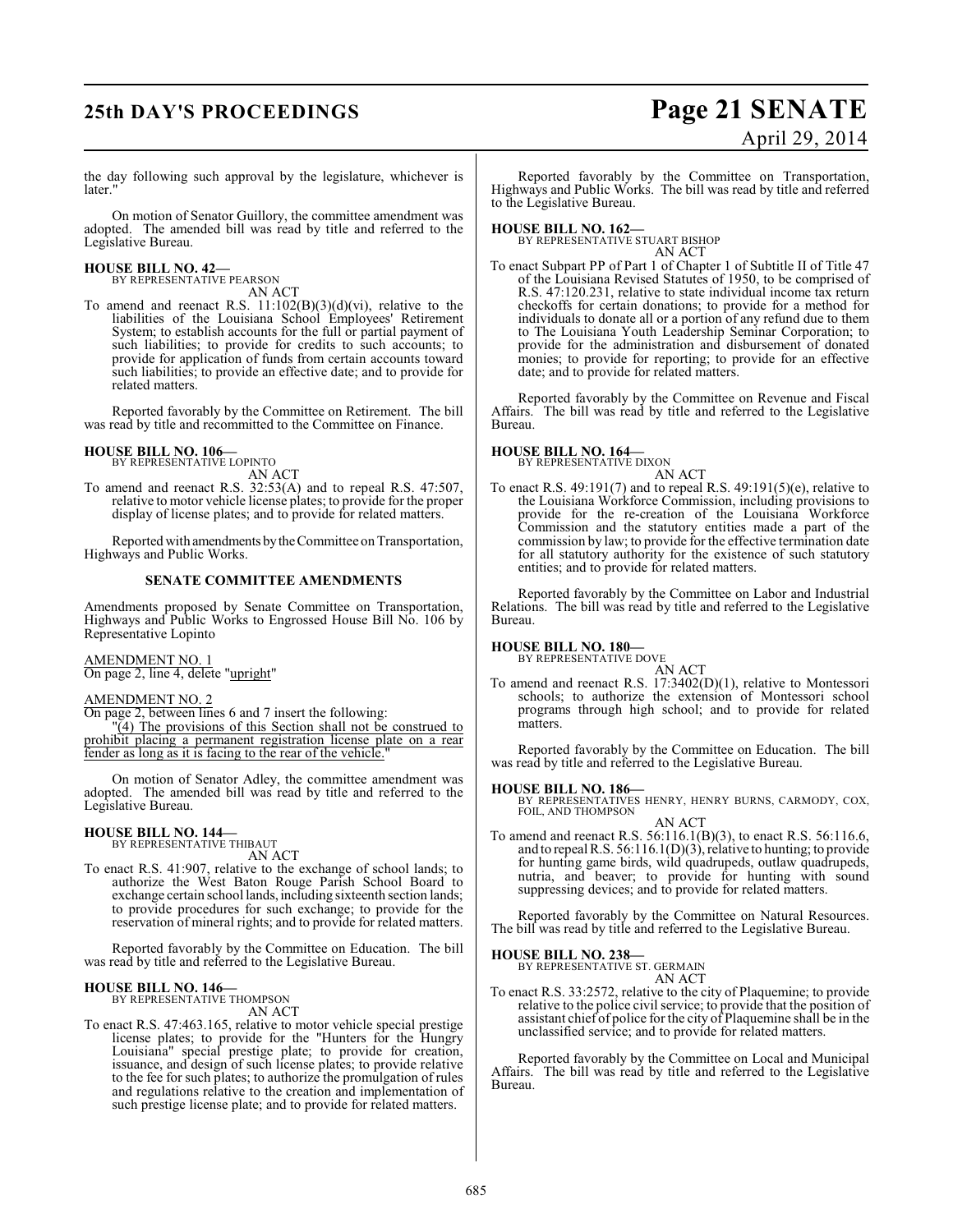the day following such approval by the legislature, whichever is later."

On motion of Senator Guillory, the committee amendment was adopted. The amended bill was read by title and referred to the Legislative Bureau.

**HOUSE BILL NO. 42—**
BY REPRESENTATIVE PEARSON
AN ACT

To amend and reenact R.S. 11:102(B)(3)(d)(vi), relative to the liabilities of the Louisiana School Employees' Retirement System; to establish accounts for the full or partial payment of such liabilities; to provide for credits to such accounts; to provide for application of funds from certain accounts toward such liabilities; to provide an effective date; and to provide for related matters.

Reported favorably by the Committee on Retirement. The bill was read by title and recommitted to the Committee on Finance.

**HOUSE BILL NO. 106—**
BY REPRESENTATIVE LOPINTO
AN ACT

To amend and reenact R.S. 32:53(A) and to repeal R.S. 47:507, relative to motor vehicle license plates; to provide for the proper display of license plates; and to provide for related matters.

Reported with amendments by the Committee on Transportation, Highways and Public Works.

## SENATE COMMITTEE AMENDMENTS

Amendments proposed by Senate Committee on Transportation, Highways and Public Works to Engrossed House Bill No. 106 by Representative Lopinto

AMENDMENT NO. 1
On page 2, line 4, delete "upright"

AMENDMENT NO. 2
On page 2, between lines 6 and 7 insert the following:
"(4) The provisions of this Section shall not be construed to prohibit placing a permanent registration license plate on a rear fender as long as it is facing to the rear of the vehicle."

On motion of Senator Adley, the committee amendment was adopted. The amended bill was read by title and referred to the Legislative Bureau.

**HOUSE BILL NO. 144—**
BY REPRESENTATIVE THIBAUT
AN ACT

To enact R.S. 41:907, relative to the exchange of school lands; to authorize the West Baton Rouge Parish School Board to exchange certain school lands, including sixteenth section lands; to provide procedures for such exchange; to provide for the reservation of mineral rights; and to provide for related matters.

Reported favorably by the Committee on Education. The bill was read by title and referred to the Legislative Bureau.

**HOUSE BILL NO. 146—**
BY REPRESENTATIVE THOMPSON
AN ACT

To enact R.S. 47:463.165, relative to motor vehicle special prestige license plates; to provide for the "Hunters for the Hungry Louisiana" special prestige plate; to provide for creation, issuance, and design of such license plates; to provide relative to the fee for such plates; to authorize the promulgation of rules and regulations relative to the creation and implementation of such prestige license plate; and to provide for related matters.

Reported favorably by the Committee on Transportation, Highways and Public Works. The bill was read by title and referred to the Legislative Bureau.

**HOUSE BILL NO. 162—**
BY REPRESENTATIVE STUART BISHOP
AN ACT

To enact Subpart PP of Part 1 of Chapter 1 of Subtitle II of Title 47 of the Louisiana Revised Statutes of 1950, to be comprised of R.S. 47:120.231, relative to state individual income tax return checkoffs for certain donations; to provide for a method for individuals to donate all or a portion of any refund due to them to The Louisiana Youth Leadership Seminar Corporation; to provide for the administration and disbursement of donated monies; to provide for reporting; to provide for an effective date; and to provide for related matters.

Reported favorably by the Committee on Revenue and Fiscal Affairs. The bill was read by title and referred to the Legislative Bureau.

**HOUSE BILL NO. 164—**
BY REPRESENTATIVE DIXON
AN ACT

To enact R.S. 49:191(7) and to repeal R.S. 49:191(5)(e), relative to the Louisiana Workforce Commission, including provisions to provide for the re-creation of the Louisiana Workforce Commission and the statutory entities made a part of the commission by law; to provide for the effective termination date for all statutory authority for the existence of such statutory entities; and to provide for related matters.

Reported favorably by the Committee on Labor and Industrial Relations. The bill was read by title and referred to the Legislative Bureau.

**HOUSE BILL NO. 180—**
BY REPRESENTATIVE DOVE
AN ACT

To amend and reenact R.S. 17:3402(D)(1), relative to Montessori schools; to authorize the extension of Montessori school programs through high school; and to provide for related matters.

Reported favorably by the Committee on Education. The bill was read by title and referred to the Legislative Bureau.

**HOUSE BILL NO. 186—**
BY REPRESENTATIVES HENRY, HENRY BURNS, CARMODY, COX, FOIL, AND THOMPSON
AN ACT

To amend and reenact R.S. 56:116.1(B)(3), to enact R.S. 56:116.6, and to repeal R.S. 56:116.1(D)(3), relative to hunting; to provide for hunting game birds, wild quadrupeds, outlaw quadrupeds, nutria, and beaver; to provide for hunting with sound suppressing devices; and to provide for related matters.

Reported favorably by the Committee on Natural Resources. The bill was read by title and referred to the Legislative Bureau.

**HOUSE BILL NO. 238—**
BY REPRESENTATIVE ST. GERMAIN
AN ACT

To enact R.S. 33:2572, relative to the city of Plaquemine; to provide relative to the police civil service; to provide that the position of assistant chief of police for the city of Plaquemine shall be in the unclassified service; and to provide for related matters.

Reported favorably by the Committee on Local and Municipal Affairs. The bill was read by title and referred to the Legislative Bureau.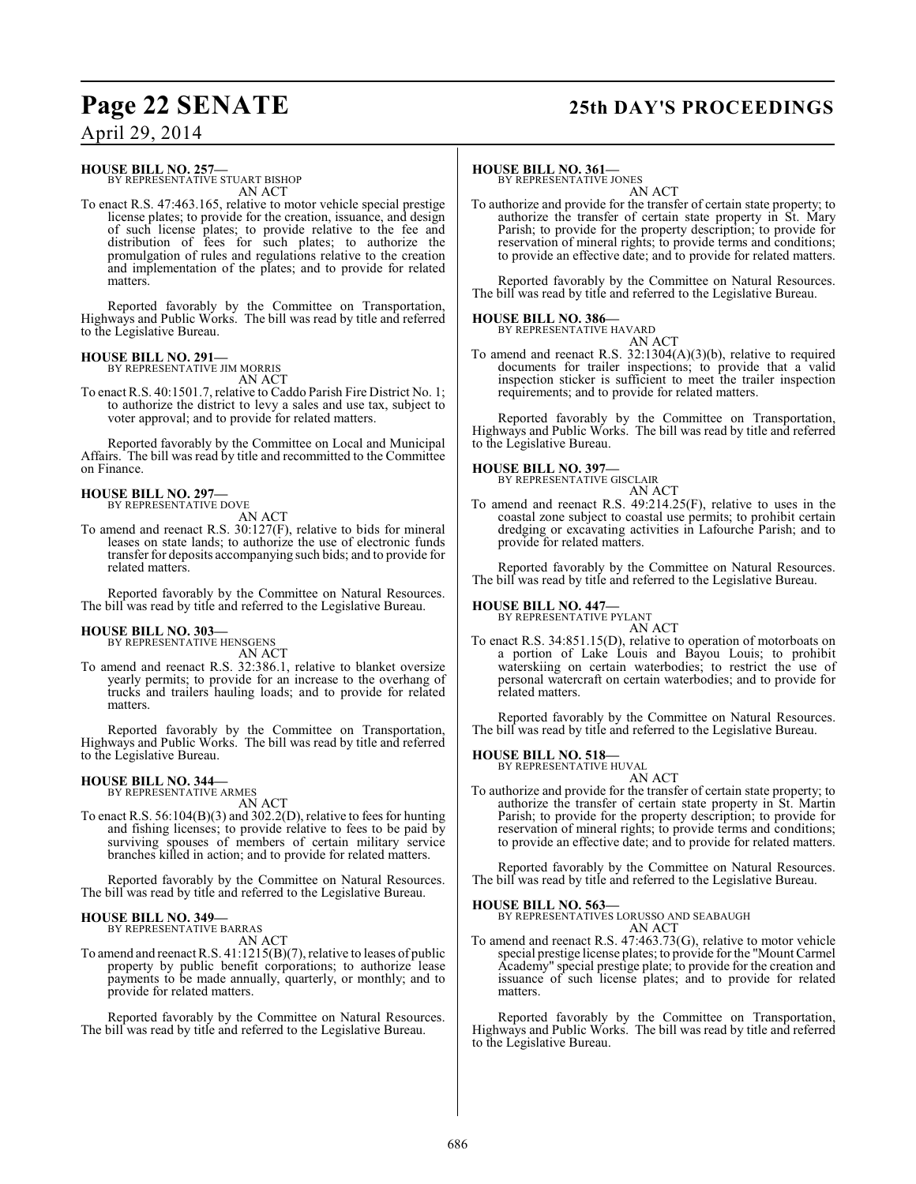**HOUSE BILL NO. 257—**
BY REPRESENTATIVE STUART BISHOP

AN ACT

To enact R.S. 47:463.165, relative to motor vehicle special prestige license plates; to provide for the creation, issuance, and design of such license plates; to provide relative to the fee and distribution of fees for such plates; to authorize the promulgation of rules and regulations relative to the creation and implementation of the plates; and to provide for related matters.

Reported favorably by the Committee on Transportation, Highways and Public Works. The bill was read by title and referred to the Legislative Bureau.

**HOUSE BILL NO. 291—**
BY REPRESENTATIVE JIM MORRIS

AN ACT

To enact R.S. 40:1501.7, relative to Caddo Parish Fire District No. 1; to authorize the district to levy a sales and use tax, subject to voter approval; and to provide for related matters.

Reported favorably by the Committee on Local and Municipal Affairs. The bill was read by title and recommitted to the Committee on Finance.

**HOUSE BILL NO. 297—**
BY REPRESENTATIVE DOVE

AN ACT

To amend and reenact R.S. 30:127(F), relative to bids for mineral leases on state lands; to authorize the use of electronic funds transfer for deposits accompanying such bids; and to provide for related matters.

Reported favorably by the Committee on Natural Resources. The bill was read by title and referred to the Legislative Bureau.

**HOUSE BILL NO. 303—**
BY REPRESENTATIVE HENSGENS

AN ACT

To amend and reenact R.S. 32:386.1, relative to blanket oversize yearly permits; to provide for an increase to the overhang of trucks and trailers hauling loads; and to provide for related matters.

Reported favorably by the Committee on Transportation, Highways and Public Works. The bill was read by title and referred to the Legislative Bureau.

**HOUSE BILL NO. 344—**
BY REPRESENTATIVE ARMES

AN ACT

To enact R.S. 56:104(B)(3) and 302.2(D), relative to fees for hunting and fishing licenses; to provide relative to fees to be paid by surviving spouses of members of certain military service branches killed in action; and to provide for related matters.

Reported favorably by the Committee on Natural Resources. The bill was read by title and referred to the Legislative Bureau.

**HOUSE BILL NO. 349—**
BY REPRESENTATIVE BARRAS

AN ACT

To amend and reenact R.S. 41:1215(B)(7), relative to leases of public property by public benefit corporations; to authorize lease payments to be made annually, quarterly, or monthly; and to provide for related matters.

Reported favorably by the Committee on Natural Resources. The bill was read by title and referred to the Legislative Bureau.

**HOUSE BILL NO. 361—**
BY REPRESENTATIVE JONES

AN ACT

To authorize and provide for the transfer of certain state property; to authorize the transfer of certain state property in St. Mary Parish; to provide for the property description; to provide for reservation of mineral rights; to provide terms and conditions; to provide an effective date; and to provide for related matters.

Reported favorably by the Committee on Natural Resources. The bill was read by title and referred to the Legislative Bureau.

**HOUSE BILL NO. 386—**
BY REPRESENTATIVE HAVARD

AN ACT

To amend and reenact R.S. 32:1304(A)(3)(b), relative to required documents for trailer inspections; to provide that a valid inspection sticker is sufficient to meet the trailer inspection requirements; and to provide for related matters.

Reported favorably by the Committee on Transportation, Highways and Public Works. The bill was read by title and referred to the Legislative Bureau.

**HOUSE BILL NO. 397—**
BY REPRESENTATIVE GISCLAIR

AN ACT

To amend and reenact R.S. 49:214.25(F), relative to uses in the coastal zone subject to coastal use permits; to prohibit certain dredging or excavating activities in Lafourche Parish; and to provide for related matters.

Reported favorably by the Committee on Natural Resources. The bill was read by title and referred to the Legislative Bureau.

**HOUSE BILL NO. 447—**
BY REPRESENTATIVE PYLANT

AN ACT

To enact R.S. 34:851.15(D), relative to operation of motorboats on a portion of Lake Louis and Bayou Louis; to prohibit waterskiing on certain waterbodies; to restrict the use of personal watercraft on certain waterbodies; and to provide for related matters.

Reported favorably by the Committee on Natural Resources. The bill was read by title and referred to the Legislative Bureau.

**HOUSE BILL NO. 518—**
BY REPRESENTATIVE HUVAL

AN ACT

To authorize and provide for the transfer of certain state property; to authorize the transfer of certain state property in St. Martin Parish; to provide for the property description; to provide for reservation of mineral rights; to provide terms and conditions; to provide an effective date; and to provide for related matters.

Reported favorably by the Committee on Natural Resources. The bill was read by title and referred to the Legislative Bureau.

**HOUSE BILL NO. 563—**
BY REPRESENTATIVES LORUSSO AND SEABAUGH

AN ACT

To amend and reenact R.S. 47:463.73(G), relative to motor vehicle special prestige license plates; to provide for the "Mount Carmel Academy" special prestige plate; to provide for the creation and issuance of such license plates; and to provide for related matters.

Reported favorably by the Committee on Transportation, Highways and Public Works. The bill was read by title and referred to the Legislative Bureau.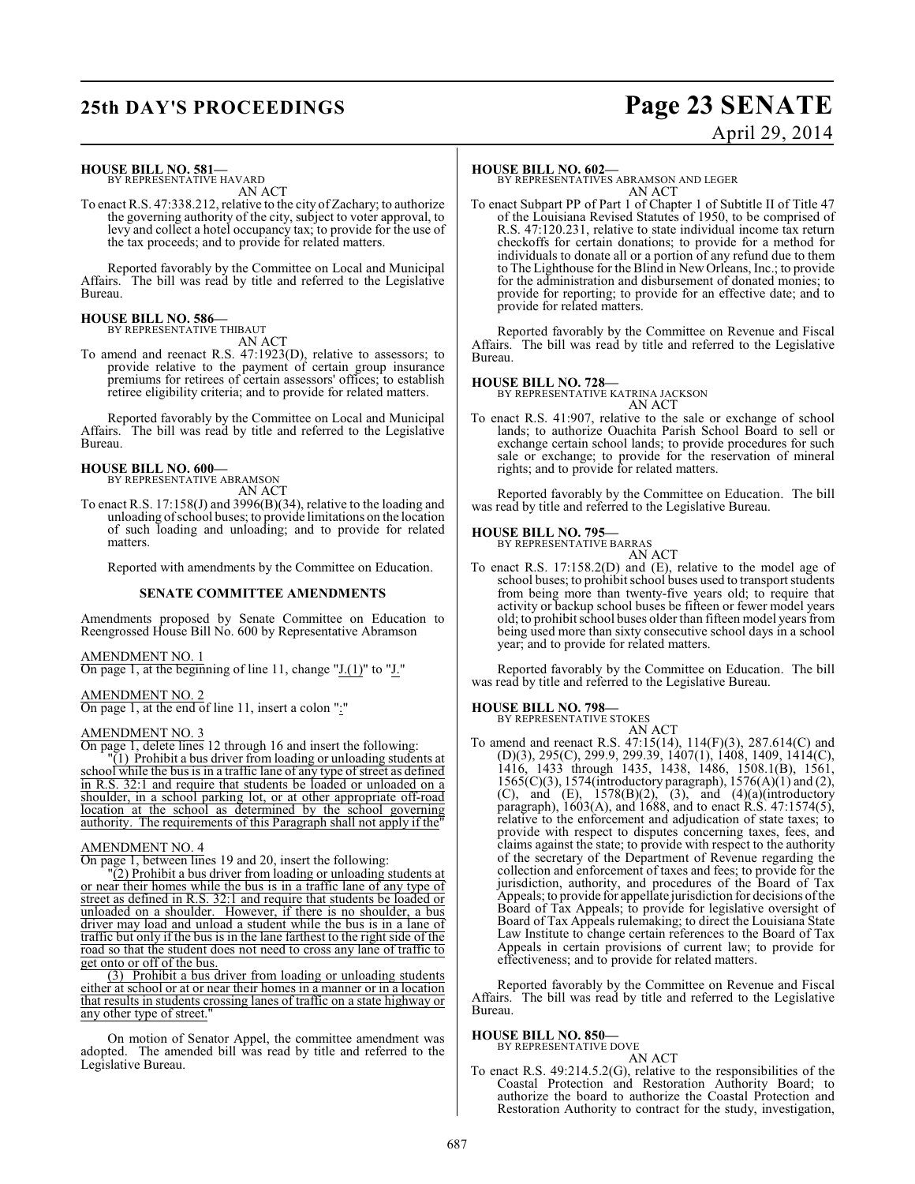**HOUSE BILL NO. 581—**
BY REPRESENTATIVE HAVARD

AN ACT

To enact R.S. 47:338.212, relative to the city of Zachary; to authorize the governing authority of the city, subject to voter approval, to levy and collect a hotel occupancy tax; to provide for the use of the tax proceeds; and to provide for related matters.

Reported favorably by the Committee on Local and Municipal Affairs. The bill was read by title and referred to the Legislative Bureau.

**HOUSE BILL NO. 586—**
BY REPRESENTATIVE THIBAUT

AN ACT

To amend and reenact R.S. 47:1923(D), relative to assessors; to provide relative to the payment of certain group insurance premiums for retirees of certain assessors' offices; to establish retiree eligibility criteria; and to provide for related matters.

Reported favorably by the Committee on Local and Municipal Affairs. The bill was read by title and referred to the Legislative Bureau.

**HOUSE BILL NO. 600—**
BY REPRESENTATIVE ABRAMSON

AN ACT

To enact R.S. 17:158(J) and 3996(B)(34), relative to the loading and unloading of school buses; to provide limitations on the location of such loading and unloading; and to provide for related matters.

Reported with amendments by the Committee on Education.

**SENATE COMMITTEE AMENDMENTS**

Amendments proposed by Senate Committee on Education to Reengrossed House Bill No. 600 by Representative Abramson

AMENDMENT NO. 1
On page 1, at the beginning of line 11, change "J.(1)" to "J."

AMENDMENT NO. 2
On page 1, at the end of line 11, insert a colon ":"

AMENDMENT NO. 3
On page 1, delete lines 12 through 16 and insert the following:

"(1) Prohibit a bus driver from loading or unloading students at school while the bus is in a traffic lane of any type of street as defined in R.S. 32:1 and require that students be loaded or unloaded on a shoulder, in a school parking lot, or at other appropriate off-road location at the school as determined by the school governing authority. The requirements of this Paragraph shall not apply if the"

AMENDMENT NO. 4
On page 1, between lines 19 and 20, insert the following:

"(2) Prohibit a bus driver from loading or unloading students at or near their homes while the bus is in a traffic lane of any type of street as defined in R.S. 32:1 and require that students be loaded or unloaded on a shoulder. However, if there is no shoulder, a bus driver may load and unload a student while the bus is in a lane of traffic but only if the bus is in the lane farthest to the right side of the road so that the student does not need to cross any lane of traffic to get onto or off of the bus.

(3) Prohibit a bus driver from loading or unloading students either at school or at or near their homes in a manner or in a location that results in students crossing lanes of traffic on a state highway or any other type of street."

On motion of Senator Appel, the committee amendment was adopted. The amended bill was read by title and referred to the Legislative Bureau.

**HOUSE BILL NO. 602—**
BY REPRESENTATIVES ABRAMSON AND LEGER

AN ACT

To enact Subpart PP of Part 1 of Chapter 1 of Subtitle II of Title 47 of the Louisiana Revised Statutes of 1950, to be comprised of R.S. 47:120.231, relative to state individual income tax return checkoffs for certain donations; to provide for a method for individuals to donate all or a portion of any refund due to them to The Lighthouse for the Blind in New Orleans, Inc.; to provide for the administration and disbursement of donated monies; to provide for reporting; to provide for an effective date; and to provide for related matters.

Reported favorably by the Committee on Revenue and Fiscal Affairs. The bill was read by title and referred to the Legislative Bureau.

**HOUSE BILL NO. 728—**
BY REPRESENTATIVE KATRINA JACKSON

AN ACT

To enact R.S. 41:907, relative to the sale or exchange of school lands; to authorize Ouachita Parish School Board to sell or exchange certain school lands; to provide procedures for such sale or exchange; to provide for the reservation of mineral rights; and to provide for related matters.

Reported favorably by the Committee on Education. The bill was read by title and referred to the Legislative Bureau.

**HOUSE BILL NO. 795—**
BY REPRESENTATIVE BARRAS

AN ACT

To enact R.S. 17:158.2(D) and (E), relative to the model age of school buses; to prohibit school buses used to transport students from being more than twenty-five years old; to require that activity or backup school buses be fifteen or fewer model years old; to prohibit school buses older than fifteen model years from being used more than sixty consecutive school days in a school year; and to provide for related matters.

Reported favorably by the Committee on Education. The bill was read by title and referred to the Legislative Bureau.

**HOUSE BILL NO. 798—**
BY REPRESENTATIVE STOKES

AN ACT

To amend and reenact R.S. 47:15(14), 114(F)(3), 287.614(C) and (D)(3), 295(C), 299.9, 299.39, 1407(1), 1408, 1409, 1414(C), 1416, 1433 through 1435, 1438, 1486, 1508.1(B), 1561, 1565(C)(3), 1574(introductory paragraph), 1576(A)(1) and (2), (C), and (E), 1578(B)(2), (3), and (4)(a)(introductory paragraph), 1603(A), and 1688, and to enact R.S. 47:1574(5), relative to the enforcement and adjudication of state taxes; to provide with respect to disputes concerning taxes, fees, and claims against the state; to provide with respect to the authority of the secretary of the Department of Revenue regarding the collection and enforcement of taxes and fees; to provide for the jurisdiction, authority, and procedures of the Board of Tax Appeals; to provide for appellate jurisdiction for decisions of the Board of Tax Appeals; to provide for legislative oversight of Board of Tax Appeals rulemaking; to direct the Louisiana State Law Institute to change certain references to the Board of Tax Appeals in certain provisions of current law; to provide for effectiveness; and to provide for related matters.

Reported favorably by the Committee on Revenue and Fiscal Affairs. The bill was read by title and referred to the Legislative Bureau.

**HOUSE BILL NO. 850—**
BY REPRESENTATIVE DOVE

AN ACT

To enact R.S. 49:214.5.2(G), relative to the responsibilities of the Coastal Protection and Restoration Authority Board; to authorize the board to authorize the Coastal Protection and Restoration Authority to contract for the study, investigation,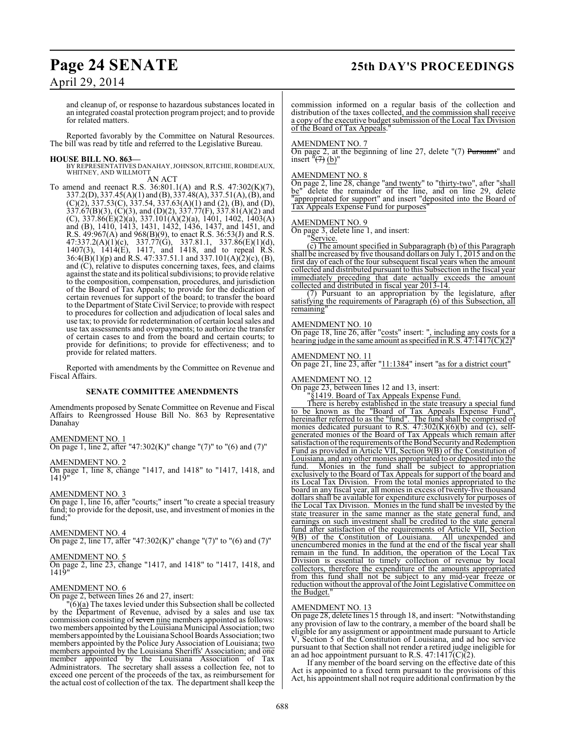and cleanup of, or response to hazardous substances located in an integrated coastal protection program project; and to provide for related matters.

Reported favorably by the Committee on Natural Resources. The bill was read by title and referred to the Legislative Bureau.

**HOUSE BILL NO. 863—**
BY REPRESENTATIVES DANAHAY, JOHNSON, RITCHIE, ROBIDEAUX, WHITNEY, AND WILLMOTT

AN ACT

To amend and reenact R.S. 36:801.1(A) and R.S. 47:302(K)(7), 337.2(D), 337.45(A)(1) and (B), 337.48(A), 337.51(A), (B), and (C)(2), 337.53(C), 337.54, 337.63(A)(1) and (2), (B), and (D), 337.67(B)(3), (C)(3), and (D)(2), 337.77(F), 337.81(A)(2) and (C), 337.86(E)(2)(a), 337.101(A)(2)(a), 1401, 1402, 1403(A) and (B), 1410, 1413, 1431, 1432, 1436, 1437, and 1451, and R.S. 49:967(A) and 968(B)(9), to enact R.S. 36:53(J) and R.S. 47:337.2(A)(1)(c), 337.77(G), 337.81.1, 337.86(E)(1)(d), 1407(3), 1414(E), 1417, and 1418, and to repeal R.S. 36:4(B)(1)(p) and R.S. 47:337.51.1 and 337.101(A)(2)(c), (B), and (C), relative to disputes concerning taxes, fees, and claims against the state and its political subdivisions; to provide relative to the composition, compensation, procedures, and jurisdiction of the Board of Tax Appeals; to provide for the dedication of certain revenues for support of the board; to transfer the board to the Department of State Civil Service; to provide with respect to procedures for collection and adjudication of local sales and use tax; to provide for redetermination of certain local sales and use tax assessments and overpayments; to authorize the transfer of certain cases to and from the board and certain courts; to provide for definitions; to provide for effectiveness; and to provide for related matters.

Reported with amendments by the Committee on Revenue and Fiscal Affairs.

**SENATE COMMITTEE AMENDMENTS**

Amendments proposed by Senate Committee on Revenue and Fiscal Affairs to Reengrossed House Bill No. 863 by Representative Danahay

AMENDMENT NO. 1
On page 1, line 2, after "47:302(K)" change "(7)" to "(6) and (7)"

AMENDMENT NO. 2
On page 1, line 8, change "1417, and 1418" to "1417, 1418, and 1419"

AMENDMENT NO. 3
On page 1, line 16, after "courts;" insert "to create a special treasury fund; to provide for the deposit, use, and investment of monies in the fund;"

AMENDMENT NO. 4
On page 2, line 17, after "47:302(K)" change "(7)" to "(6) and (7)"

AMENDMENT NO. 5
On page 2, line 23, change "1417, and 1418" to "1417, 1418, and 1419"

AMENDMENT NO. 6
On page 2, between lines 26 and 27, insert:

"(6)(a) The taxes levied under this Subsection shall be collected by the Department of Revenue, advised by a sales and use tax commission consisting of ~~seven~~ nine members appointed as follows: two members appointed by the Louisiana Municipal Association; two members appointed by the Louisiana School Boards Association; two members appointed by the Police Jury Association of Louisiana; two members appointed by the Louisiana Sheriffs' Association; and one member appointed by the Louisiana Association of Tax Administrators. The secretary shall assess a collection fee, not to exceed one percent of the proceeds of the tax, as reimbursement for the actual cost of collection of the tax. The department shall keep the commission informed on a regular basis of the collection and distribution of the taxes collected, and the commission shall receive a copy of the executive budget submission of the Local Tax Division of the Board of Tax Appeals."

AMENDMENT NO. 7
On page 2, at the beginning of line 27, delete "(7) ~~Pursuant~~" and insert "~~(7)~~ (b)"

AMENDMENT NO. 8
On page 2, line 28, change "and twenty" to "thirty-two", after "shall be" delete the remainder of the line, and on line 29, delete "appropriated for support" and insert "deposited into the Board of Tax Appeals Expense Fund for purposes"

AMENDMENT NO. 9
On page 3, delete line 1, and insert:

"Service.

(c) The amount specified in Subparagraph (b) of this Paragraph shall be increased by five thousand dollars on July 1, 2015 and on the first day of each of the four subsequent fiscal years when the amount collected and distributed pursuant to this Subsection in the fiscal year immediately preceding that date actually exceeds the amount collected and distributed in fiscal year 2013-14.

(7) Pursuant to an appropriation by the legislature, after satisfying the requirements of Paragraph (6) of this Subsection, all remaining"

AMENDMENT NO. 10
On page 18, line 26, after "costs" insert: ", including any costs for a hearing judge in the same amount as specified in R.S. 47:1417(C)(2)"

AMENDMENT NO. 11
On page 21, line 23, after "11:1384" insert "as for a district court"

AMENDMENT NO. 12
On page 23, between lines 12 and 13, insert:

"§1419. Board of Tax Appeals Expense Fund.

There is hereby established in the state treasury a special fund to be known as the "Board of Tax Appeals Expense Fund", hereinafter referred to as the "fund". The fund shall be comprised of monies dedicated pursuant to R.S. 47:302(K)(6)(b) and (c), self-generated monies of the Board of Tax Appeals which remain after satisfaction of the requirements of the Bond Security and Redemption Fund as provided in Article VII, Section 9(B) of the Constitution of Louisiana, and any other monies appropriated to or deposited into the fund. Monies in the fund shall be subject to appropriation exclusively to the Board of Tax Appeals for support of the board and its Local Tax Division. From the total monies appropriated to the board in any fiscal year, all monies in excess of twenty-five thousand dollars shall be available for expenditure exclusively for purposes of the Local Tax Division. Monies in the fund shall be invested by the state treasurer in the same manner as the state general fund, and earnings on such investment shall be credited to the state general fund after satisfaction of the requirements of Article VII, Section 9(B) of the Constitution of Louisiana. All unexpended and unencumbered monies in the fund at the end of the fiscal year shall remain in the fund. In addition, the operation of the Local Tax Division is essential to timely collection of revenue by local collectors, therefore the expenditure of the amounts appropriated from this fund shall not be subject to any mid-year freeze or reduction without the approval of the Joint Legislative Committee on the Budget."

AMENDMENT NO. 13
On page 28, delete lines 15 through 18, and insert: "Notwithstanding any provision of law to the contrary, a member of the board shall be eligible for any assignment or appointment made pursuant to Article V, Section 5 of the Constitution of Louisiana, and ad hoc service pursuant to that Section shall not render a retired judge ineligible for an ad hoc appointment pursuant to R.S. 47:1417(C)(2).

If any member of the board serving on the effective date of this Act is appointed to a fixed term pursuant to the provisions of this Act, his appointment shall not require additional confirmation by the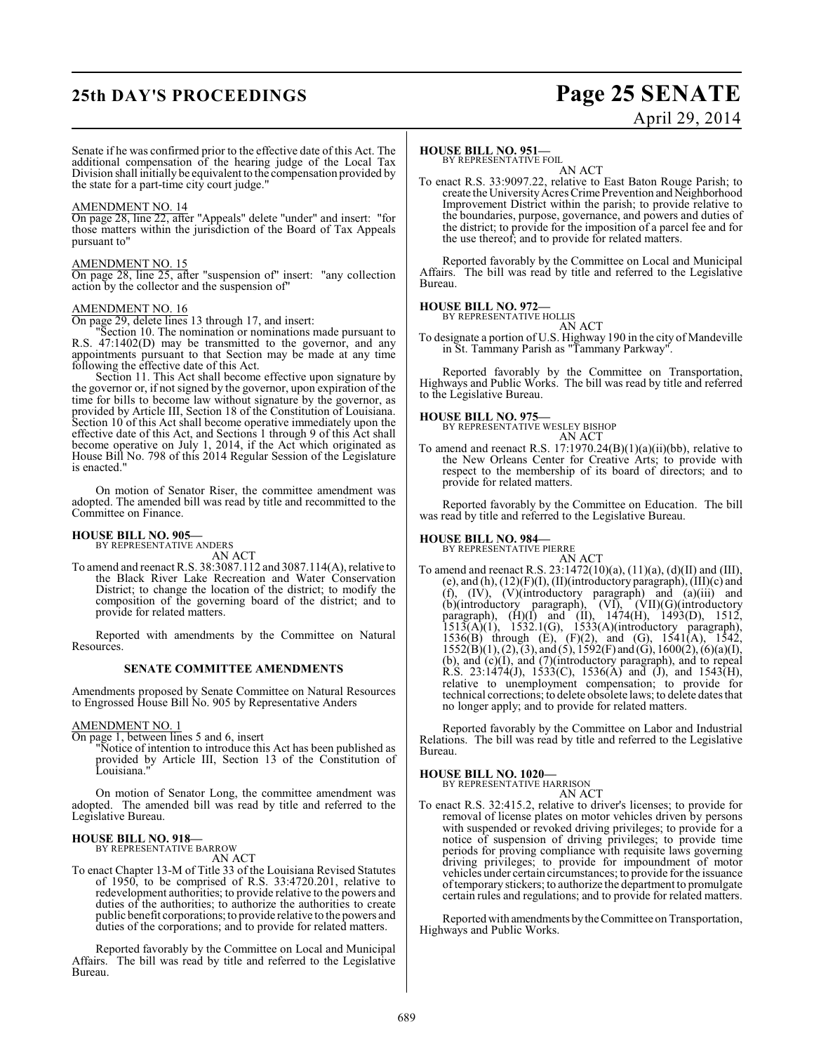Senate if he was confirmed prior to the effective date of this Act. The additional compensation of the hearing judge of the Local Tax Division shall initially be equivalent to the compensation provided by the state for a part-time city court judge."

AMENDMENT NO. 14
On page 28, line 22, after "Appeals" delete "under" and insert: "for those matters within the jurisdiction of the Board of Tax Appeals pursuant to"

AMENDMENT NO. 15
On page 28, line 25, after "suspension of" insert: "any collection action by the collector and the suspension of"

AMENDMENT NO. 16
On page 29, delete lines 13 through 17, and insert:

"Section 10. The nomination or nominations made pursuant to R.S. 47:1402(D) may be transmitted to the governor, and any appointments pursuant to that Section may be made at any time following the effective date of this Act.

Section 11. This Act shall become effective upon signature by the governor or, if not signed by the governor, upon expiration of the time for bills to become law without signature by the governor, as provided by Article III, Section 18 of the Constitution of Louisiana. Section 10 of this Act shall become operative immediately upon the effective date of this Act, and Sections 1 through 9 of this Act shall become operative on July 1, 2014, if the Act which originated as House Bill No. 798 of this 2014 Regular Session of the Legislature is enacted."

On motion of Senator Riser, the committee amendment was adopted. The amended bill was read by title and recommitted to the Committee on Finance.

**HOUSE BILL NO. 905—**
BY REPRESENTATIVE ANDERS
AN ACT
To amend and reenact R.S. 38:3087.112 and 3087.114(A), relative to the Black River Lake Recreation and Water Conservation District; to change the location of the district; to modify the composition of the governing board of the district; and to provide for related matters.

Reported with amendments by the Committee on Natural Resources.

## SENATE COMMITTEE AMENDMENTS

Amendments proposed by Senate Committee on Natural Resources to Engrossed House Bill No. 905 by Representative Anders

AMENDMENT NO. 1
On page 1, between lines 5 and 6, insert
"Notice of intention to introduce this Act has been published as provided by Article III, Section 13 of the Constitution of Louisiana."

On motion of Senator Long, the committee amendment was adopted. The amended bill was read by title and referred to the Legislative Bureau.

**HOUSE BILL NO. 918—**
BY REPRESENTATIVE BARROW
AN ACT
To enact Chapter 13-M of Title 33 of the Louisiana Revised Statutes of 1950, to be comprised of R.S. 33:4720.201, relative to redevelopment authorities; to provide relative to the powers and duties of the authorities; to authorize the authorities to create public benefit corporations; to provide relative to the powers and duties of the corporations; and to provide for related matters.

Reported favorably by the Committee on Local and Municipal Affairs. The bill was read by title and referred to the Legislative Bureau.

**HOUSE BILL NO. 951—**
BY REPRESENTATIVE FOIL
AN ACT
To enact R.S. 33:9097.22, relative to East Baton Rouge Parish; to create the University Acres Crime Prevention and Neighborhood Improvement District within the parish; to provide relative to the boundaries, purpose, governance, and powers and duties of the district; to provide for the imposition of a parcel fee and for the use thereof; and to provide for related matters.

Reported favorably by the Committee on Local and Municipal Affairs. The bill was read by title and referred to the Legislative Bureau.

**HOUSE BILL NO. 972—**
BY REPRESENTATIVE HOLLIS
AN ACT
To designate a portion of U.S. Highway 190 in the city of Mandeville in St. Tammany Parish as "Tammany Parkway".

Reported favorably by the Committee on Transportation, Highways and Public Works. The bill was read by title and referred to the Legislative Bureau.

**HOUSE BILL NO. 975—**
BY REPRESENTATIVE WESLEY BISHOP
AN ACT
To amend and reenact R.S. 17:1970.24(B)(1)(a)(ii)(bb), relative to the New Orleans Center for Creative Arts; to provide with respect to the membership of its board of directors; and to provide for related matters.

Reported favorably by the Committee on Education. The bill was read by title and referred to the Legislative Bureau.

**HOUSE BILL NO. 984—**
BY REPRESENTATIVE PIERRE
AN ACT
To amend and reenact R.S. 23:1472(10)(a), (11)(a), (d)(II) and (III), (e), and (h), (12)(F)(I), (II)(introductory paragraph), (III)(c) and (f), (IV), (V)(introductory paragraph) and (a)(iii) and (b)(introductory paragraph), (VI), (VII)(G)(introductory paragraph), (H)(I) and (II), 1474(H), 1493(D), 1512, 1513(A)(1), 1532.1(G), 1533(A)(introductory paragraph), 1536(B) through (E), (F)(2), and (G), 1541(A), 1542, 1552(B)(1), (2), (3), and (5), 1592(F) and (G), 1600(2), (6)(a)(I), (b), and (c)(I), and (7)(introductory paragraph), and to repeal R.S. 23:1474(J), 1533(C), 1536(A) and (J), and 1543(H), relative to unemployment compensation; to provide for technical corrections; to delete obsolete laws; to delete dates that no longer apply; and to provide for related matters.

Reported favorably by the Committee on Labor and Industrial Relations. The bill was read by title and referred to the Legislative Bureau.

**HOUSE BILL NO. 1020—**
BY REPRESENTATIVE HARRISON
AN ACT
To enact R.S. 32:415.2, relative to driver's licenses; to provide for removal of license plates on motor vehicles driven by persons with suspended or revoked driving privileges; to provide for a notice of suspension of driving privileges; to provide time periods for proving compliance with requisite laws governing driving privileges; to provide for impoundment of motor vehicles under certain circumstances; to provide for the issuance of temporary stickers; to authorize the department to promulgate certain rules and regulations; and to provide for related matters.

Reported with amendments by the Committee on Transportation, Highways and Public Works.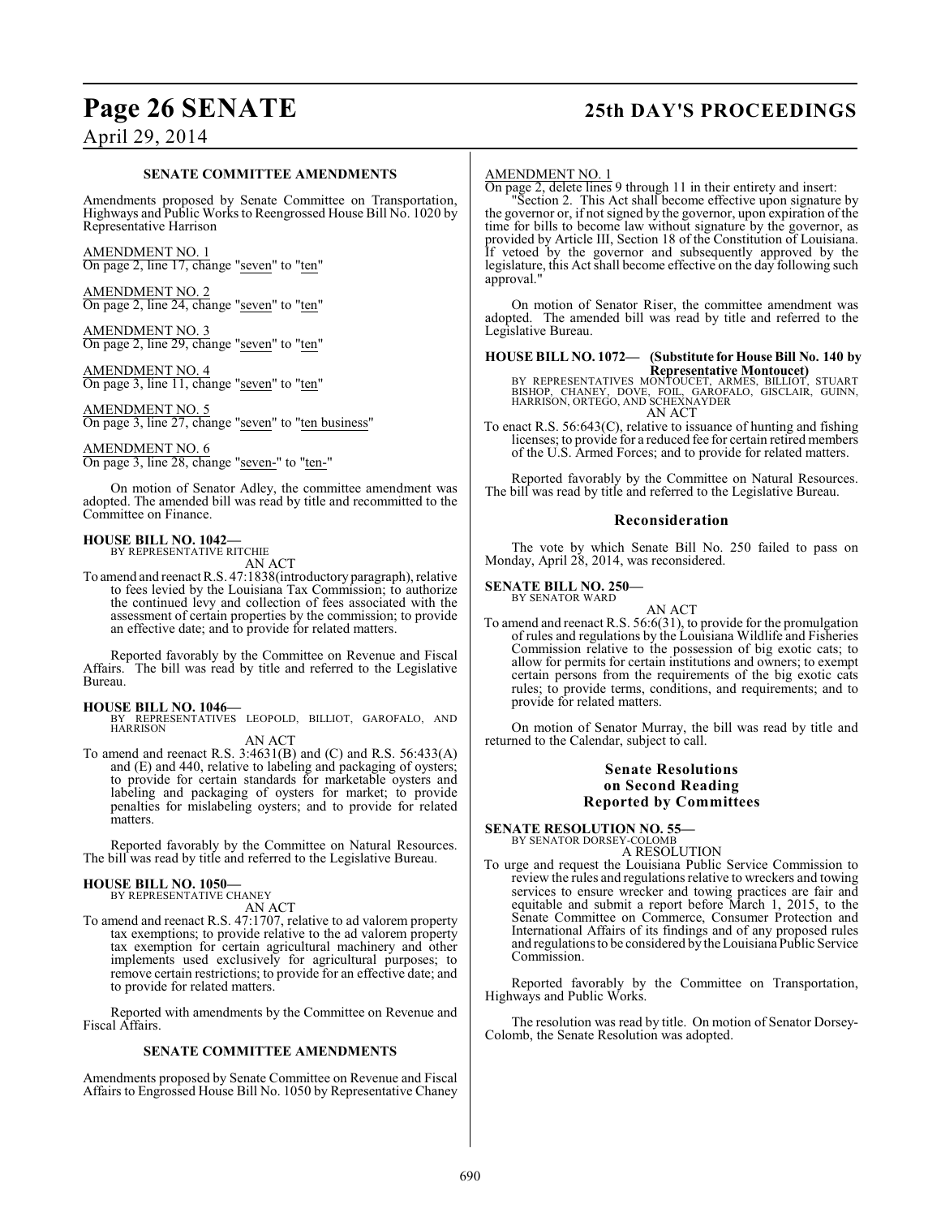### SENATE COMMITTEE AMENDMENTS

Amendments proposed by Senate Committee on Transportation, Highways and Public Works to Reengrossed House Bill No. 1020 by Representative Harrison

AMENDMENT NO. 1
On page 2, line 17, change "seven" to "ten"

AMENDMENT NO. 2
On page 2, line 24, change "seven" to "ten"

AMENDMENT NO. 3
On page 2, line 29, change "seven" to "ten"

AMENDMENT NO. 4
On page 3, line 11, change "seven" to "ten"

AMENDMENT NO. 5
On page 3, line 27, change "seven" to "ten business"

AMENDMENT NO. 6
On page 3, line 28, change "seven-" to "ten-"

On motion of Senator Adley, the committee amendment was adopted. The amended bill was read by title and recommitted to the Committee on Finance.

**HOUSE BILL NO. 1042—**
BY REPRESENTATIVE RITCHIE
AN ACT
To amend and reenact R.S. 47:1838(introductory paragraph), relative to fees levied by the Louisiana Tax Commission; to authorize the continued levy and collection of fees associated with the assessment of certain properties by the commission; to provide an effective date; and to provide for related matters.

Reported favorably by the Committee on Revenue and Fiscal Affairs. The bill was read by title and referred to the Legislative Bureau.

**HOUSE BILL NO. 1046—**
BY REPRESENTATIVES LEOPOLD, BILLIOT, GAROFALO, AND HARRISON
AN ACT
To amend and reenact R.S. 3:4631(B) and (C) and R.S. 56:433(A) and (E) and 440, relative to labeling and packaging of oysters; to provide for certain standards for marketable oysters and labeling and packaging of oysters for market; to provide penalties for mislabeling oysters; and to provide for related matters.

Reported favorably by the Committee on Natural Resources. The bill was read by title and referred to the Legislative Bureau.

**HOUSE BILL NO. 1050—**
BY REPRESENTATIVE CHANEY
AN ACT
To amend and reenact R.S. 47:1707, relative to ad valorem property tax exemptions; to provide relative to the ad valorem property tax exemption for certain agricultural machinery and other implements used exclusively for agricultural purposes; to remove certain restrictions; to provide for an effective date; and to provide for related matters.

Reported with amendments by the Committee on Revenue and Fiscal Affairs.

### SENATE COMMITTEE AMENDMENTS

Amendments proposed by Senate Committee on Revenue and Fiscal Affairs to Engrossed House Bill No. 1050 by Representative Chaney

AMENDMENT NO. 1
On page 2, delete lines 9 through 11 in their entirety and insert:

"Section 2. This Act shall become effective upon signature by the governor or, if not signed by the governor, upon expiration of the time for bills to become law without signature by the governor, as provided by Article III, Section 18 of the Constitution of Louisiana. If vetoed by the governor and subsequently approved by the legislature, this Act shall become effective on the day following such approval."

On motion of Senator Riser, the committee amendment was adopted. The amended bill was read by title and referred to the Legislative Bureau.

**HOUSE BILL NO. 1072— (Substitute for House Bill No. 140 by Representative Montoucet)**
BY REPRESENTATIVES MONTOUCET, ARMES, BILLIOT, STUART BISHOP, CHANEY, DOVE, FOIL, GAROFALO, GISCLAIR, GUINN, HARRISON, ORTEGO, AND SCHEXNAYDER
AN ACT
To enact R.S. 56:643(C), relative to issuance of hunting and fishing licenses; to provide for a reduced fee for certain retired members of the U.S. Armed Forces; and to provide for related matters.

Reported favorably by the Committee on Natural Resources. The bill was read by title and referred to the Legislative Bureau.

## Reconsideration

The vote by which Senate Bill No. 250 failed to pass on Monday, April 28, 2014, was reconsidered.

**SENATE BILL NO. 250—**
BY SENATOR WARD
AN ACT
To amend and reenact R.S. 56:6(31), to provide for the promulgation of rules and regulations by the Louisiana Wildlife and Fisheries Commission relative to the possession of big exotic cats; to allow for permits for certain institutions and owners; to exempt certain persons from the requirements of the big exotic cats rules; to provide terms, conditions, and requirements; and to provide for related matters.

On motion of Senator Murray, the bill was read by title and returned to the Calendar, subject to call.

## Senate Resolutions on Second Reading Reported by Committees

**SENATE RESOLUTION NO. 55—**
BY SENATOR DORSEY-COLOMB
A RESOLUTION
To urge and request the Louisiana Public Service Commission to review the rules and regulations relative to wreckers and towing services to ensure wrecker and towing practices are fair and equitable and submit a report before March 1, 2015, to the Senate Committee on Commerce, Consumer Protection and International Affairs of its findings and of any proposed rules and regulations to be considered by the Louisiana Public Service Commission.

Reported favorably by the Committee on Transportation, Highways and Public Works.

The resolution was read by title. On motion of Senator Dorsey-Colomb, the Senate Resolution was adopted.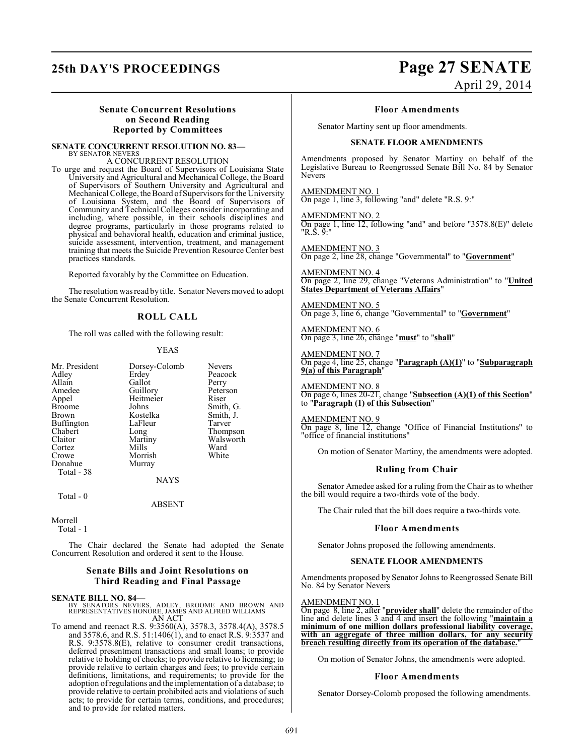### Senate Concurrent Resolutions on Second Reading Reported by Committees

**SENATE CONCURRENT RESOLUTION NO. 83—**
BY SENATOR NEVERS

A CONCURRENT RESOLUTION

To urge and request the Board of Supervisors of Louisiana State University and Agricultural and Mechanical College, the Board of Supervisors of Southern University and Agricultural and Mechanical College, the Board of Supervisors for the University of Louisiana System, and the Board of Supervisors of Community and Technical Colleges consider incorporating and including, where possible, in their schools disciplines and degree programs, particularly in those programs related to physical and behavioral health, education and criminal justice, suicide assessment, intervention, treatment, and management training that meets the Suicide Prevention Resource Center best practices standards.

Reported favorably by the Committee on Education.

The resolution was read by title. Senator Nevers moved to adopt the Senate Concurrent Resolution.

### ROLL CALL

The roll was called with the following result:

YEAS

| | | |
|---|---|---|
| Mr. President | Dorsey-Colomb | Nevers |
| Adley | Erdey | Peacock |
| Allain | Gallot | Perry |
| Amedee | Guillory | Peterson |
| Appel | Heitmeier | Riser |
| Broome | Johns | Smith, G. |
| Brown | Kostelka | Smith, J. |
| Buffington | LaFleur | Tarver |
| Chabert | Long | Thompson |
| Claitor | Martiny | Walsworth |
| Cortez | Mills | Ward |
| Crowe | Morrish | White |
| Donahue | Murray | |

Total - 38

NAYS

Total - 0

ABSENT

Morrell

Total - 1

The Chair declared the Senate had adopted the Senate Concurrent Resolution and ordered it sent to the House.

### Senate Bills and Joint Resolutions on Third Reading and Final Passage

**SENATE BILL NO. 84—**
BY SENATORS NEVERS, ADLEY, BROOME AND BROWN AND REPRESENTATIVES HONORE, JAMES AND ALFRED WILLIAMS

AN ACT

To amend and reenact R.S. 9:3560(A), 3578.3, 3578.4(A), 3578.5 and 3578.6, and R.S. 51:1406(1), and to enact R.S. 9:3537 and R.S. 9:3578.8(E), relative to consumer credit transactions, deferred presentment transactions and small loans; to provide relative to holding of checks; to provide relative to licensing; to provide relative to certain charges and fees; to provide certain definitions, limitations, and requirements; to provide for the adoption of regulations and the implementation of a database; to provide relative to certain prohibited acts and violations of such acts; to provide for certain terms, conditions, and procedures; and to provide for related matters.

### Floor Amendments

Senator Martiny sent up floor amendments.

#### SENATE FLOOR AMENDMENTS

Amendments proposed by Senator Martiny on behalf of the Legislative Bureau to Reengrossed Senate Bill No. 84 by Senator Nevers

AMENDMENT NO. 1
On page 1, line 3, following "and" delete "R.S. 9:"

AMENDMENT NO. 2
On page 1, line 12, following "and" and before "3578.8(E)" delete "R.S. 9:"

AMENDMENT NO. 3
On page 2, line 28, change "Governmental" to "**Government**"

AMENDMENT NO. 4
On page 2, line 29, change "Veterans Administration" to "**United States Department of Veterans Affairs**"

AMENDMENT NO. 5
On page 3, line 6, change "Governmental" to "**Government**"

AMENDMENT NO. 6
On page 3, line 26, change "**must**" to "**shall**"

AMENDMENT NO. 7
On page 4, line 25, change "**Paragraph (A)(1)**" to "**Subparagraph 9(a) of this Paragraph**"

AMENDMENT NO. 8
On page 6, lines 20-21, change "**Subsection (A)(1) of this Section**" to "**Paragraph (1) of this Subsection**"

AMENDMENT NO. 9
On page 8, line 12, change "Office of Financial Institutions" to "office of financial institutions"

On motion of Senator Martiny, the amendments were adopted.

### Ruling from Chair

Senator Amedee asked for a ruling from the Chair as to whether the bill would require a two-thirds vote of the body.

The Chair ruled that the bill does require a two-thirds vote.

### Floor Amendments

Senator Johns proposed the following amendments.

#### SENATE FLOOR AMENDMENTS

Amendments proposed by Senator Johns to Reengrossed Senate Bill No. 84 by Senator Nevers

AMENDMENT NO. 1
On page 8, line 2, after "**provider shall**" delete the remainder of the line and delete lines 3 and 4 and insert the following "**maintain a minimum of one million dollars professional liability coverage, with an aggregate of three million dollars, for any security breach resulting directly from its operation of the database.**"

On motion of Senator Johns, the amendments were adopted.

### Floor Amendments

Senator Dorsey-Colomb proposed the following amendments.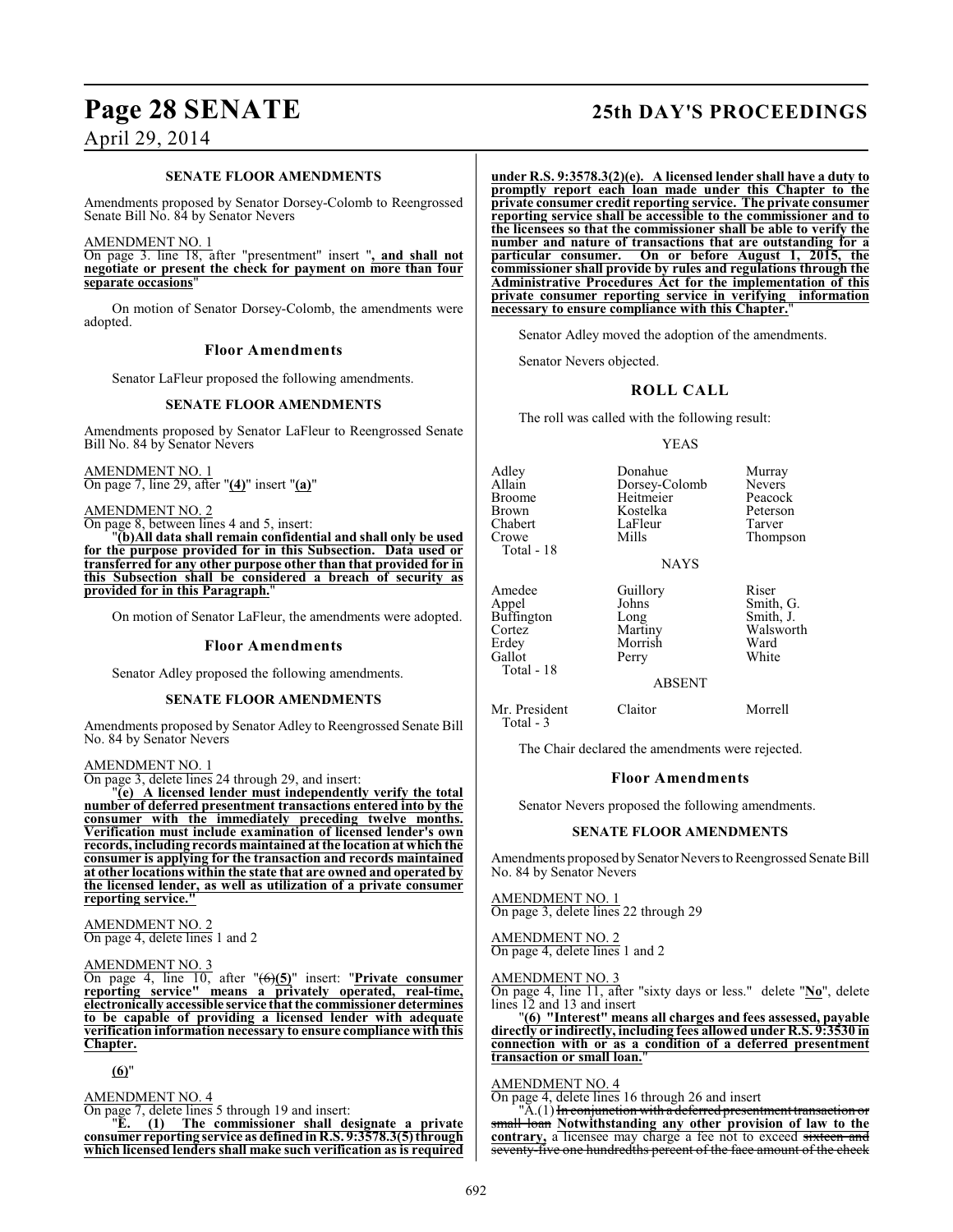**SENATE FLOOR AMENDMENTS**

Amendments proposed by Senator Dorsey-Colomb to Reengrossed Senate Bill No. 84 by Senator Nevers

AMENDMENT NO. 1

On page 3. line 18, after "presentment" insert "**, and shall not negotiate or present the check for payment on more than four separate occasions**"

On motion of Senator Dorsey-Colomb, the amendments were adopted.

### Floor Amendments

Senator LaFleur proposed the following amendments.

**SENATE FLOOR AMENDMENTS**

Amendments proposed by Senator LaFleur to Reengrossed Senate Bill No. 84 by Senator Nevers

AMENDMENT NO. 1

On page 7, line 29, after "**(4)**" insert "**(a)**"

AMENDMENT NO. 2

On page 8, between lines 4 and 5, insert:

"**(b)All data shall remain confidential and shall only be used for the purpose provided for in this Subsection. Data used or transferred for any other purpose other than that provided for in this Subsection shall be considered a breach of security as provided for in this Paragraph.**"

On motion of Senator LaFleur, the amendments were adopted.

### Floor Amendments

Senator Adley proposed the following amendments.

**SENATE FLOOR AMENDMENTS**

Amendments proposed by Senator Adley to Reengrossed Senate Bill No. 84 by Senator Nevers

AMENDMENT NO. 1

On page 3, delete lines 24 through 29, and insert:

"**(e) A licensed lender must independently verify the total number of deferred presentment transactions entered into by the consumer with the immediately preceding twelve months. Verification must include examination of licensed lender's own records, including records maintained at the location at which the consumer is applying for the transaction and records maintained at other locations within the state that are owned and operated by the licensed lender, as well as utilization of a private consumer reporting service.**"

AMENDMENT NO. 2

On page 4, delete lines 1 and 2

AMENDMENT NO. 3

On page 4, line 10, after "~~(6)~~**(5)**" insert: "**Private consumer reporting service" means a privately operated, real-time, electronically accessible service that the commissioner determines to be capable of providing a licensed lender with adequate verification information necessary to ensure compliance with this Chapter.**

**(6)**"

AMENDMENT NO. 4

On page 7, delete lines 5 through 19 and insert:

"**E. (1) The commissioner shall designate a private consumer reporting service as defined in R.S. 9:3578.3(5) through which licensed lenders shall make such verification as is required under R.S. 9:3578.3(2)(e). A licensed lender shall have a duty to promptly report each loan made under this Chapter to the private consumer credit reporting service. The private consumer reporting service shall be accessible to the commissioner and to the licensees so that the commissioner shall be able to verify the number and nature of transactions that are outstanding for a particular consumer. On or before August 1, 2015, the commissioner shall provide by rules and regulations through the Administrative Procedures Act for the implementation of this private consumer reporting service in verifying information necessary to ensure compliance with this Chapter.**"

Senator Adley moved the adoption of the amendments.

Senator Nevers objected.

## ROLL CALL

The roll was called with the following result:

YEAS

| | | |
|---|---|---|
| Adley | Donahue | Murray |
| Allain | Dorsey-Colomb | Nevers |
| Broome | Heitmeier | Peacock |
| Brown | Kostelka | Peterson |
| Chabert | LaFleur | Tarver |
| Crowe | Mills | Thompson |
| Total - 18 | | |

NAYS

| | | |
|---|---|---|
| Amedee | Guillory | Riser |
| Appel | Johns | Smith, G. |
| Buffington | Long | Smith, J. |
| Cortez | Martiny | Walsworth |
| Erdey | Morrish | Ward |
| Gallot | Perry | White |
| Total - 18 | | |

ABSENT

| | | |
|---|---|---|
| Mr. President | Claitor | Morrell |
| Total - 3 | | |

The Chair declared the amendments were rejected.

### Floor Amendments

Senator Nevers proposed the following amendments.

**SENATE FLOOR AMENDMENTS**

Amendments proposed by Senator Nevers to Reengrossed Senate Bill No. 84 by Senator Nevers

AMENDMENT NO. 1

On page 3, delete lines 22 through 29

AMENDMENT NO. 2

On page 4, delete lines 1 and 2

AMENDMENT NO. 3

On page 4, line 11, after "sixty days or less." delete "**No**", delete lines 12 and 13 and insert

"**(6) "Interest" means all charges and fees assessed, payable directly or indirectly, including fees allowed under R.S. 9:3530 in connection with or as a condition of a deferred presentment transaction or small loan.**"

AMENDMENT NO. 4

On page 4, delete lines 16 through 26 and insert

"A.(1) ~~In conjunction with a deferred presentment transaction or small loan~~ **Notwithstanding any other provision of law to the contrary,** a licensee may charge a fee not to exceed ~~sixteen and seventy-five one hundredths~~ percent of the face amount of the check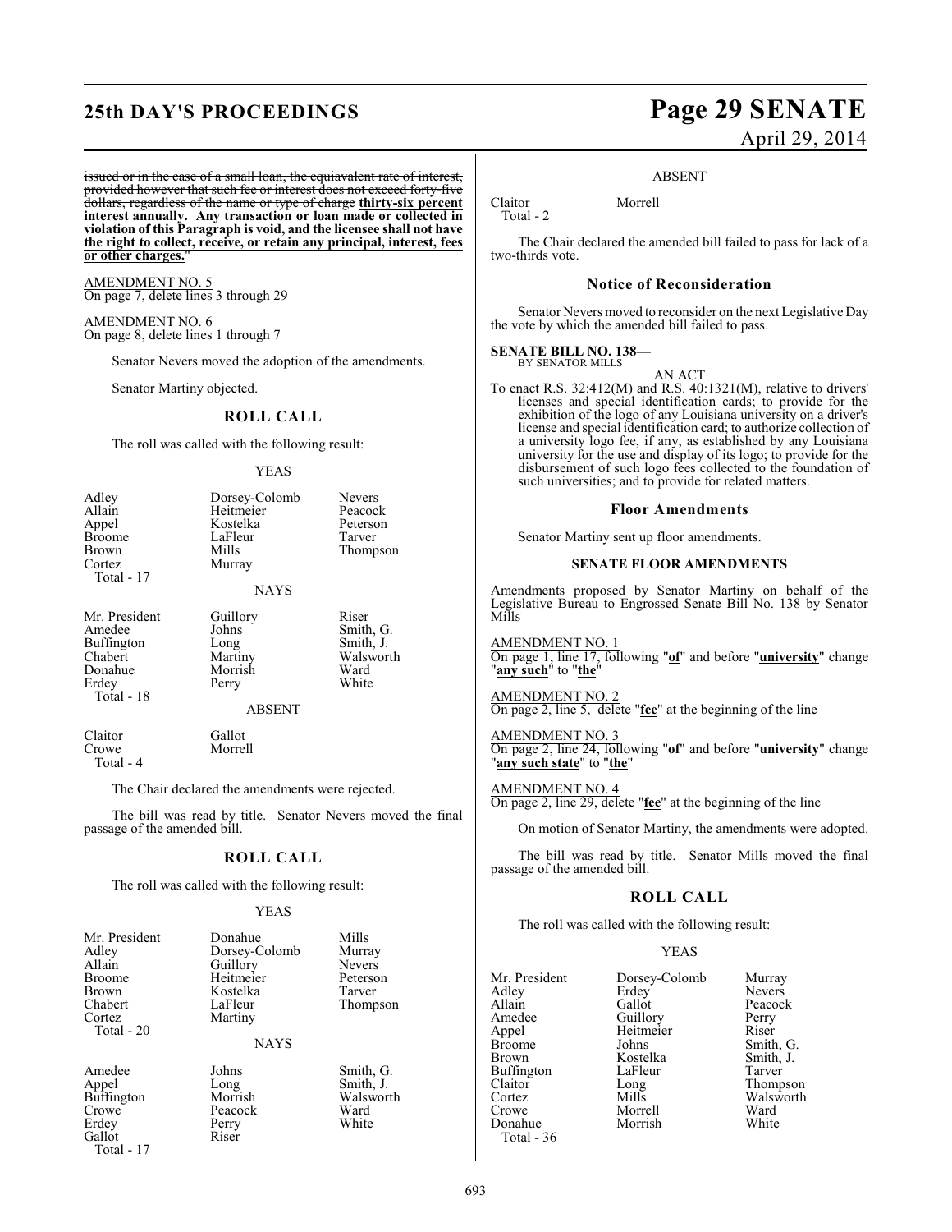~~issued or in the case of a small loan, the equivalent rate of interest, provided however that such fee or interest does not exceed forty-five dollars, regardless of the name or type of charge~~ **thirty-six percent interest annually. Any transaction or loan made or collected in violation of this Paragraph is void, and the licensee shall not have the right to collect, receive, or retain any principal, interest, fees or other charges.**"

AMENDMENT NO. 5
On page 7, delete lines 3 through 29

AMENDMENT NO. 6
On page 8, delete lines 1 through 7

Senator Nevers moved the adoption of the amendments.

Senator Martiny objected.

## ROLL CALL

The roll was called with the following result:

YEAS

| | | |
|---|---|---|
| Adley | Dorsey-Colomb | Nevers |
| Allain | Heitmeier | Peacock |
| Appel | Kostelka | Peterson |
| Broome | LaFleur | Tarver |
| Brown | Mills | Thompson |
| Cortez | Murray | |

Total - 17

NAYS

| | | |
|---|---|---|
| Mr. President | Guillory | Riser |
| Amedee | Johns | Smith, G. |
| Buffington | Long | Smith, J. |
| Chabert | Martiny | Walsworth |
| Donahue | Morrish | Ward |
| Erdey | Perry | White |

Total - 18

ABSENT

| | |
|---|---|
| Claitor | Gallot |
| Crowe | Morrell |

Total - 4

The Chair declared the amendments were rejected.

The bill was read by title. Senator Nevers moved the final passage of the amended bill.

## ROLL CALL

The roll was called with the following result:

YEAS

| | | |
|---|---|---|
| Mr. President | Donahue | Mills |
| Adley | Dorsey-Colomb | Murray |
| Allain | Guillory | Nevers |
| Broome | Heitmeier | Peterson |
| Brown | Kostelka | Tarver |
| Chabert | LaFleur | Thompson |
| Cortez | Martiny | |

Total - 20

NAYS

| | | |
|---|---|---|
| Amedee | Johns | Smith, G. |
| Appel | Long | Smith, J. |
| Buffington | Morrish | Walsworth |
| Crowe | Peacock | Ward |
| Erdey | Perry | White |
| Gallot | Riser | |

Total - 17

ABSENT

| | |
|---|---|
| Claitor | Morrell |

Total - 2

The Chair declared the amended bill failed to pass for lack of a two-thirds vote.

### Notice of Reconsideration

Senator Nevers moved to reconsider on the next Legislative Day the vote by which the amended bill failed to pass.

**SENATE BILL NO. 138—**
BY SENATOR MILLS

AN ACT

To enact R.S. 32:412(M) and R.S. 40:1321(M), relative to drivers' licenses and special identification cards; to provide for the exhibition of the logo of any Louisiana university on a driver's license and special identification card; to authorize collection of a university logo fee, if any, as established by any Louisiana university for the use and display of its logo; to provide for the disbursement of such logo fees collected to the foundation of such universities; and to provide for related matters.

### Floor Amendments

Senator Martiny sent up floor amendments.

### SENATE FLOOR AMENDMENTS

Amendments proposed by Senator Martiny on behalf of the Legislative Bureau to Engrossed Senate Bill No. 138 by Senator Mills

AMENDMENT NO. 1
On page 1, line 17, following "**of**" and before "**university**" change "**any such**" to "**the**"

AMENDMENT NO. 2
On page 2, line 5, delete "**fee**" at the beginning of the line

AMENDMENT NO. 3
On page 2, line 24, following "**of**" and before "**university**" change "**any such state**" to "**the**"

AMENDMENT NO. 4
On page 2, line 29, delete "**fee**" at the beginning of the line

On motion of Senator Martiny, the amendments were adopted.

The bill was read by title. Senator Mills moved the final passage of the amended bill.

## ROLL CALL

The roll was called with the following result:

YEAS

| | | |
|---|---|---|
| Mr. President | Dorsey-Colomb | Murray |
| Adley | Erdey | Nevers |
| Allain | Gallot | Peacock |
| Amedee | Guillory | Perry |
| Appel | Heitmeier | Riser |
| Broome | Johns | Smith, G. |
| Brown | Kostelka | Smith, J. |
| Buffington | LaFleur | Tarver |
| Claitor | Long | Thompson |
| Cortez | Mills | Walsworth |
| Crowe | Morrell | Ward |
| Donahue | Morrish | White |

Total - 36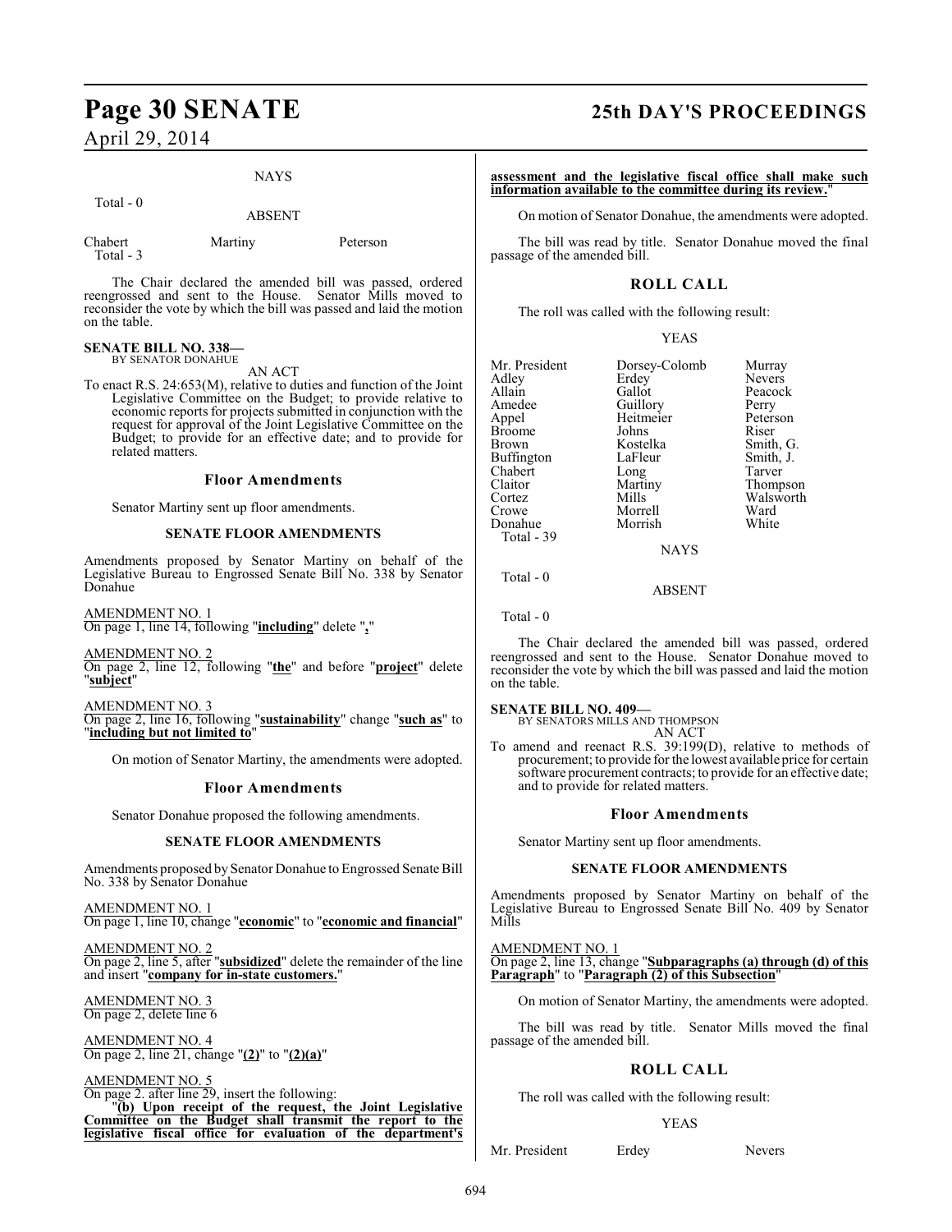NAYS

Total - 0

ABSENT

| | | |
|---|---|---|
| Chabert | Martiny | Peterson |
| Total - 3 | | |

The Chair declared the amended bill was passed, ordered reengrossed and sent to the House. Senator Mills moved to reconsider the vote by which the bill was passed and laid the motion on the table.

**SENATE BILL NO. 338—**
BY SENATOR DONAHUE

AN ACT

To enact R.S. 24:653(M), relative to duties and function of the Joint Legislative Committee on the Budget; to provide relative to economic reports for projects submitted in conjunction with the request for approval of the Joint Legislative Committee on the Budget; to provide for an effective date; and to provide for related matters.

### Floor Amendments

Senator Martiny sent up floor amendments.

#### SENATE FLOOR AMENDMENTS

Amendments proposed by Senator Martiny on behalf of the Legislative Bureau to Engrossed Senate Bill No. 338 by Senator Donahue

AMENDMENT NO. 1
On page 1, line 14, following "**including**" delete "**,**"

AMENDMENT NO. 2
On page 2, line 12, following "**the**" and before "**project**" delete "**subject**"

AMENDMENT NO. 3
On page 2, line 16, following "**sustainability**" change "**such as**" to "**including but not limited to**"

On motion of Senator Martiny, the amendments were adopted.

### Floor Amendments

Senator Donahue proposed the following amendments.

#### SENATE FLOOR AMENDMENTS

Amendments proposed by Senator Donahue to Engrossed Senate Bill No. 338 by Senator Donahue

AMENDMENT NO. 1
On page 1, line 10, change "**economic**" to "**economic and financial**"

AMENDMENT NO. 2
On page 2, line 5, after "**subsidized**" delete the remainder of the line and insert "**company for in-state customers.**"

AMENDMENT NO. 3
On page 2, delete line 6

AMENDMENT NO. 4
On page 2, line 21, change "**(2)**" to "**(2)(a)**"

AMENDMENT NO. 5
On page 2. after line 29, insert the following:
"**(b) Upon receipt of the request, the Joint Legislative Committee on the Budget shall transmit the report to the legislative fiscal office for evaluation of the department's assessment and the legislative fiscal office shall make such information available to the committee during its review.**"

On motion of Senator Donahue, the amendments were adopted.

The bill was read by title. Senator Donahue moved the final passage of the amended bill.

### ROLL CALL

The roll was called with the following result:

YEAS

| | | |
|---|---|---|
| Mr. President | Dorsey-Colomb | Murray |
| Adley | Erdey | Nevers |
| Allain | Gallot | Peacock |
| Amedee | Guillory | Perry |
| Appel | Heitmeier | Peterson |
| Broome | Johns | Riser |
| Brown | Kostelka | Smith, G. |
| Buffington | LaFleur | Smith, J. |
| Chabert | Long | Tarver |
| Claitor | Martiny | Thompson |
| Cortez | Mills | Walsworth |
| Crowe | Morrell | Ward |
| Donahue | Morrish | White |
| Total - 39 | | |

NAYS

Total - 0

ABSENT

Total - 0

The Chair declared the amended bill was passed, ordered reengrossed and sent to the House. Senator Donahue moved to reconsider the vote by which the bill was passed and laid the motion on the table.

**SENATE BILL NO. 409—**
BY SENATORS MILLS AND THOMPSON

AN ACT

To amend and reenact R.S. 39:199(D), relative to methods of procurement; to provide for the lowest available price for certain software procurement contracts; to provide for an effective date; and to provide for related matters.

### Floor Amendments

Senator Martiny sent up floor amendments.

#### SENATE FLOOR AMENDMENTS

Amendments proposed by Senator Martiny on behalf of the Legislative Bureau to Engrossed Senate Bill No. 409 by Senator Mills

AMENDMENT NO. 1
On page 2, line 13, change "**Subparagraphs (a) through (d) of this Paragraph**" to "**Paragraph (2) of this Subsection**"

On motion of Senator Martiny, the amendments were adopted.

The bill was read by title. Senator Mills moved the final passage of the amended bill.

### ROLL CALL

The roll was called with the following result:

YEAS

| | | |
|---|---|---|
| Mr. President | Erdey | Nevers |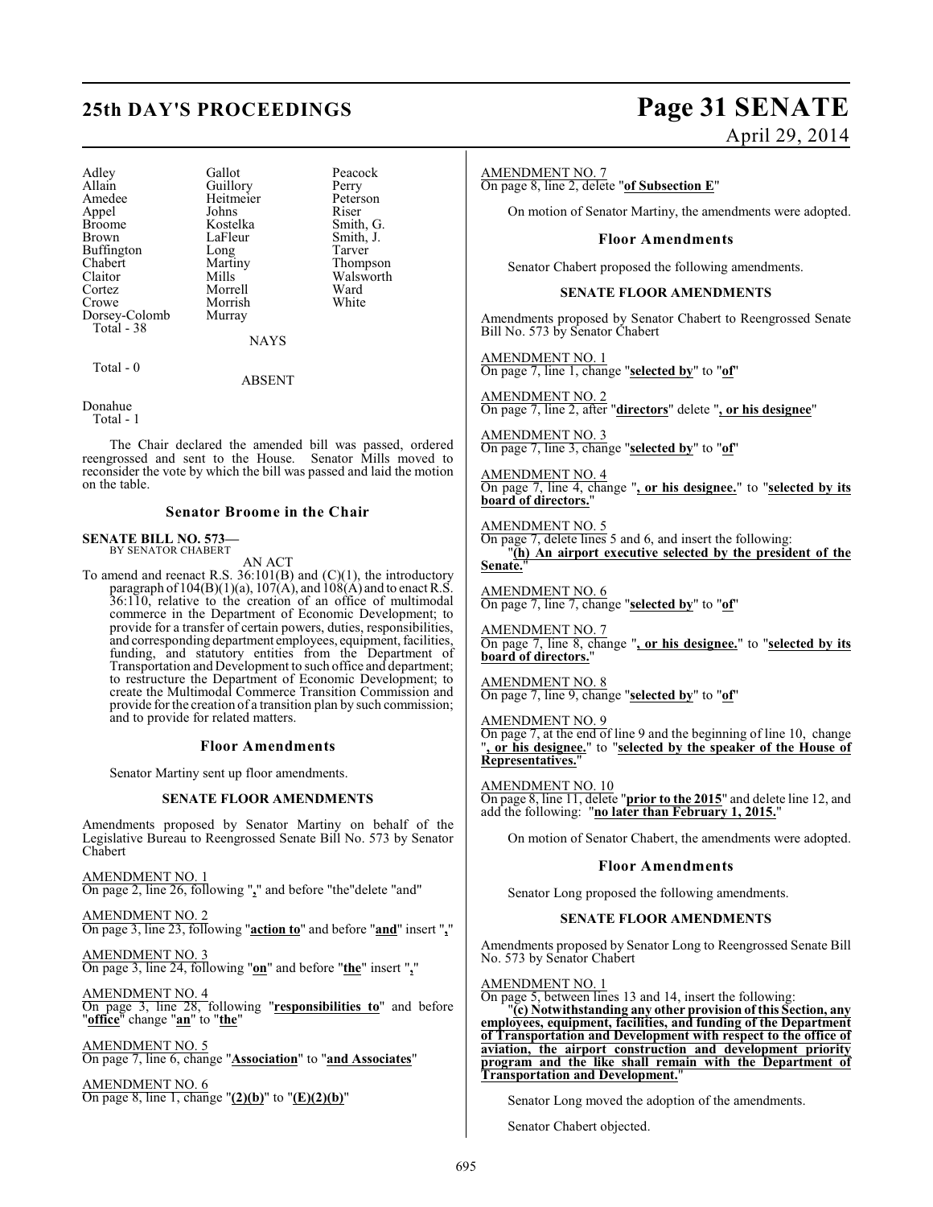| | | |
|---|---|---|
| Adley | Gallot | Peacock |
| Allain | Guillory | Perry |
| Amedee | Heitmeier | Peterson |
| Appel | Johns | Riser |
| Broome | Kostelka | Smith, G. |
| Brown | LaFleur | Smith, J. |
| Buffington | Long | Tarver |
| Chabert | Martiny | Thompson |
| Claitor | Mills | Walsworth |
| Cortez | Morrell | Ward |
| Crowe | Morrish | White |
| Dorsey-Colomb | Murray | |

Total - 38

NAYS

Total - 0

ABSENT

Donahue
Total - 1

The Chair declared the amended bill was passed, ordered reengrossed and sent to the House. Senator Mills moved to reconsider the vote by which the bill was passed and laid the motion on the table.

### Senator Broome in the Chair

**SENATE BILL NO. 573—**
BY SENATOR CHABERT

AN ACT

To amend and reenact R.S. 36:101(B) and (C)(1), the introductory paragraph of 104(B)(1)(a), 107(A), and 108(A) and to enact R.S. 36:110, relative to the creation of an office of multimodal commerce in the Department of Economic Development; to provide for a transfer of certain powers, duties, responsibilities, and corresponding department employees, equipment, facilities, funding, and statutory entities from the Department of Transportation and Development to such office and department; to restructure the Department of Economic Development; to create the Multimodal Commerce Transition Commission and provide for the creation of a transition plan by such commission; and to provide for related matters.

### Floor Amendments

Senator Martiny sent up floor amendments.

#### SENATE FLOOR AMENDMENTS

Amendments proposed by Senator Martiny on behalf of the Legislative Bureau to Reengrossed Senate Bill No. 573 by Senator Chabert

AMENDMENT NO. 1
On page 2, line 26, following "**,**" and before "the"delete "and"

AMENDMENT NO. 2
On page 3, line 23, following "**action to**" and before "**and**" insert "**,**"

AMENDMENT NO. 3
On page 3, line 24, following "**on**" and before "**the**" insert "**,**"

AMENDMENT NO. 4
On page 3, line 28, following "**responsibilities to**" and before "**office**" change "**an**" to "**the**"

AMENDMENT NO. 5
On page 7, line 6, change "**Association**" to "**and Associates**"

AMENDMENT NO. 6
On page 8, line 1, change "**(2)(b)**" to "**(E)(2)(b)**"

AMENDMENT NO. 7
On page 8, line 2, delete "**of Subsection E**"

On motion of Senator Martiny, the amendments were adopted.

### Floor Amendments

Senator Chabert proposed the following amendments.

#### SENATE FLOOR AMENDMENTS

Amendments proposed by Senator Chabert to Reengrossed Senate Bill No. 573 by Senator Chabert

AMENDMENT NO. 1
On page 7, line 1, change "**selected by**" to "**of**"

AMENDMENT NO. 2
On page 7, line 2, after "**directors**" delete "**, or his designee**"

AMENDMENT NO. 3
On page 7, line 3, change "**selected by**" to "**of**"

AMENDMENT NO. 4
On page 7, line 4, change "**, or his designee.**" to "**selected by its board of directors.**"

AMENDMENT NO. 5
On page 7, delete lines 5 and 6, and insert the following:
"**(h) An airport executive selected by the president of the Senate.**"

AMENDMENT NO. 6
On page 7, line 7, change "**selected by**" to "**of**"

AMENDMENT NO. 7
On page 7, line 8, change "**, or his designee.**" to "**selected by its board of directors.**"

AMENDMENT NO. 8
On page 7, line 9, change "**selected by**" to "**of**"

AMENDMENT NO. 9
On page 7, at the end of line 9 and the beginning of line 10, change "**, or his designee.**" to "**selected by the speaker of the House of Representatives.**"

AMENDMENT NO. 10
On page 8, line 11, delete "**prior to the 2015**" and delete line 12, and add the following: "**no later than February 1, 2015.**"

On motion of Senator Chabert, the amendments were adopted.

### Floor Amendments

Senator Long proposed the following amendments.

#### SENATE FLOOR AMENDMENTS

Amendments proposed by Senator Long to Reengrossed Senate Bill No. 573 by Senator Chabert

AMENDMENT NO. 1
On page 5, between lines 13 and 14, insert the following:
"**(c) Notwithstanding any other provision of this Section, any employees, equipment, facilities, and funding of the Department of Transportation and Development with respect to the office of aviation, the airport construction and development priority program and the like shall remain with the Department of Transportation and Development.**"

Senator Long moved the adoption of the amendments.

Senator Chabert objected.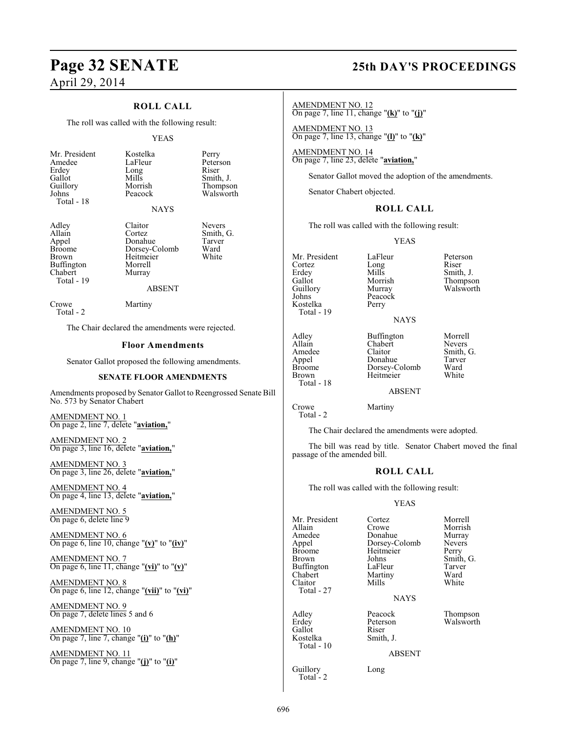### ROLL CALL

The roll was called with the following result:

YEAS

| | | |
|---|---|---|
| Mr. President | Kostelka | Perry |
| Amedee | LaFleur | Peterson |
| Erdey | Long | Riser |
| Gallot | Mills | Smith, J. |
| Guillory | Morrish | Thompson |
| Johns | Peacock | Walsworth |
| Total - 18 | | |

NAYS

| | | |
|---|---|---|
| Adley | Claitor | Nevers |
| Allain | Cortez | Smith, G. |
| Appel | Donahue | Tarver |
| Broome | Dorsey-Colomb | Ward |
| Brown | Heitmeier | White |
| Buffington | Morrell | |
| Chabert | Murray | |
| Total - 19 | | |

ABSENT

| | |
|---|---|
| Crowe | Martiny |
| Total - 2 | |

The Chair declared the amendments were rejected.

### Floor Amendments

Senator Gallot proposed the following amendments.

#### SENATE FLOOR AMENDMENTS

Amendments proposed by Senator Gallot to Reengrossed Senate Bill No. 573 by Senator Chabert

AMENDMENT NO. 1
On page 2, line 7, delete "**aviation,**"

AMENDMENT NO. 2
On page 3, line 16, delete "**aviation,**"

AMENDMENT NO. 3
On page 3, line 26, delete "**aviation,**"

AMENDMENT NO. 4
On page 4, line 13, delete "**aviation,**"

AMENDMENT NO. 5
On page 6, delete line 9

AMENDMENT NO. 6
On page 6, line 10, change "**(v)**" to "**(iv)**"

AMENDMENT NO. 7
On page 6, line 11, change "**(vi)**" to "**(v)**"

AMENDMENT NO. 8
On page 6, line 12, change "**(vii)**" to "**(vi)**"

AMENDMENT NO. 9
On page 7, delete lines 5 and 6

AMENDMENT NO. 10
On page 7, line 7, change "**(i)**" to "**(h)**"

AMENDMENT NO. 11
On page 7, line 9, change "**(j)**" to "**(i)**"

AMENDMENT NO. 12
On page 7, line 11, change "**(k)**" to "**(j)**"

AMENDMENT NO. 13
On page 7, line 13, change "**(l)**" to "**(k)**"

AMENDMENT NO. 14
On page 7, line 23, delete "**aviation,**"

Senator Gallot moved the adoption of the amendments.

Senator Chabert objected.

### ROLL CALL

The roll was called with the following result:

YEAS

| | | |
|---|---|---|
| Mr. President | LaFleur | Peterson |
| Cortez | Long | Riser |
| Erdey | Mills | Smith, J. |
| Gallot | Morrish | Thompson |
| Guillory | Murray | Walsworth |
| Johns | Peacock | |
| Kostelka | Perry | |
| Total - 19 | | |

NAYS

| | | |
|---|---|---|
| Adley | Buffington | Morrell |
| Allain | Chabert | Nevers |
| Amedee | Claitor | Smith, G. |
| Appel | Donahue | Tarver |
| Broome | Dorsey-Colomb | Ward |
| Brown | Heitmeier | White |
| Total - 18 | | |

ABSENT

| | |
|---|---|
| Crowe | Martiny |
| Total - 2 | |

The Chair declared the amendments were adopted.

The bill was read by title. Senator Chabert moved the final passage of the amended bill.

### ROLL CALL

The roll was called with the following result:

YEAS

| | | |
|---|---|---|
| Mr. President | Cortez | Morrell |
| Allain | Crowe | Morrish |
| Amedee | Donahue | Murray |
| Appel | Dorsey-Colomb | Nevers |
| Broome | Heitmeier | Perry |
| Brown | Johns | Smith, G. |
| Buffington | LaFleur | Tarver |
| Chabert | Martiny | Ward |
| Claitor | Mills | White |
| Total - 27 | | |

NAYS

| | | |
|---|---|---|
| Adley | Peacock | Thompson |
| Erdey | Peterson | Walsworth |
| Gallot | Riser | |
| Kostelka | Smith, J. | |
| Total - 10 | | |

ABSENT

| | |
|---|---|
| Guillory | Long |
| Total - 2 | |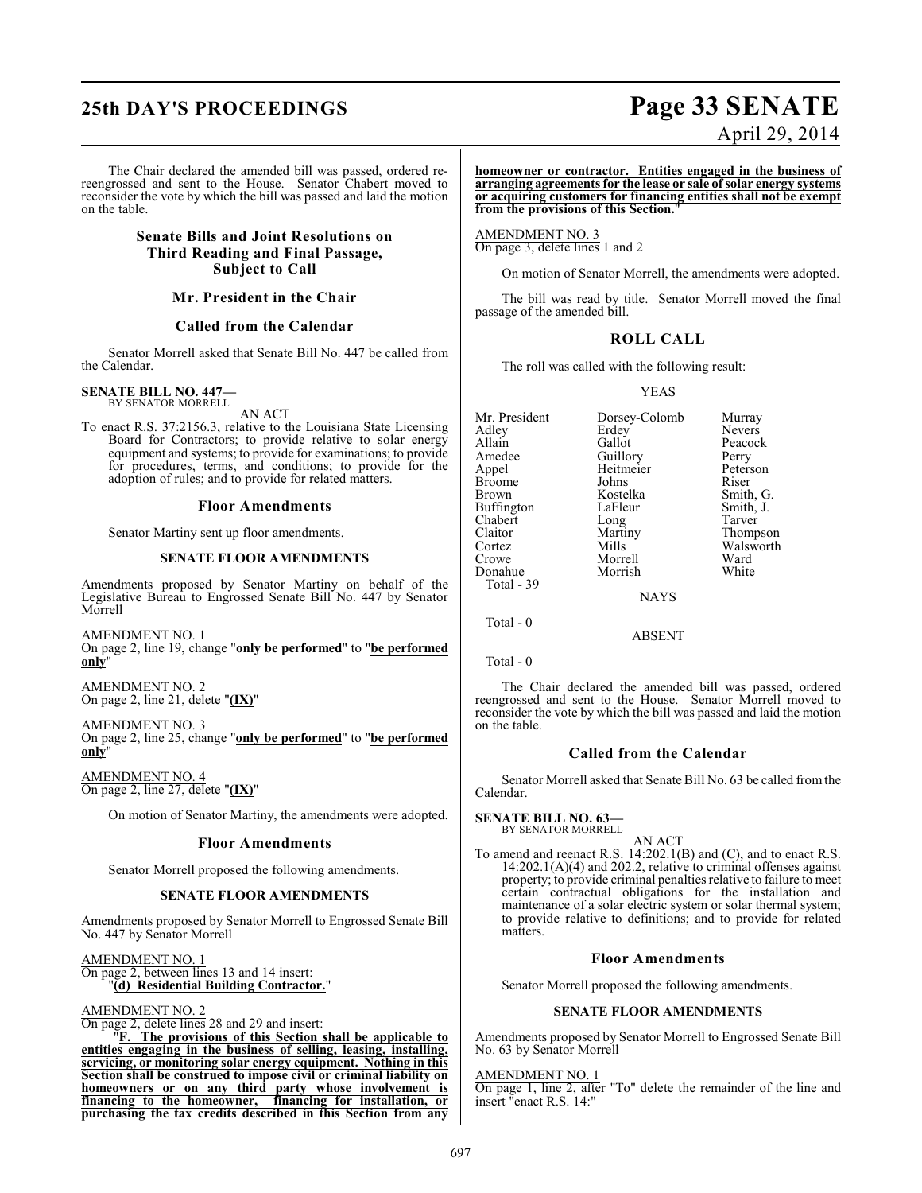The Chair declared the amended bill was passed, ordered re-reengrossed and sent to the House. Senator Chabert moved to reconsider the vote by which the bill was passed and laid the motion on the table.

### Senate Bills and Joint Resolutions on Third Reading and Final Passage, Subject to Call

### Mr. President in the Chair

### Called from the Calendar

Senator Morrell asked that Senate Bill No. 447 be called from the Calendar.

**SENATE BILL NO. 447—**
BY SENATOR MORRELL

AN ACT

To enact R.S. 37:2156.3, relative to the Louisiana State Licensing Board for Contractors; to provide relative to solar energy equipment and systems; to provide for examinations; to provide for procedures, terms, and conditions; to provide for the adoption of rules; and to provide for related matters.

### Floor Amendments

Senator Martiny sent up floor amendments.

**SENATE FLOOR AMENDMENTS**

Amendments proposed by Senator Martiny on behalf of the Legislative Bureau to Engrossed Senate Bill No. 447 by Senator Morrell

AMENDMENT NO. 1
On page 2, line 19, change "**only be performed**" to "**be performed only**"

AMENDMENT NO. 2
On page 2, line 21, delete "**(IX)**"

AMENDMENT NO. 3
On page 2, line 25, change "**only be performed**" to "**be performed only**"

AMENDMENT NO. 4
On page 2, line 27, delete "**(IX)**"

On motion of Senator Martiny, the amendments were adopted.

### Floor Amendments

Senator Morrell proposed the following amendments.

**SENATE FLOOR AMENDMENTS**

Amendments proposed by Senator Morrell to Engrossed Senate Bill No. 447 by Senator Morrell

AMENDMENT NO. 1
On page 2, between lines 13 and 14 insert:
"**(d) Residential Building Contractor.**"

AMENDMENT NO. 2
On page 2, delete lines 28 and 29 and insert:
"**F. The provisions of this Section shall be applicable to entities engaging in the business of selling, leasing, installing, servicing, or monitoring solar energy equipment. Nothing in this Section shall be construed to impose civil or criminal liability on homeowners or on any third party whose involvement is financing to the homeowner, financing for installation, or purchasing the tax credits described in this Section from any homeowner or contractor. Entities engaged in the business of arranging agreements for the lease or sale of solar energy systems or acquiring customers for financing entities shall not be exempt from the provisions of this Section.**"

AMENDMENT NO. 3
On page 3, delete lines 1 and 2

On motion of Senator Morrell, the amendments were adopted.

The bill was read by title. Senator Morrell moved the final passage of the amended bill.

### ROLL CALL

The roll was called with the following result:

YEAS

| | | |
|---|---|---|
| Mr. President | Dorsey-Colomb | Murray |
| Adley | Erdey | Nevers |
| Allain | Gallot | Peacock |
| Amedee | Guillory | Perry |
| Appel | Heitmeier | Peterson |
| Broome | Johns | Riser |
| Brown | Kostelka | Smith, G. |
| Buffington | LaFleur | Smith, J. |
| Chabert | Long | Tarver |
| Claitor | Martiny | Thompson |
| Cortez | Mills | Walsworth |
| Crowe | Morrell | Ward |
| Donahue | Morrish | White |

Total - 39

NAYS

Total - 0

ABSENT

Total - 0

The Chair declared the amended bill was passed, ordered reengrossed and sent to the House. Senator Morrell moved to reconsider the vote by which the bill was passed and laid the motion on the table.

### Called from the Calendar

Senator Morrell asked that Senate Bill No. 63 be called from the Calendar.

**SENATE BILL NO. 63—**
BY SENATOR MORRELL

AN ACT

To amend and reenact R.S. 14:202.1(B) and (C), and to enact R.S. 14:202.1(A)(4) and 202.2, relative to criminal offenses against property; to provide criminal penalties relative to failure to meet certain contractual obligations for the installation and maintenance of a solar electric system or solar thermal system; to provide relative to definitions; and to provide for related matters.

### Floor Amendments

Senator Morrell proposed the following amendments.

**SENATE FLOOR AMENDMENTS**

Amendments proposed by Senator Morrell to Engrossed Senate Bill No. 63 by Senator Morrell

AMENDMENT NO. 1
On page 1, line 2, after "To" delete the remainder of the line and insert "enact R.S. 14:"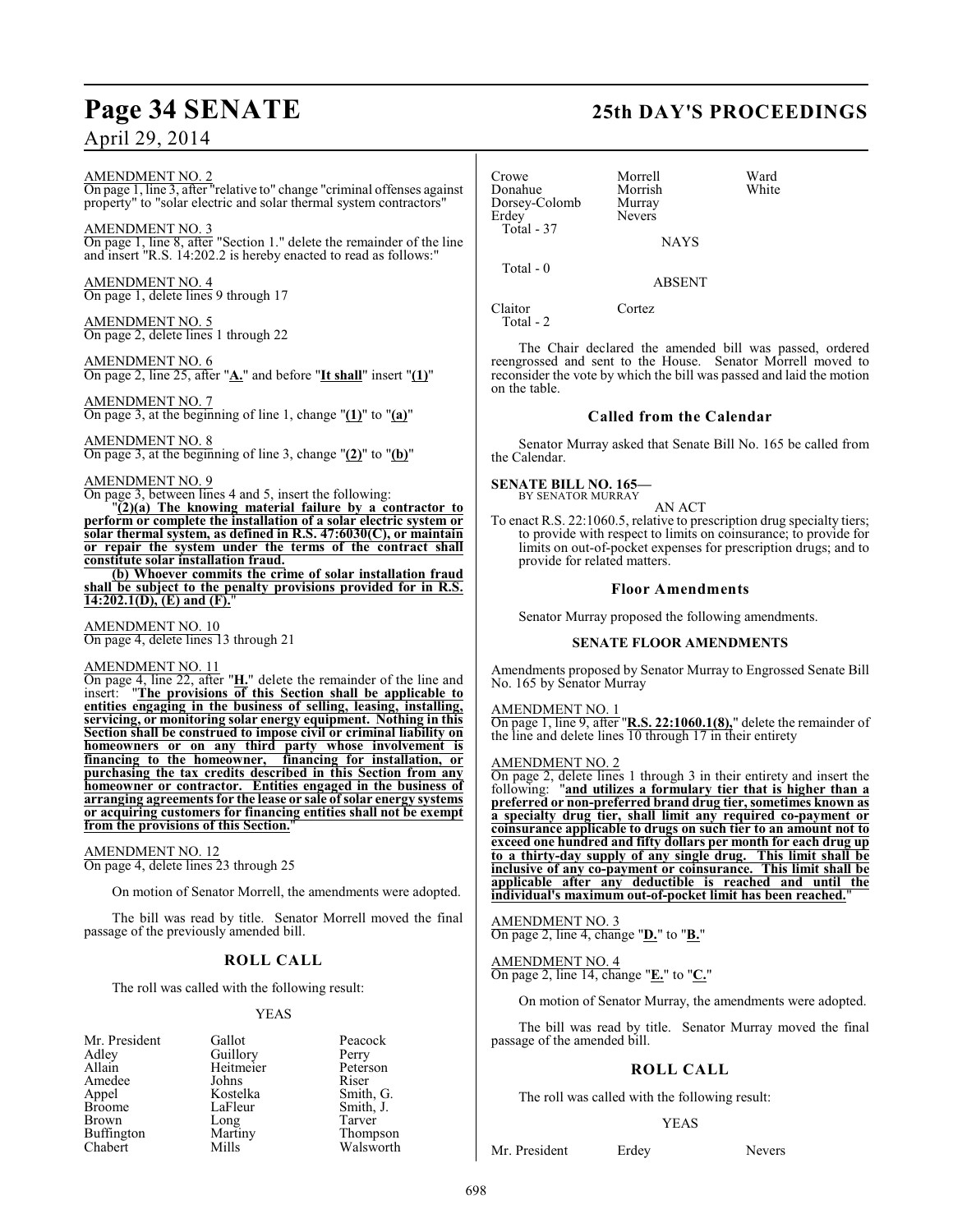AMENDMENT NO. 2
On page 1, line 3, after "relative to" change "criminal offenses against property" to "solar electric and solar thermal system contractors"

AMENDMENT NO. 3
On page 1, line 8, after "Section 1." delete the remainder of the line and insert "R.S. 14:202.2 is hereby enacted to read as follows:"

AMENDMENT NO. 4
On page 1, delete lines 9 through 17

AMENDMENT NO. 5
On page 2, delete lines 1 through 22

AMENDMENT NO. 6
On page 2, line 25, after "**A.**" and before "**It shall**" insert "**(1)**"

AMENDMENT NO. 7
On page 3, at the beginning of line 1, change "**(1)**" to "**(a)**"

AMENDMENT NO. 8
On page 3, at the beginning of line 3, change "**(2)**" to "**(b)**"

AMENDMENT NO. 9
On page 3, between lines 4 and 5, insert the following:

"**(2)(a) The knowing material failure by a contractor to perform or complete the installation of a solar electric system or solar thermal system, as defined in R.S. 47:6030(C), or maintain or repair the system under the terms of the contract shall constitute solar installation fraud.**

**(b) Whoever commits the crime of solar installation fraud shall be subject to the penalty provisions provided for in R.S. 14:202.1(D), (E) and (F).**"

AMENDMENT NO. 10
On page 4, delete lines 13 through 21

AMENDMENT NO. 11
On page 4, line 22, after "**H.**" delete the remainder of the line and insert: "**The provisions of this Section shall be applicable to entities engaging in the business of selling, leasing, installing, servicing, or monitoring solar energy equipment. Nothing in this Section shall be construed to impose civil or criminal liability on homeowners or on any third party whose involvement is financing to the homeowner, financing for installation, or purchasing the tax credits described in this Section from any homeowner or contractor. Entities engaged in the business of arranging agreements for the lease or sale of solar energy systems or acquiring customers for financing entities shall not be exempt from the provisions of this Section.**"

AMENDMENT NO. 12
On page 4, delete lines 23 through 25

On motion of Senator Morrell, the amendments were adopted.

The bill was read by title. Senator Morrell moved the final passage of the previously amended bill.

## ROLL CALL

The roll was called with the following result:

YEAS

| | | |
|---|---|---|
| Mr. President | Gallot | Peacock |
| Adley | Guillory | Perry |
| Allain | Heitmeier | Peterson |
| Amedee | Johns | Riser |
| Appel | Kostelka | Smith, G. |
| Broome | LaFleur | Smith, J. |
| Brown | Long | Tarver |
| Buffington | Martiny | Thompson |
| Chabert | Mills | Walsworth |
| Crowe | Morrell | Ward |
| Donahue | Morrish | White |
| Dorsey-Colomb | Murray | |
| Erdey | Nevers | |

Total - 37

NAYS

Total - 0

ABSENT

| | |
|---|---|
| Claitor | Cortez |

Total - 2

The Chair declared the amended bill was passed, ordered reengrossed and sent to the House. Senator Morrell moved to reconsider the vote by which the bill was passed and laid the motion on the table.

## Called from the Calendar

Senator Murray asked that Senate Bill No. 165 be called from the Calendar.

**SENATE BILL NO. 165—**
BY SENATOR MURRAY

AN ACT

To enact R.S. 22:1060.5, relative to prescription drug specialty tiers; to provide with respect to limits on coinsurance; to provide for limits on out-of-pocket expenses for prescription drugs; and to provide for related matters.

## Floor Amendments

Senator Murray proposed the following amendments.

### SENATE FLOOR AMENDMENTS

Amendments proposed by Senator Murray to Engrossed Senate Bill No. 165 by Senator Murray

AMENDMENT NO. 1
On page 1, line 9, after "**R.S. 22:1060.1(8),**" delete the remainder of the line and delete lines 10 through 17 in their entirety

AMENDMENT NO. 2
On page 2, delete lines 1 through 3 in their entirety and insert the following: "**and utilizes a formulary tier that is higher than a preferred or non-preferred brand drug tier, sometimes known as a specialty drug tier, shall limit any required co-payment or coinsurance applicable to drugs on such tier to an amount not to exceed one hundred and fifty dollars per month for each drug up to a thirty-day supply of any single drug. This limit shall be inclusive of any co-payment or coinsurance. This limit shall be applicable after any deductible is reached and until the individual's maximum out-of-pocket limit has been reached.**"

AMENDMENT NO. 3
On page 2, line 4, change "**D.**" to "**B.**"

AMENDMENT NO. 4
On page 2, line 14, change "**E.**" to "**C.**"

On motion of Senator Murray, the amendments were adopted.

The bill was read by title. Senator Murray moved the final passage of the amended bill.

## ROLL CALL

The roll was called with the following result:

YEAS

| | | |
|---|---|---|
| Mr. President | Erdey | Nevers |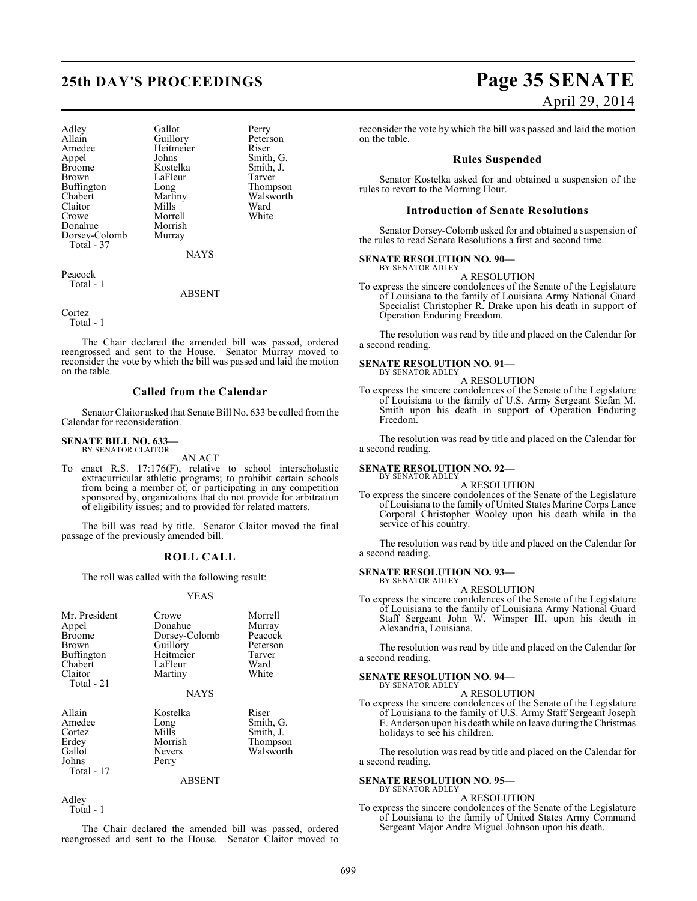| Adley | Gallot | Perry |
|---|---|---|
| Allain | Guillory | Peterson |
| Amedee | Heitmeier | Riser |
| Appel | Johns | Smith, G. |
| Broome | Kostelka | Smith, J. |
| Brown | LaFleur | Tarver |
| Buffington | Long | Thompson |
| Chabert | Martiny | Walsworth |
| Claitor | Mills | Ward |
| Crowe | Morrell | White |
| Donahue | Morrish | |
| Dorsey-Colomb | Murray | |
| Total - 37 | | |

NAYS

Peacock
Total - 1

ABSENT

Cortez
Total - 1

The Chair declared the amended bill was passed, ordered reengrossed and sent to the House. Senator Murray moved to reconsider the vote by which the bill was passed and laid the motion on the table.

## Called from the Calendar

Senator Claitor asked that Senate Bill No. 633 be called from the Calendar for reconsideration.

**SENATE BILL NO. 633—**
BY SENATOR CLAITOR

AN ACT

To enact R.S. 17:176(F), relative to school interscholastic extracurricular athletic programs; to prohibit certain schools from being a member of, or participating in any competition sponsored by, organizations that do not provide for arbitration of eligibility issues; and to provided for related matters.

The bill was read by title. Senator Claitor moved the final passage of the previously amended bill.

## ROLL CALL

The roll was called with the following result:

YEAS

| Mr. President | Crowe | Morrell |
|---|---|---|
| Appel | Donahue | Murray |
| Broome | Dorsey-Colomb | Peacock |
| Brown | Guillory | Peterson |
| Buffington | Heitmeier | Tarver |
| Chabert | LaFleur | Ward |
| Claitor | Martiny | White |
| Total - 21 | | |

NAYS

| Allain | Kostelka | Riser |
|---|---|---|
| Amedee | Long | Smith, G. |
| Cortez | Mills | Smith, J. |
| Erdey | Morrish | Thompson |
| Gallot | Nevers | Walsworth |
| Johns | Perry | |
| Total - 17 | | |

ABSENT

Adley
Total - 1

The Chair declared the amended bill was passed, ordered reengrossed and sent to the House. Senator Claitor moved to reconsider the vote by which the bill was passed and laid the motion on the table.

## Rules Suspended

Senator Kostelka asked for and obtained a suspension of the rules to revert to the Morning Hour.

## Introduction of Senate Resolutions

Senator Dorsey-Colomb asked for and obtained a suspension of the rules to read Senate Resolutions a first and second time.

**SENATE RESOLUTION NO. 90—**
BY SENATOR ADLEY

A RESOLUTION

To express the sincere condolences of the Senate of the Legislature of Louisiana to the family of Louisiana Army National Guard Specialist Christopher R. Drake upon his death in support of Operation Enduring Freedom.

The resolution was read by title and placed on the Calendar for a second reading.

**SENATE RESOLUTION NO. 91—**
BY SENATOR ADLEY

A RESOLUTION

To express the sincere condolences of the Senate of the Legislature of Louisiana to the family of U.S. Army Sergeant Stefan M. Smith upon his death in support of Operation Enduring Freedom.

The resolution was read by title and placed on the Calendar for a second reading.

**SENATE RESOLUTION NO. 92—**
BY SENATOR ADLEY

A RESOLUTION

To express the sincere condolences of the Senate of the Legislature of Louisiana to the family of United States Marine Corps Lance Corporal Christopher Wooley upon his death while in the service of his country.

The resolution was read by title and placed on the Calendar for a second reading.

**SENATE RESOLUTION NO. 93—**
BY SENATOR ADLEY

A RESOLUTION

To express the sincere condolences of the Senate of the Legislature of Louisiana to the family of Louisiana Army National Guard Staff Sergeant John W. Winsper III, upon his death in Alexandria, Louisiana.

The resolution was read by title and placed on the Calendar for a second reading.

**SENATE RESOLUTION NO. 94—**
BY SENATOR ADLEY

A RESOLUTION

To express the sincere condolences of the Senate of the Legislature of Louisiana to the family of U.S. Army Staff Sergeant Joseph E. Anderson upon his death while on leave during the Christmas holidays to see his children.

The resolution was read by title and placed on the Calendar for a second reading.

**SENATE RESOLUTION NO. 95—**
BY SENATOR ADLEY

A RESOLUTION

To express the sincere condolences of the Senate of the Legislature of Louisiana to the family of United States Army Command Sergeant Major Andre Miguel Johnson upon his death.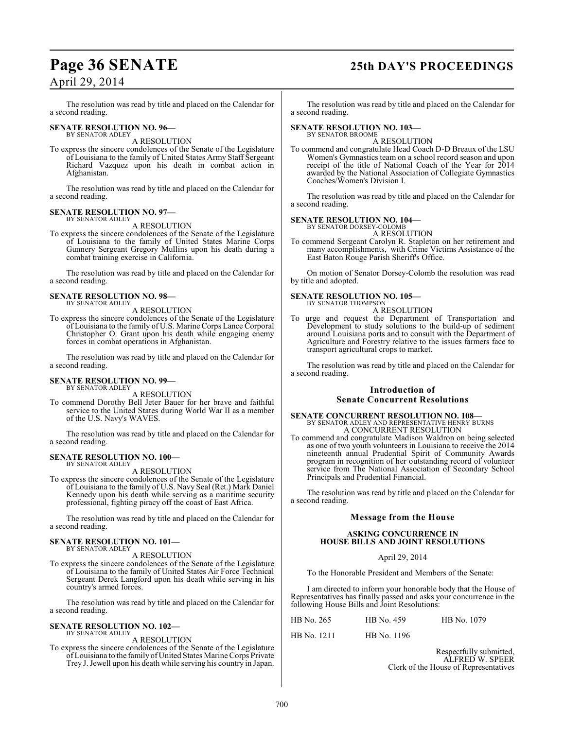The resolution was read by title and placed on the Calendar for a second reading.

**SENATE RESOLUTION NO. 96—**
BY SENATOR ADLEY

A RESOLUTION

To express the sincere condolences of the Senate of the Legislature of Louisiana to the family of United States Army Staff Sergeant Richard Vazquez upon his death in combat action in Afghanistan.

The resolution was read by title and placed on the Calendar for a second reading.

**SENATE RESOLUTION NO. 97—**
BY SENATOR ADLEY

A RESOLUTION

To express the sincere condolences of the Senate of the Legislature of Louisiana to the family of United States Marine Corps Gunnery Sergeant Gregory Mullins upon his death during a combat training exercise in California.

The resolution was read by title and placed on the Calendar for a second reading.

**SENATE RESOLUTION NO. 98—**
BY SENATOR ADLEY

A RESOLUTION

To express the sincere condolences of the Senate of the Legislature of Louisiana to the family of U.S. Marine Corps Lance Corporal Christopher O. Grant upon his death while engaging enemy forces in combat operations in Afghanistan.

The resolution was read by title and placed on the Calendar for a second reading.

**SENATE RESOLUTION NO. 99—**
BY SENATOR ADLEY

A RESOLUTION

To commend Dorothy Bell Jeter Bauer for her brave and faithful service to the United States during World War II as a member of the U.S. Navy's WAVES.

The resolution was read by title and placed on the Calendar for a second reading.

**SENATE RESOLUTION NO. 100—**
BY SENATOR ADLEY

A RESOLUTION

To express the sincere condolences of the Senate of the Legislature of Louisiana to the family of U.S. Navy Seal (Ret.) Mark Daniel Kennedy upon his death while serving as a maritime security professional, fighting piracy off the coast of East Africa.

The resolution was read by title and placed on the Calendar for a second reading.

**SENATE RESOLUTION NO. 101—**
BY SENATOR ADLEY

A RESOLUTION

To express the sincere condolences of the Senate of the Legislature of Louisiana to the family of United States Air Force Technical Sergeant Derek Langford upon his death while serving in his country's armed forces.

The resolution was read by title and placed on the Calendar for a second reading.

**SENATE RESOLUTION NO. 102—**
BY SENATOR ADLEY

A RESOLUTION

To express the sincere condolences of the Senate of the Legislature of Louisiana to the family of United States Marine Corps Private Trey J. Jewell upon his death while serving his country in Japan.

The resolution was read by title and placed on the Calendar for a second reading.

**SENATE RESOLUTION NO. 103—**
BY SENATOR BROOME

A RESOLUTION

To commend and congratulate Head Coach D-D Breaux of the LSU Women's Gymnastics team on a school record season and upon receipt of the title of National Coach of the Year for 2014 awarded by the National Association of Collegiate Gymnastics Coaches/Women's Division I.

The resolution was read by title and placed on the Calendar for a second reading.

**SENATE RESOLUTION NO. 104—**
BY SENATOR DORSEY-COLOMB

A RESOLUTION

To commend Sergeant Carolyn R. Stapleton on her retirement and many accomplishments, with Crime Victims Assistance of the East Baton Rouge Parish Sheriff's Office.

On motion of Senator Dorsey-Colomb the resolution was read by title and adopted.

**SENATE RESOLUTION NO. 105—**
BY SENATOR THOMPSON

A RESOLUTION

To urge and request the Department of Transportation and Development to study solutions to the build-up of sediment around Louisiana ports and to consult with the Department of Agriculture and Forestry relative to the issues farmers face to transport agricultural crops to market.

The resolution was read by title and placed on the Calendar for a second reading.

## Introduction of Senate Concurrent Resolutions

**SENATE CONCURRENT RESOLUTION NO. 108—**
BY SENATOR ADLEY AND REPRESENTATIVE HENRY BURNS

A CONCURRENT RESOLUTION

To commend and congratulate Madison Waldron on being selected as one of two youth volunteers in Louisiana to receive the 2014 nineteenth annual Prudential Spirit of Community Awards program in recognition of her outstanding record of volunteer service from The National Association of Secondary School Principals and Prudential Financial.

The resolution was read by title and placed on the Calendar for a second reading.

## Message from the House

### ASKING CONCURRENCE IN HOUSE BILLS AND JOINT RESOLUTIONS

April 29, 2014

To the Honorable President and Members of the Senate:

I am directed to inform your honorable body that the House of Representatives has finally passed and asks your concurrence in the following House Bills and Joint Resolutions:

| | | |
|---|---|---|
| HB No. 265 | HB No. 459 | HB No. 1079 |
| HB No. 1211 | HB No. 1196 | |

Respectfully submitted,
ALFRED W. SPEER
Clerk of the House of Representatives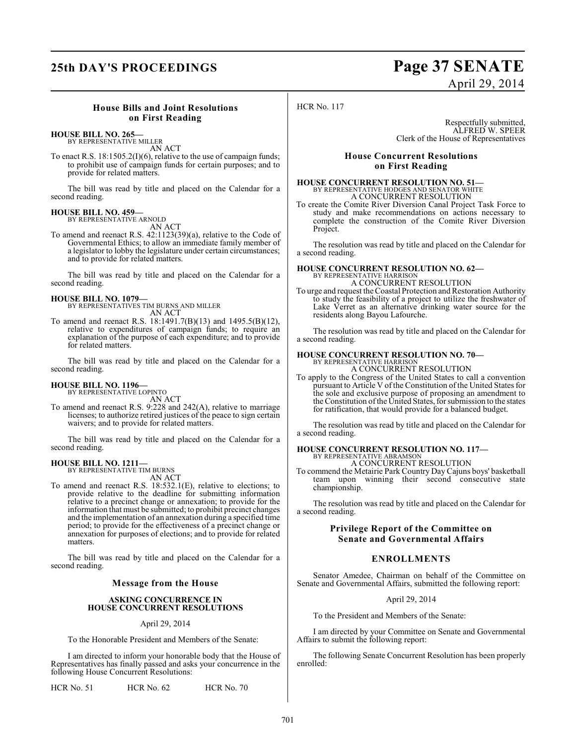### House Bills and Joint Resolutions on First Reading

**HOUSE BILL NO. 265—**
BY REPRESENTATIVE MILLER
AN ACT

To enact R.S. 18:1505.2(I)(6), relative to the use of campaign funds; to prohibit use of campaign funds for certain purposes; and to provide for related matters.

The bill was read by title and placed on the Calendar for a second reading.

**HOUSE BILL NO. 459—**
BY REPRESENTATIVE ARNOLD
AN ACT

To amend and reenact R.S. 42:1123(39)(a), relative to the Code of Governmental Ethics; to allow an immediate family member of a legislator to lobby the legislature under certain circumstances; and to provide for related matters.

The bill was read by title and placed on the Calendar for a second reading.

**HOUSE BILL NO. 1079—**
BY REPRESENTATIVES TIM BURNS AND MILLER
AN ACT

To amend and reenact R.S. 18:1491.7(B)(13) and 1495.5(B)(12), relative to expenditures of campaign funds; to require an explanation of the purpose of each expenditure; and to provide for related matters.

The bill was read by title and placed on the Calendar for a second reading.

**HOUSE BILL NO. 1196—**
BY REPRESENTATIVE LOPINTO
AN ACT

To amend and reenact R.S. 9:228 and 242(A), relative to marriage licenses; to authorize retired justices of the peace to sign certain waivers; and to provide for related matters.

The bill was read by title and placed on the Calendar for a second reading.

**HOUSE BILL NO. 1211—**
BY REPRESENTATIVE TIM BURNS
AN ACT

To amend and reenact R.S. 18:532.1(E), relative to elections; to provide relative to the deadline for submitting information relative to a precinct change or annexation; to provide for the information that must be submitted; to prohibit precinct changes and the implementation of an annexation during a specified time period; to provide for the effectiveness of a precinct change or annexation for purposes of elections; and to provide for related matters.

The bill was read by title and placed on the Calendar for a second reading.

### Message from the House

**ASKING CONCURRENCE IN HOUSE CONCURRENT RESOLUTIONS**

April 29, 2014

To the Honorable President and Members of the Senate:

I am directed to inform your honorable body that the House of Representatives has finally passed and asks your concurrence in the following House Concurrent Resolutions:

HCR No. 51 HCR No. 62 HCR No. 70

HCR No. 117

Respectfully submitted,
ALFRED W. SPEER
Clerk of the House of Representatives

### House Concurrent Resolutions on First Reading

**HOUSE CONCURRENT RESOLUTION NO. 51—**
BY REPRESENTATIVE HODGES AND SENATOR WHITE
A CONCURRENT RESOLUTION

To create the Comite River Diversion Canal Project Task Force to study and make recommendations on actions necessary to complete the construction of the Comite River Diversion Project.

The resolution was read by title and placed on the Calendar for a second reading.

**HOUSE CONCURRENT RESOLUTION NO. 62—**
BY REPRESENTATIVE HARRISON
A CONCURRENT RESOLUTION

To urge and request the Coastal Protection and Restoration Authority to study the feasibility of a project to utilize the freshwater of Lake Verret as an alternative drinking water source for the residents along Bayou Lafourche.

The resolution was read by title and placed on the Calendar for a second reading.

**HOUSE CONCURRENT RESOLUTION NO. 70—**
BY REPRESENTATIVE HARRISON
A CONCURRENT RESOLUTION

To apply to the Congress of the United States to call a convention pursuant to Article V of the Constitution of the United States for the sole and exclusive purpose of proposing an amendment to the Constitution of the United States, for submission to the states for ratification, that would provide for a balanced budget.

The resolution was read by title and placed on the Calendar for a second reading.

**HOUSE CONCURRENT RESOLUTION NO. 117—**
BY REPRESENTATIVE ABRAMSON
A CONCURRENT RESOLUTION

To commend the Metairie Park Country Day Cajuns boys' basketball team upon winning their second consecutive state championship.

The resolution was read by title and placed on the Calendar for a second reading.

### Privilege Report of the Committee on Senate and Governmental Affairs

### ENROLLMENTS

Senator Amedee, Chairman on behalf of the Committee on Senate and Governmental Affairs, submitted the following report:

April 29, 2014

To the President and Members of the Senate:

I am directed by your Committee on Senate and Governmental Affairs to submit the following report:

The following Senate Concurrent Resolution has been properly enrolled: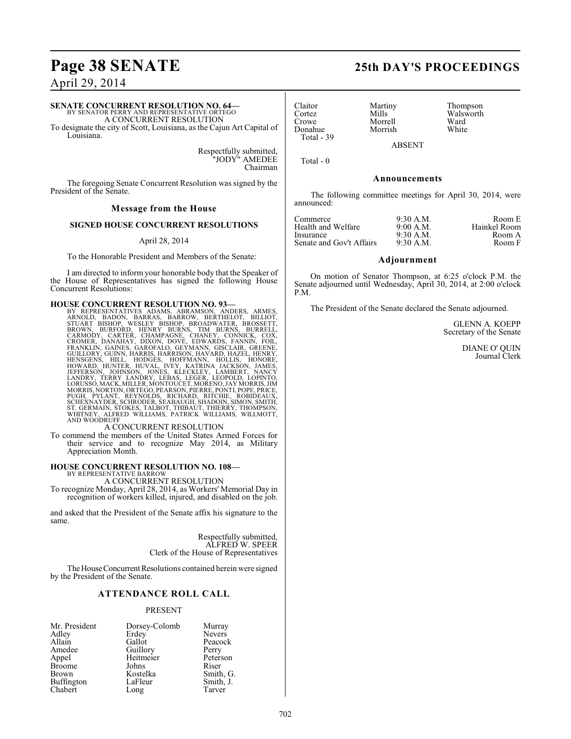**SENATE CONCURRENT RESOLUTION NO. 64—**
BY SENATOR PERRY AND REPRESENTATIVE ORTEGO
A CONCURRENT RESOLUTION
To designate the city of Scott, Louisiana, as the Cajun Art Capital of Louisiana.

Respectfully submitted,
"JODY" AMEDEE
Chairman

The foregoing Senate Concurrent Resolution was signed by the President of the Senate.

## Message from the House

### SIGNED HOUSE CONCURRENT RESOLUTIONS

April 28, 2014

To the Honorable President and Members of the Senate:

I am directed to inform your honorable body that the Speaker of the House of Representatives has signed the following House Concurrent Resolutions:

**HOUSE CONCURRENT RESOLUTION NO. 93—**
BY REPRESENTATIVES ADAMS, ABRAMSON, ANDERS, ARMES, ARNOLD, BADON, BARRAS, BARROW, BERTHELOT, BILLIOT, STUART BISHOP, WESLEY BISHOP, BROADWATER, BROSSETT, BROWN, BURFORD, HENRY BURNS, TIM BURNS, BURRELL, CARMODY, CARTER, CHAMPAGNE, CHANEY, CONNICK, COX, CROMER, DANAHAY, DIXON, DOVE, EDWARDS, FANNIN, FOIL, FRANKLIN, GAINES, GAROFALO, GEYMANN, GISCLAIR, GREENE, GUILLORY, GUINN, HARRIS, HARRISON, HAVARD, HAZEL, HENRY, HENSGENS, HILL, HODGES, HOFFMANN, HOLLIS, HONORE, HOWARD, HUNTER, HUVAL, IVEY, KATRINA JACKSON, JAMES, JEFFERSON, JOHNSON, JONES, KLECKLEY, LAMBERT, NANCY LANDRY, TERRY LANDRY, LEBAS, LEGER, LEOPOLD, LOPINTO, LORUSSO, MACK, MILLER, MONTOUCET, MORENO, JAY MORRIS, JIM MORRIS, NORTON, ORTEGO, PEARSON, PIERRE, PONTI, POPE, PRICE, PUGH, PYLANT, REYNOLDS, RICHARD, RITCHIE, ROBIDEAUX, SCHEXNAYDER, SCHRODER, SEABAUGH, SHADOIN, SIMON, SMITH, ST. GERMAIN, STOKES, TALBOT, THIBAUT, THIERRY, THOMPSON, WHITNEY, ALFRED WILLIAMS, PATRICK WILLIAMS, WILLMOTT, AND WOODRUFF
A CONCURRENT RESOLUTION
To commend the members of the United States Armed Forces for their service and to recognize May 2014, as Military Appreciation Month.

**HOUSE CONCURRENT RESOLUTION NO. 108—**
BY REPRESENTATIVE BARROW
A CONCURRENT RESOLUTION
To recognize Monday, April 28, 2014, as Workers' Memorial Day in recognition of workers killed, injured, and disabled on the job.

and asked that the President of the Senate affix his signature to the same.

Respectfully submitted,
ALFRED W. SPEER
Clerk of the House of Representatives

The House Concurrent Resolutions contained herein were signed by the President of the Senate.

## ATTENDANCE ROLL CALL

PRESENT

| | | |
|---|---|---|
| Mr. President | Dorsey-Colomb | Murray |
| Adley | Erdey | Nevers |
| Allain | Gallot | Peacock |
| Amedee | Guillory | Perry |
| Appel | Heitmeier | Peterson |
| Broome | Johns | Riser |
| Brown | Kostelka | Smith, G. |
| Buffington | LaFleur | Smith, J. |
| Chabert | Long | Tarver |
| Claitor | Martiny | Thompson |
| Cortez | Mills | Walsworth |
| Crowe | Morrell | Ward |
| Donahue | Morrish | White |

Total - 39

ABSENT

Total - 0

## Announcements

The following committee meetings for April 30, 2014, were announced:

| | | |
|---|---|---|
| Commerce | 9:30 A.M. | Room E |
| Health and Welfare | 9:00 A.M. | Hainkel Room |
| Insurance | 9:30 A.M. | Room A |
| Senate and Gov't Affairs | 9:30 A.M. | Room F |

## Adjournment

On motion of Senator Thompson, at 6:25 o'clock P.M. the Senate adjourned until Wednesday, April 30, 2014, at 2:00 o'clock P.M.

The President of the Senate declared the Senate adjourned.

GLENN A. KOEPP
Secretary of the Senate

DIANE O' QUIN
Journal Clerk